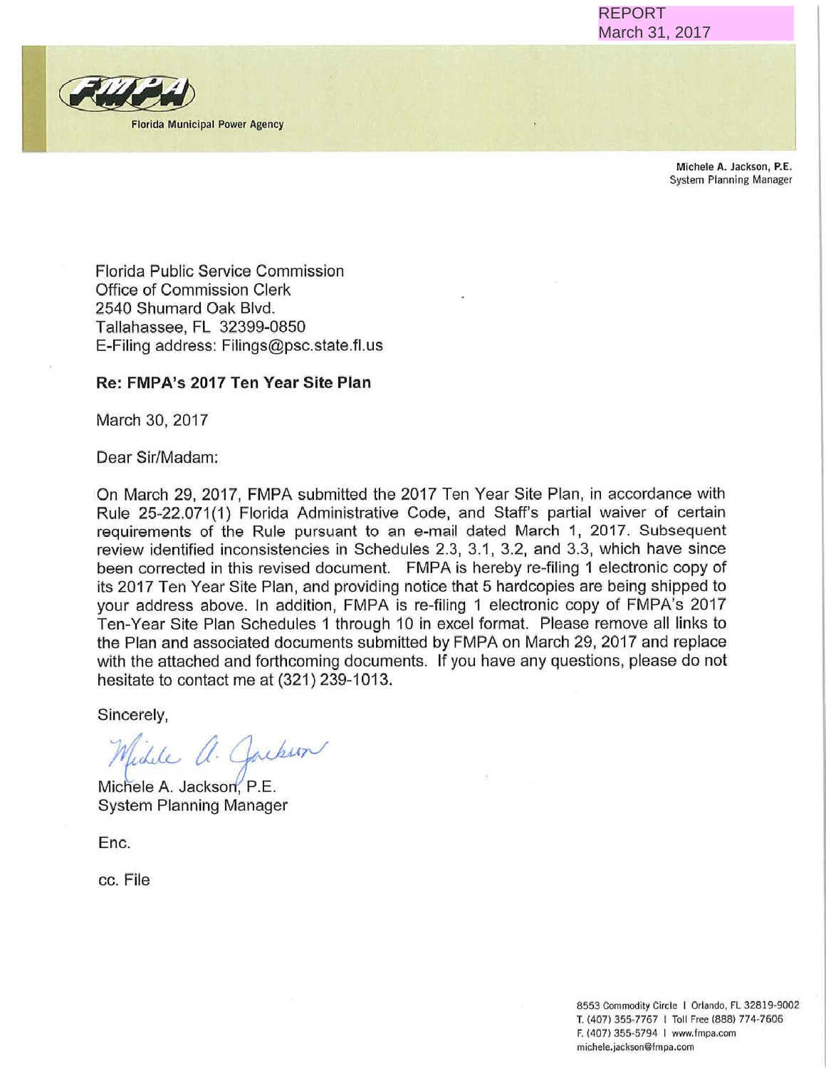REPORT
March 31, 2017

Florida Municipal Power Agency

**Michele A. Jackson, P.E.**
System Planning Manager

Florida Public Service Commission
Office of Commission Clerk
2540 Shumard Oak Blvd.
Tallahassee, FL 32399-0850
E-Filing address: Filings@psc.state.fl.us

**Re: FMPA's 2017 Ten Year Site Plan**

March 30, 2017

Dear Sir/Madam:

On March 29, 2017, FMPA submitted the 2017 Ten Year Site Plan, in accordance with Rule 25-22.071(1) Florida Administrative Code, and Staff's partial waiver of certain requirements of the Rule pursuant to an e-mail dated March 1, 2017. Subsequent review identified inconsistencies in Schedules 2.3, 3.1, 3.2, and 3.3, which have since been corrected in this revised document. FMPA is hereby re-filing 1 electronic copy of its 2017 Ten Year Site Plan, and providing notice that 5 hardcopies are being shipped to your address above. In addition, FMPA is re-filing 1 electronic copy of FMPA's 2017 Ten-Year Site Plan Schedules 1 through 10 in excel format. Please remove all links to the Plan and associated documents submitted by FMPA on March 29, 2017 and replace with the attached and forthcoming documents. If you have any questions, please do not hesitate to contact me at (321) 239-1013.

Sincerely,

Michele A. Jackson, P.E.
System Planning Manager

Enc.

cc. File

8553 Commodity Circle | Orlando, FL 32819-9002
T. (407) 355-7767 | Toll Free (888) 774-7606
F. (407) 355-5794 | www.fmpa.com
michele.jackson@fmpa.com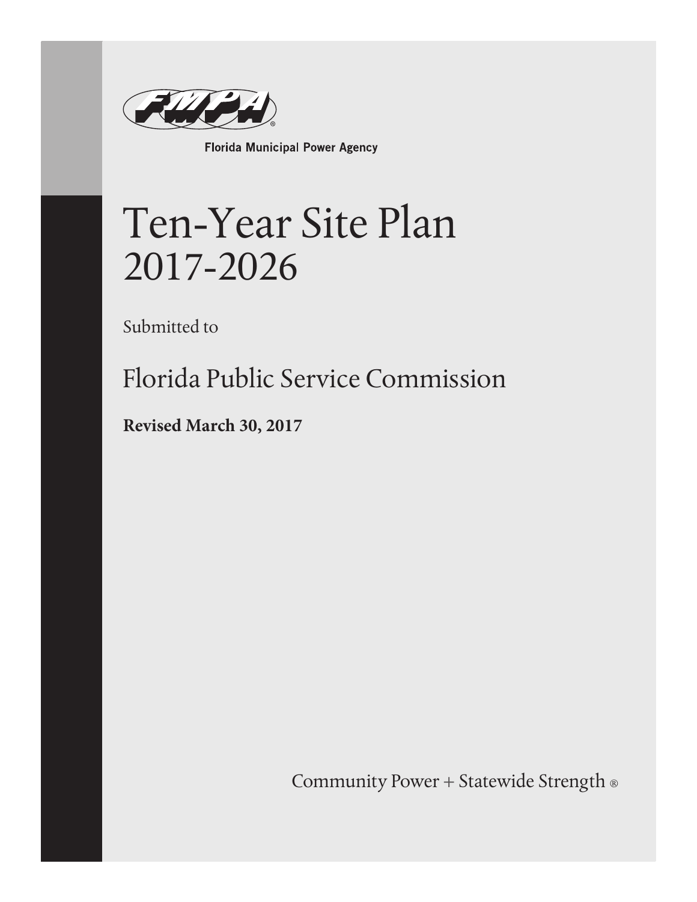Florida Municipal Power Agency

# Ten-Year Site Plan 2017-2026

Submitted to

## Florida Public Service Commission

**Revised March 30, 2017**

Community Power + Statewide Strength ®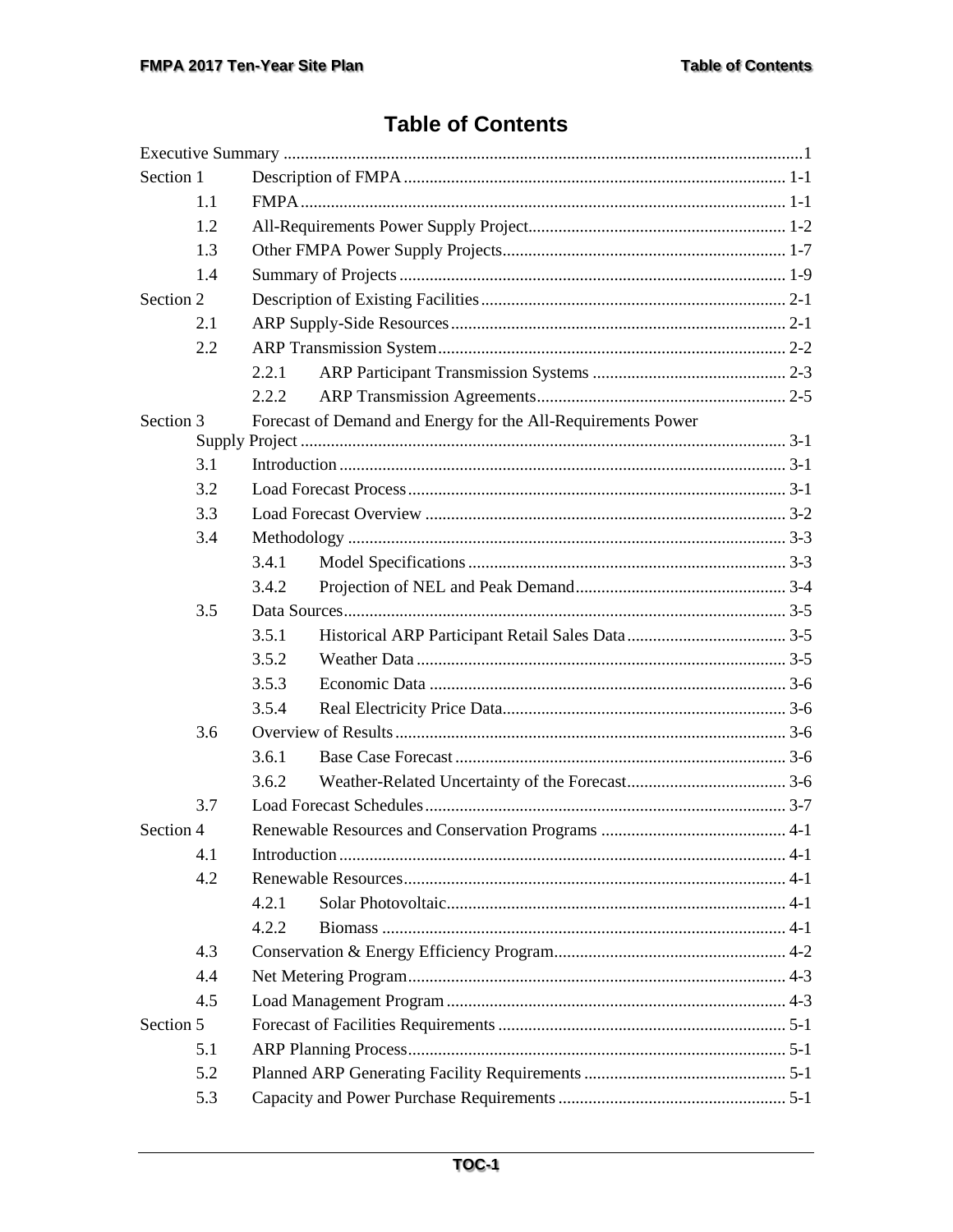# Table of Contents

| | | |
|---|---|---|
| Executive Summary | | 1 |
| Section 1 | Description of FMPA | 1-1 |
| 1.1 | FMPA | 1-1 |
| 1.2 | All-Requirements Power Supply Project | 1-2 |
| 1.3 | Other FMPA Power Supply Projects | 1-7 |
| 1.4 | Summary of Projects | 1-9 |
| Section 2 | Description of Existing Facilities | 2-1 |
| 2.1 | ARP Supply-Side Resources | 2-1 |
| 2.2 | ARP Transmission System | 2-2 |
| 2.2.1 | ARP Participant Transmission Systems | 2-3 |
| 2.2.2 | ARP Transmission Agreements | 2-5 |
| Section 3 | Forecast of Demand and Energy for the All-Requirements Power Supply Project | 3-1 |
| 3.1 | Introduction | 3-1 |
| 3.2 | Load Forecast Process | 3-1 |
| 3.3 | Load Forecast Overview | 3-2 |
| 3.4 | Methodology | 3-3 |
| 3.4.1 | Model Specifications | 3-3 |
| 3.4.2 | Projection of NEL and Peak Demand | 3-4 |
| 3.5 | Data Sources | 3-5 |
| 3.5.1 | Historical ARP Participant Retail Sales Data | 3-5 |
| 3.5.2 | Weather Data | 3-5 |
| 3.5.3 | Economic Data | 3-6 |
| 3.5.4 | Real Electricity Price Data | 3-6 |
| 3.6 | Overview of Results | 3-6 |
| 3.6.1 | Base Case Forecast | 3-6 |
| 3.6.2 | Weather-Related Uncertainty of the Forecast | 3-6 |
| 3.7 | Load Forecast Schedules | 3-7 |
| Section 4 | Renewable Resources and Conservation Programs | 4-1 |
| 4.1 | Introduction | 4-1 |
| 4.2 | Renewable Resources | 4-1 |
| 4.2.1 | Solar Photovoltaic | 4-1 |
| 4.2.2 | Biomass | 4-1 |
| 4.3 | Conservation & Energy Efficiency Program | 4-2 |
| 4.4 | Net Metering Program | 4-3 |
| 4.5 | Load Management Program | 4-3 |
| Section 5 | Forecast of Facilities Requirements | 5-1 |
| 5.1 | ARP Planning Process | 5-1 |
| 5.2 | Planned ARP Generating Facility Requirements | 5-1 |
| 5.3 | Capacity and Power Purchase Requirements | 5-1 |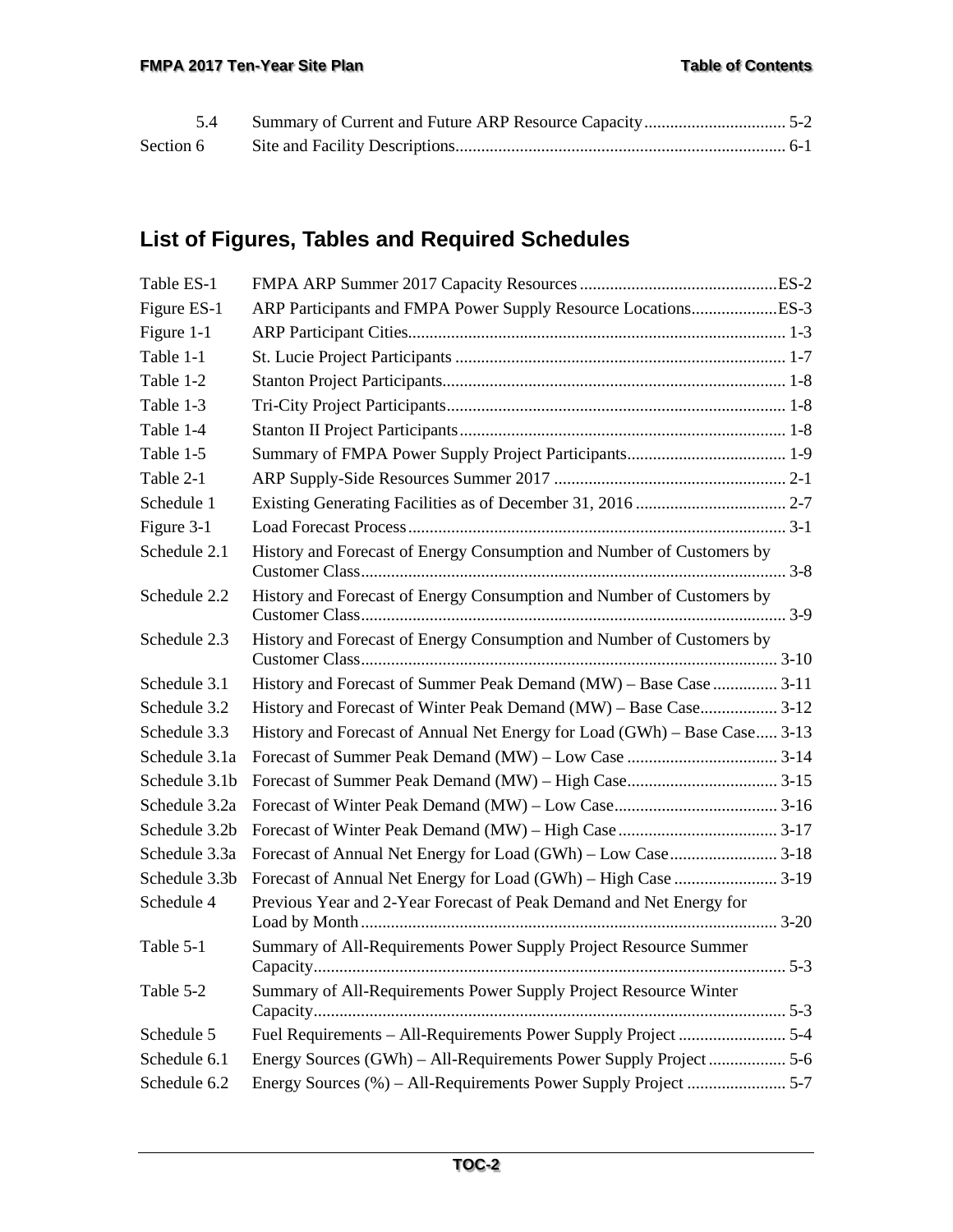| | | |
|---|---|---|
| 5.4 | Summary of Current and Future ARP Resource Capacity | 5-2 |
| Section 6 | Site and Facility Descriptions | 6-1 |

## List of Figures, Tables and Required Schedules

| | | |
|---|---|---|
| Table ES-1 | FMPA ARP Summer 2017 Capacity Resources | ES-2 |
| Figure ES-1 | ARP Participants and FMPA Power Supply Resource Locations | ES-3 |
| Figure 1-1 | ARP Participant Cities | 1-3 |
| Table 1-1 | St. Lucie Project Participants | 1-7 |
| Table 1-2 | Stanton Project Participants | 1-8 |
| Table 1-3 | Tri-City Project Participants | 1-8 |
| Table 1-4 | Stanton II Project Participants | 1-8 |
| Table 1-5 | Summary of FMPA Power Supply Project Participants | 1-9 |
| Table 2-1 | ARP Supply-Side Resources Summer 2017 | 2-1 |
| Schedule 1 | Existing Generating Facilities as of December 31, 2016 | 2-7 |
| Figure 3-1 | Load Forecast Process | 3-1 |
| Schedule 2.1 | History and Forecast of Energy Consumption and Number of Customers by Customer Class | 3-8 |
| Schedule 2.2 | History and Forecast of Energy Consumption and Number of Customers by Customer Class | 3-9 |
| Schedule 2.3 | History and Forecast of Energy Consumption and Number of Customers by Customer Class | 3-10 |
| Schedule 3.1 | History and Forecast of Summer Peak Demand (MW) – Base Case | 3-11 |
| Schedule 3.2 | History and Forecast of Winter Peak Demand (MW) – Base Case | 3-12 |
| Schedule 3.3 | History and Forecast of Annual Net Energy for Load (GWh) – Base Case | 3-13 |
| Schedule 3.1a | Forecast of Summer Peak Demand (MW) – Low Case | 3-14 |
| Schedule 3.1b | Forecast of Summer Peak Demand (MW) – High Case | 3-15 |
| Schedule 3.2a | Forecast of Winter Peak Demand (MW) – Low Case | 3-16 |
| Schedule 3.2b | Forecast of Winter Peak Demand (MW) – High Case | 3-17 |
| Schedule 3.3a | Forecast of Annual Net Energy for Load (GWh) – Low Case | 3-18 |
| Schedule 3.3b | Forecast of Annual Net Energy for Load (GWh) – High Case | 3-19 |
| Schedule 4 | Previous Year and 2-Year Forecast of Peak Demand and Net Energy for Load by Month | 3-20 |
| Table 5-1 | Summary of All-Requirements Power Supply Project Resource Summer Capacity | 5-3 |
| Table 5-2 | Summary of All-Requirements Power Supply Project Resource Winter Capacity | 5-3 |
| Schedule 5 | Fuel Requirements – All-Requirements Power Supply Project | 5-4 |
| Schedule 6.1 | Energy Sources (GWh) – All-Requirements Power Supply Project | 5-6 |
| Schedule 6.2 | Energy Sources (%) – All-Requirements Power Supply Project | 5-7 |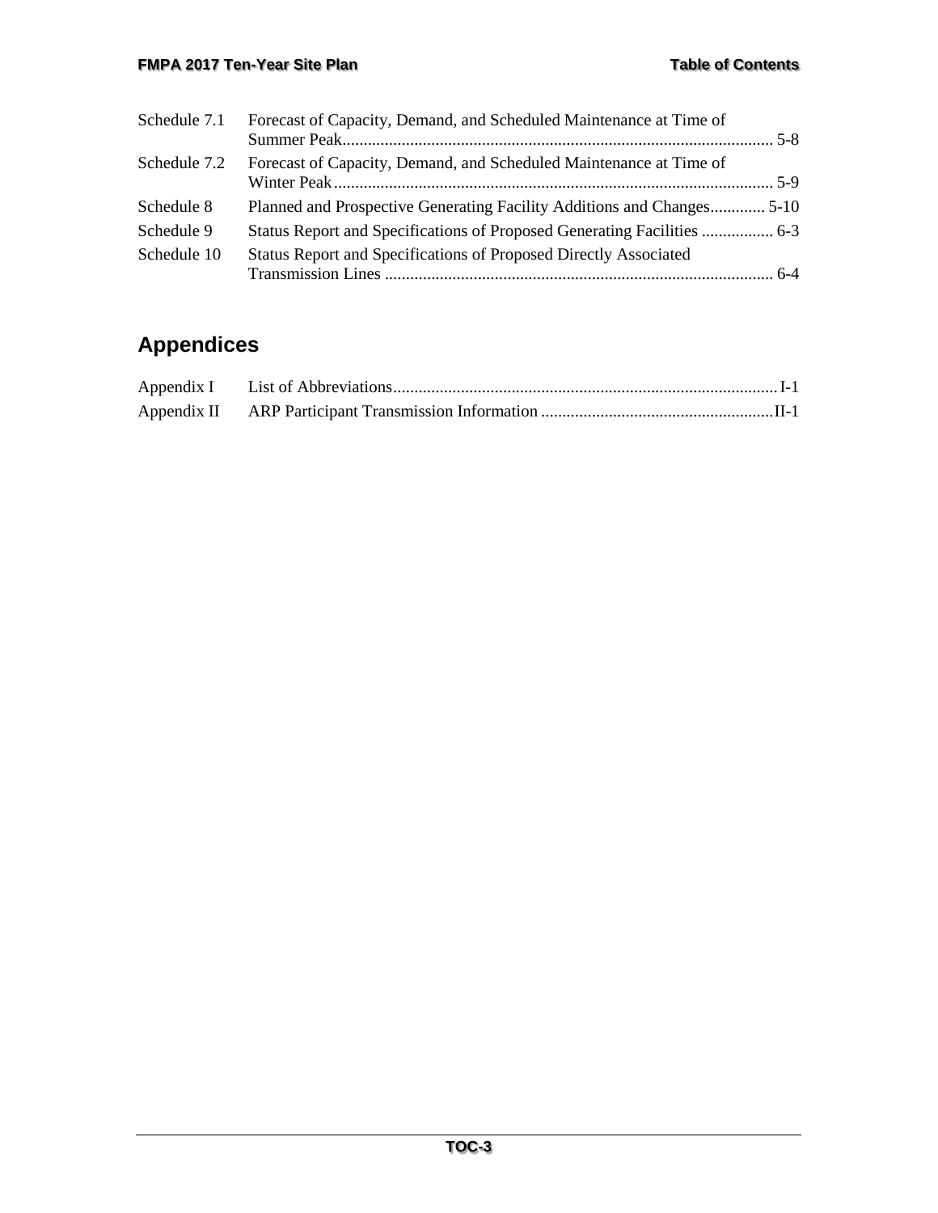| | | |
|---|---|---|
| Schedule 7.1 | Forecast of Capacity, Demand, and Scheduled Maintenance at Time of Summer Peak | 5-8 |
| Schedule 7.2 | Forecast of Capacity, Demand, and Scheduled Maintenance at Time of Winter Peak | 5-9 |
| Schedule 8 | Planned and Prospective Generating Facility Additions and Changes | 5-10 |
| Schedule 9 | Status Report and Specifications of Proposed Generating Facilities | 6-3 |
| Schedule 10 | Status Report and Specifications of Proposed Directly Associated Transmission Lines | 6-4 |

## Appendices

| | | |
|---|---|---|
| Appendix I | List of Abbreviations | I-1 |
| Appendix II | ARP Participant Transmission Information | II-1 |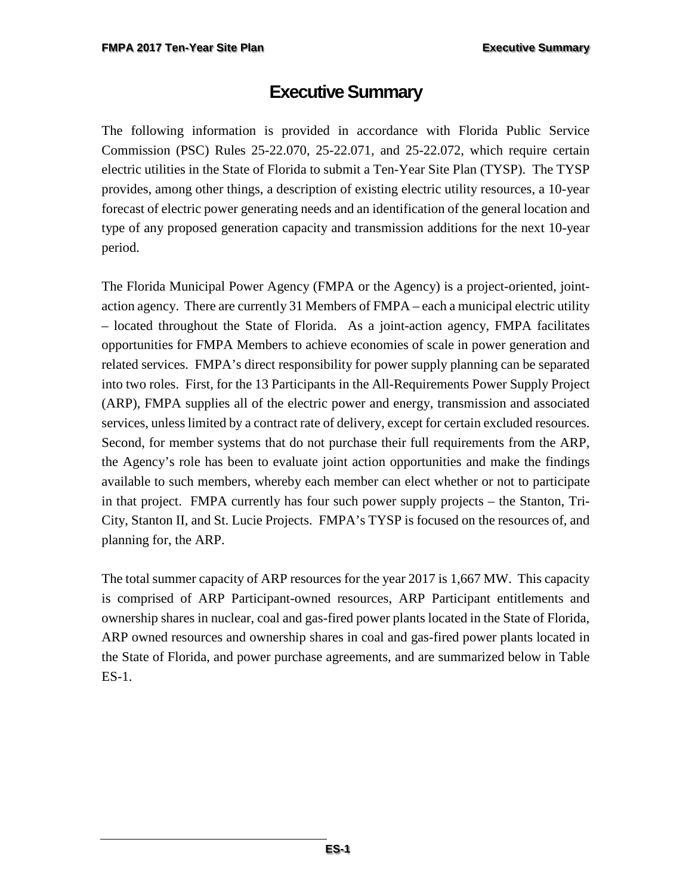# Executive Summary

The following information is provided in accordance with Florida Public Service Commission (PSC) Rules 25-22.070, 25-22.071, and 25-22.072, which require certain electric utilities in the State of Florida to submit a Ten-Year Site Plan (TYSP). The TYSP provides, among other things, a description of existing electric utility resources, a 10-year forecast of electric power generating needs and an identification of the general location and type of any proposed generation capacity and transmission additions for the next 10-year period.

The Florida Municipal Power Agency (FMPA or the Agency) is a project-oriented, joint-action agency. There are currently 31 Members of FMPA – each a municipal electric utility – located throughout the State of Florida. As a joint-action agency, FMPA facilitates opportunities for FMPA Members to achieve economies of scale in power generation and related services. FMPA's direct responsibility for power supply planning can be separated into two roles. First, for the 13 Participants in the All-Requirements Power Supply Project (ARP), FMPA supplies all of the electric power and energy, transmission and associated services, unless limited by a contract rate of delivery, except for certain excluded resources. Second, for member systems that do not purchase their full requirements from the ARP, the Agency's role has been to evaluate joint action opportunities and make the findings available to such members, whereby each member can elect whether or not to participate in that project. FMPA currently has four such power supply projects – the Stanton, Tri-City, Stanton II, and St. Lucie Projects. FMPA's TYSP is focused on the resources of, and planning for, the ARP.

The total summer capacity of ARP resources for the year 2017 is 1,667 MW. This capacity is comprised of ARP Participant-owned resources, ARP Participant entitlements and ownership shares in nuclear, coal and gas-fired power plants located in the State of Florida, ARP owned resources and ownership shares in coal and gas-fired power plants located in the State of Florida, and power purchase agreements, and are summarized below in Table ES-1.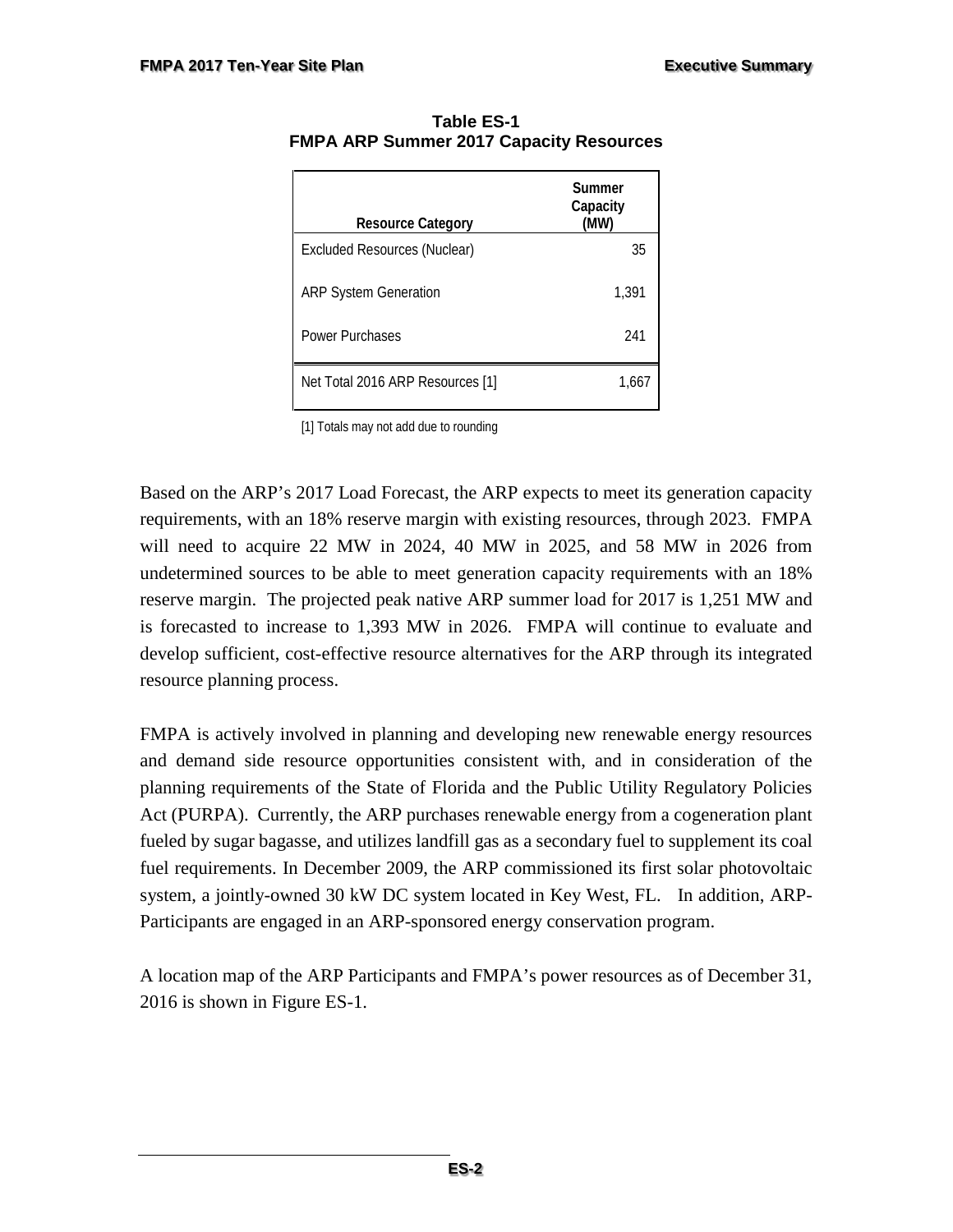**Table ES-1**
**FMPA ARP Summer 2017 Capacity Resources**

| Resource Category | Summer Capacity (MW) |
|---|---|
| Excluded Resources (Nuclear) | 35 |
| ARP System Generation | 1,391 |
| Power Purchases | 241 |
| Net Total 2016 ARP Resources [1] | 1,667 |

[1] Totals may not add due to rounding

Based on the ARP's 2017 Load Forecast, the ARP expects to meet its generation capacity requirements, with an 18% reserve margin with existing resources, through 2023. FMPA will need to acquire 22 MW in 2024, 40 MW in 2025, and 58 MW in 2026 from undetermined sources to be able to meet generation capacity requirements with an 18% reserve margin. The projected peak native ARP summer load for 2017 is 1,251 MW and is forecasted to increase to 1,393 MW in 2026. FMPA will continue to evaluate and develop sufficient, cost-effective resource alternatives for the ARP through its integrated resource planning process.

FMPA is actively involved in planning and developing new renewable energy resources and demand side resource opportunities consistent with, and in consideration of the planning requirements of the State of Florida and the Public Utility Regulatory Policies Act (PURPA). Currently, the ARP purchases renewable energy from a cogeneration plant fueled by sugar bagasse, and utilizes landfill gas as a secondary fuel to supplement its coal fuel requirements. In December 2009, the ARP commissioned its first solar photovoltaic system, a jointly-owned 30 kW DC system located in Key West, FL. In addition, ARP-Participants are engaged in an ARP-sponsored energy conservation program.

A location map of the ARP Participants and FMPA's power resources as of December 31, 2016 is shown in Figure ES-1.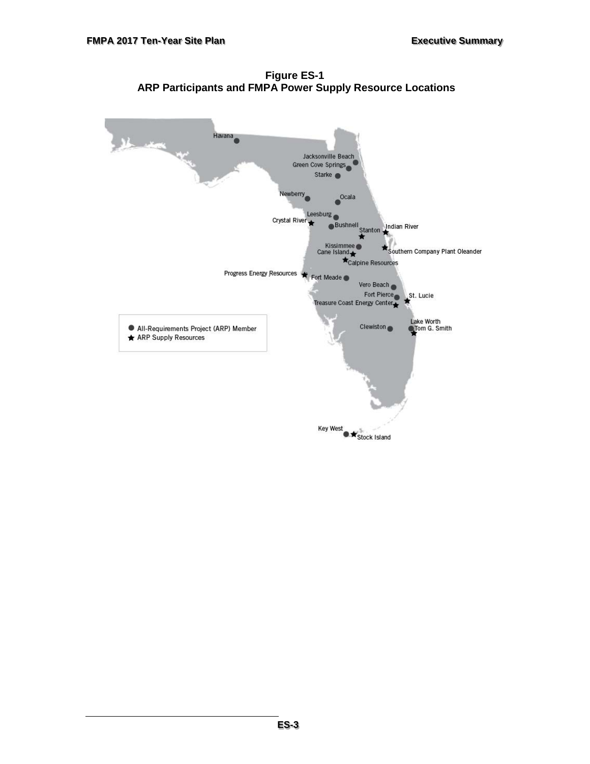**Figure ES-1**
**ARP Participants and FMPA Power Supply Resource Locations**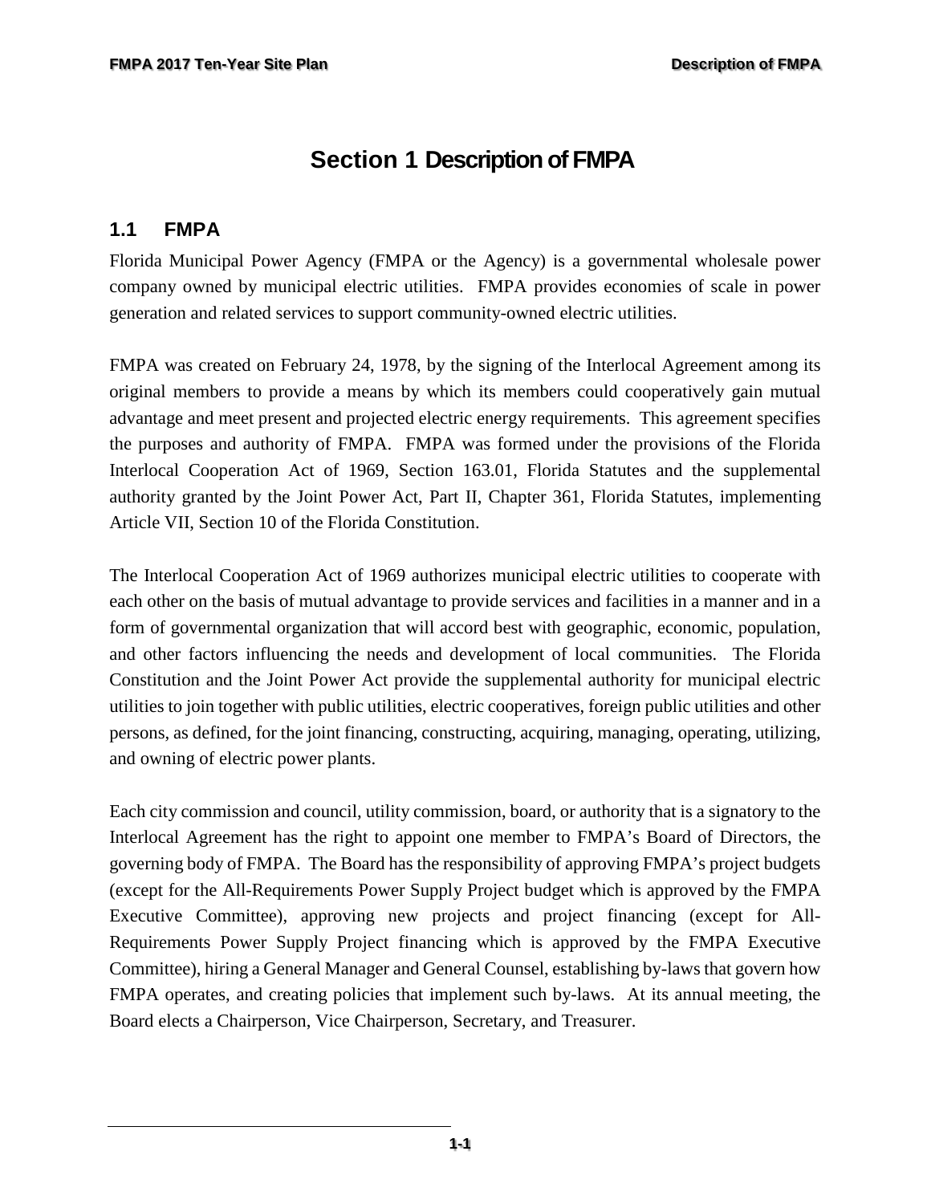# Section 1 Description of FMPA

## 1.1 FMPA

Florida Municipal Power Agency (FMPA or the Agency) is a governmental wholesale power company owned by municipal electric utilities. FMPA provides economies of scale in power generation and related services to support community-owned electric utilities.

FMPA was created on February 24, 1978, by the signing of the Interlocal Agreement among its original members to provide a means by which its members could cooperatively gain mutual advantage and meet present and projected electric energy requirements. This agreement specifies the purposes and authority of FMPA. FMPA was formed under the provisions of the Florida Interlocal Cooperation Act of 1969, Section 163.01, Florida Statutes and the supplemental authority granted by the Joint Power Act, Part II, Chapter 361, Florida Statutes, implementing Article VII, Section 10 of the Florida Constitution.

The Interlocal Cooperation Act of 1969 authorizes municipal electric utilities to cooperate with each other on the basis of mutual advantage to provide services and facilities in a manner and in a form of governmental organization that will accord best with geographic, economic, population, and other factors influencing the needs and development of local communities. The Florida Constitution and the Joint Power Act provide the supplemental authority for municipal electric utilities to join together with public utilities, electric cooperatives, foreign public utilities and other persons, as defined, for the joint financing, constructing, acquiring, managing, operating, utilizing, and owning of electric power plants.

Each city commission and council, utility commission, board, or authority that is a signatory to the Interlocal Agreement has the right to appoint one member to FMPA's Board of Directors, the governing body of FMPA. The Board has the responsibility of approving FMPA's project budgets (except for the All-Requirements Power Supply Project budget which is approved by the FMPA Executive Committee), approving new projects and project financing (except for All-Requirements Power Supply Project financing which is approved by the FMPA Executive Committee), hiring a General Manager and General Counsel, establishing by-laws that govern how FMPA operates, and creating policies that implement such by-laws. At its annual meeting, the Board elects a Chairperson, Vice Chairperson, Secretary, and Treasurer.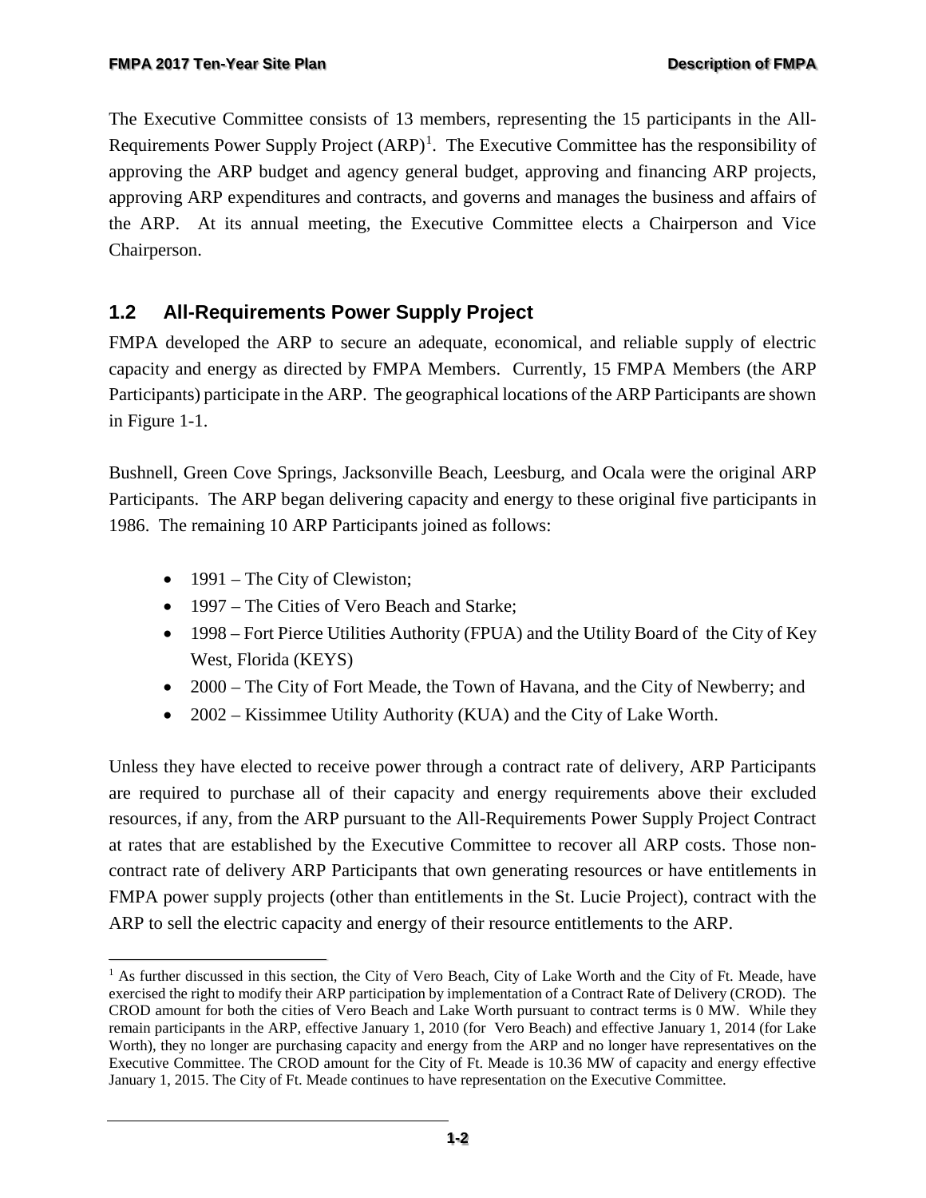The Executive Committee consists of 13 members, representing the 15 participants in the All-Requirements Power Supply Project (ARP)[1]. The Executive Committee has the responsibility of approving the ARP budget and agency general budget, approving and financing ARP projects, approving ARP expenditures and contracts, and governs and manages the business and affairs of the ARP. At its annual meeting, the Executive Committee elects a Chairperson and Vice Chairperson.

## 1.2 All-Requirements Power Supply Project

FMPA developed the ARP to secure an adequate, economical, and reliable supply of electric capacity and energy as directed by FMPA Members. Currently, 15 FMPA Members (the ARP Participants) participate in the ARP. The geographical locations of the ARP Participants are shown in Figure 1-1.

Bushnell, Green Cove Springs, Jacksonville Beach, Leesburg, and Ocala were the original ARP Participants. The ARP began delivering capacity and energy to these original five participants in 1986. The remaining 10 ARP Participants joined as follows:

- 1991 – The City of Clewiston;
- 1997 – The Cities of Vero Beach and Starke;
- 1998 – Fort Pierce Utilities Authority (FPUA) and the Utility Board of the City of Key West, Florida (KEYS)
- 2000 – The City of Fort Meade, the Town of Havana, and the City of Newberry; and
- 2002 – Kissimmee Utility Authority (KUA) and the City of Lake Worth.

Unless they have elected to receive power through a contract rate of delivery, ARP Participants are required to purchase all of their capacity and energy requirements above their excluded resources, if any, from the ARP pursuant to the All-Requirements Power Supply Project Contract at rates that are established by the Executive Committee to recover all ARP costs. Those non-contract rate of delivery ARP Participants that own generating resources or have entitlements in FMPA power supply projects (other than entitlements in the St. Lucie Project), contract with the ARP to sell the electric capacity and energy of their resource entitlements to the ARP.

[1] As further discussed in this section, the City of Vero Beach, City of Lake Worth and the City of Ft. Meade, have exercised the right to modify their ARP participation by implementation of a Contract Rate of Delivery (CROD). The CROD amount for both the cities of Vero Beach and Lake Worth pursuant to contract terms is 0 MW. While they remain participants in the ARP, effective January 1, 2010 (for Vero Beach) and effective January 1, 2014 (for Lake Worth), they no longer are purchasing capacity and energy from the ARP and no longer have representatives on the Executive Committee. The CROD amount for the City of Ft. Meade is 10.36 MW of capacity and energy effective January 1, 2015. The City of Ft. Meade continues to have representation on the Executive Committee.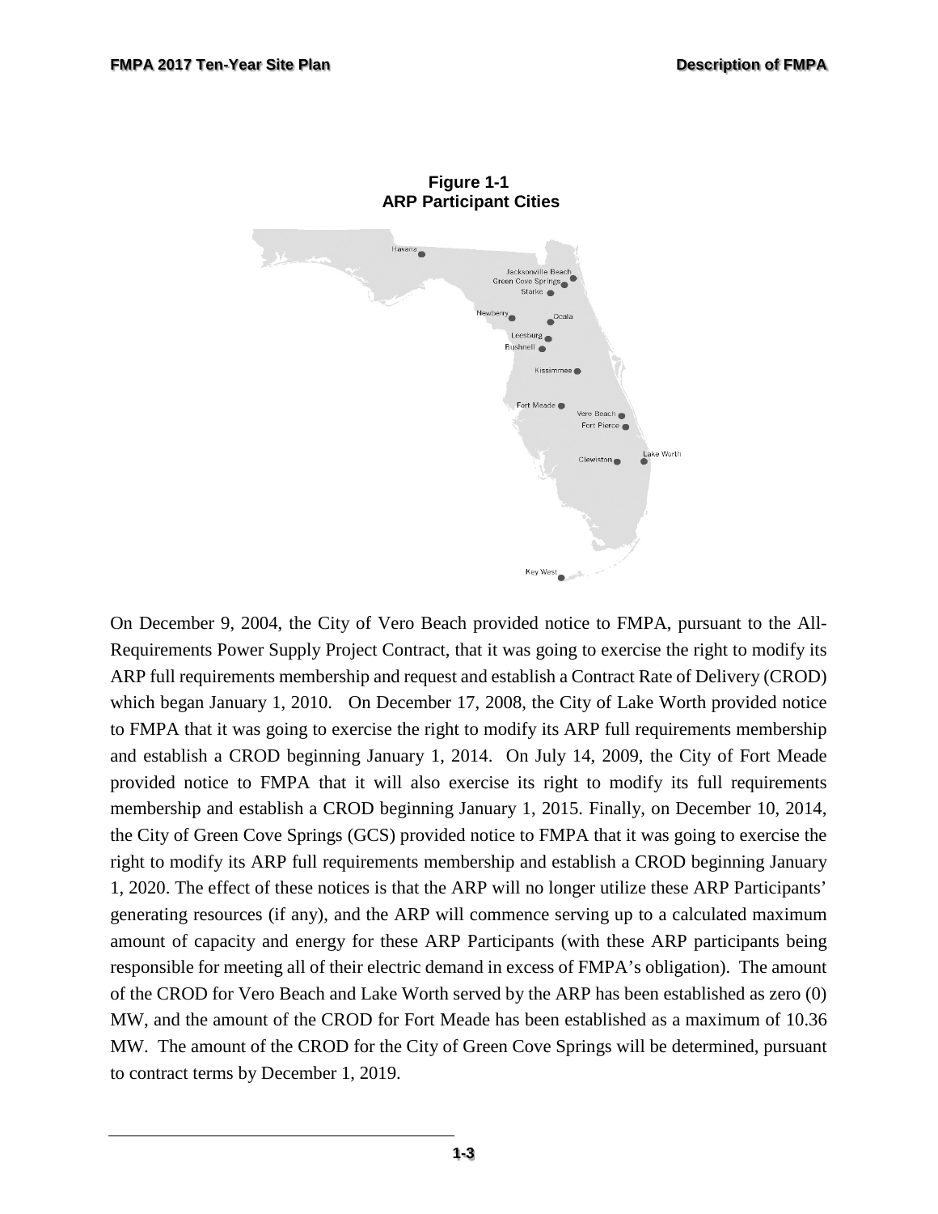**Figure 1-1**
**ARP Participant Cities**

On December 9, 2004, the City of Vero Beach provided notice to FMPA, pursuant to the All-Requirements Power Supply Project Contract, that it was going to exercise the right to modify its ARP full requirements membership and request and establish a Contract Rate of Delivery (CROD) which began January 1, 2010. On December 17, 2008, the City of Lake Worth provided notice to FMPA that it was going to exercise the right to modify its ARP full requirements membership and establish a CROD beginning January 1, 2014. On July 14, 2009, the City of Fort Meade provided notice to FMPA that it will also exercise its right to modify its full requirements membership and establish a CROD beginning January 1, 2015. Finally, on December 10, 2014, the City of Green Cove Springs (GCS) provided notice to FMPA that it was going to exercise the right to modify its ARP full requirements membership and establish a CROD beginning January 1, 2020. The effect of these notices is that the ARP will no longer utilize these ARP Participants' generating resources (if any), and the ARP will commence serving up to a calculated maximum amount of capacity and energy for these ARP Participants (with these ARP participants being responsible for meeting all of their electric demand in excess of FMPA's obligation). The amount of the CROD for Vero Beach and Lake Worth served by the ARP has been established as zero (0) MW, and the amount of the CROD for Fort Meade has been established as a maximum of 10.36 MW. The amount of the CROD for the City of Green Cove Springs will be determined, pursuant to contract terms by December 1, 2019.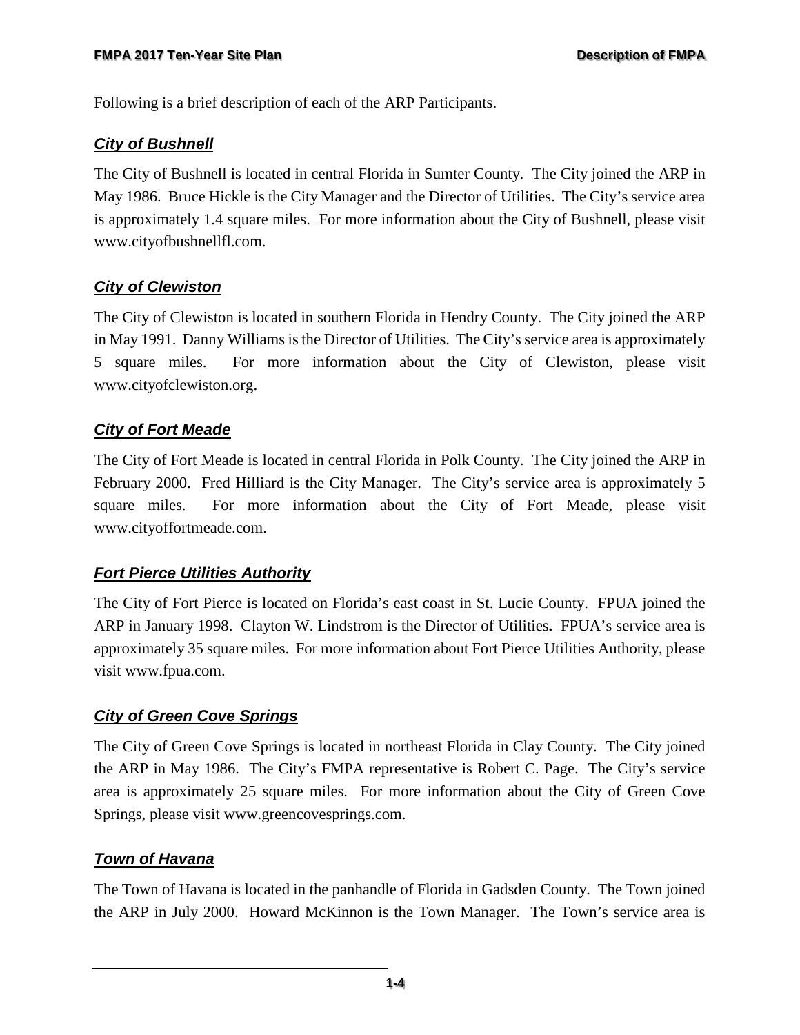Following is a brief description of each of the ARP Participants.

### ***City of Bushnell***

The City of Bushnell is located in central Florida in Sumter County. The City joined the ARP in May 1986. Bruce Hickle is the City Manager and the Director of Utilities. The City's service area is approximately 1.4 square miles. For more information about the City of Bushnell, please visit www.cityofbushnellfl.com.

### ***City of Clewiston***

The City of Clewiston is located in southern Florida in Hendry County. The City joined the ARP in May 1991. Danny Williams is the Director of Utilities. The City's service area is approximately 5 square miles. For more information about the City of Clewiston, please visit www.cityofclewiston.org.

### ***City of Fort Meade***

The City of Fort Meade is located in central Florida in Polk County. The City joined the ARP in February 2000. Fred Hilliard is the City Manager. The City's service area is approximately 5 square miles. For more information about the City of Fort Meade, please visit www.cityoffortmeade.com.

### ***Fort Pierce Utilities Authority***

The City of Fort Pierce is located on Florida's east coast in St. Lucie County. FPUA joined the ARP in January 1998. Clayton W. Lindstrom is the Director of Utilities**.** FPUA's service area is approximately 35 square miles. For more information about Fort Pierce Utilities Authority, please visit www.fpua.com.

### ***City of Green Cove Springs***

The City of Green Cove Springs is located in northeast Florida in Clay County. The City joined the ARP in May 1986. The City's FMPA representative is Robert C. Page. The City's service area is approximately 25 square miles. For more information about the City of Green Cove Springs, please visit www.greencovesprings.com.

### ***Town of Havana***

The Town of Havana is located in the panhandle of Florida in Gadsden County. The Town joined the ARP in July 2000. Howard McKinnon is the Town Manager. The Town's service area is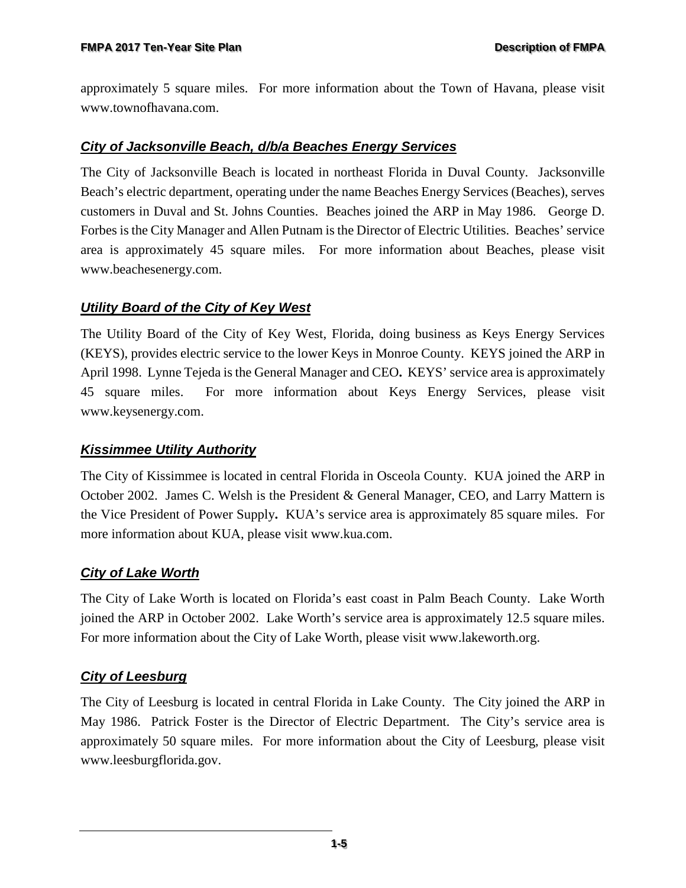approximately 5 square miles. For more information about the Town of Havana, please visit www.townofhavana.com.

### ***City of Jacksonville Beach, d/b/a Beaches Energy Services***

The City of Jacksonville Beach is located in northeast Florida in Duval County. Jacksonville Beach's electric department, operating under the name Beaches Energy Services (Beaches), serves customers in Duval and St. Johns Counties. Beaches joined the ARP in May 1986. George D. Forbes is the City Manager and Allen Putnam is the Director of Electric Utilities. Beaches' service area is approximately 45 square miles. For more information about Beaches, please visit www.beachesenergy.com.

### ***Utility Board of the City of Key West***

The Utility Board of the City of Key West, Florida, doing business as Keys Energy Services (KEYS), provides electric service to the lower Keys in Monroe County. KEYS joined the ARP in April 1998. Lynne Tejeda is the General Manager and CEO**.** KEYS' service area is approximately 45 square miles. For more information about Keys Energy Services, please visit www.keysenergy.com.

### ***Kissimmee Utility Authority***

The City of Kissimmee is located in central Florida in Osceola County. KUA joined the ARP in October 2002. James C. Welsh is the President & General Manager, CEO, and Larry Mattern is the Vice President of Power Supply**.** KUA's service area is approximately 85 square miles. For more information about KUA, please visit www.kua.com.

### ***City of Lake Worth***

The City of Lake Worth is located on Florida's east coast in Palm Beach County. Lake Worth joined the ARP in October 2002. Lake Worth's service area is approximately 12.5 square miles. For more information about the City of Lake Worth, please visit www.lakeworth.org.

### ***City of Leesburg***

The City of Leesburg is located in central Florida in Lake County. The City joined the ARP in May 1986. Patrick Foster is the Director of Electric Department. The City's service area is approximately 50 square miles. For more information about the City of Leesburg, please visit www.leesburgflorida.gov.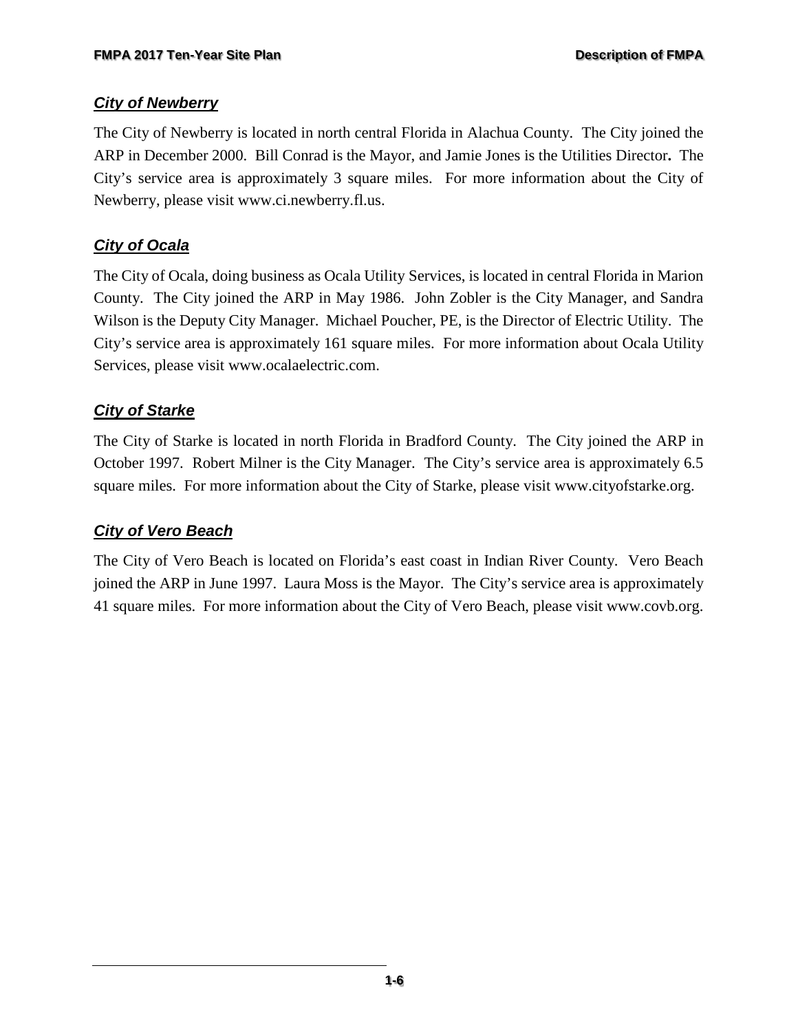### ***City of Newberry***

The City of Newberry is located in north central Florida in Alachua County. The City joined the ARP in December 2000. Bill Conrad is the Mayor, and Jamie Jones is the Utilities Director**.** The City's service area is approximately 3 square miles. For more information about the City of Newberry, please visit www.ci.newberry.fl.us.

### ***City of Ocala***

The City of Ocala, doing business as Ocala Utility Services, is located in central Florida in Marion County. The City joined the ARP in May 1986. John Zobler is the City Manager, and Sandra Wilson is the Deputy City Manager. Michael Poucher, PE, is the Director of Electric Utility. The City's service area is approximately 161 square miles. For more information about Ocala Utility Services, please visit www.ocalaelectric.com.

### ***City of Starke***

The City of Starke is located in north Florida in Bradford County. The City joined the ARP in October 1997. Robert Milner is the City Manager. The City's service area is approximately 6.5 square miles. For more information about the City of Starke, please visit www.cityofstarke.org.

### ***City of Vero Beach***

The City of Vero Beach is located on Florida's east coast in Indian River County. Vero Beach joined the ARP in June 1997. Laura Moss is the Mayor. The City's service area is approximately 41 square miles. For more information about the City of Vero Beach, please visit www.covb.org.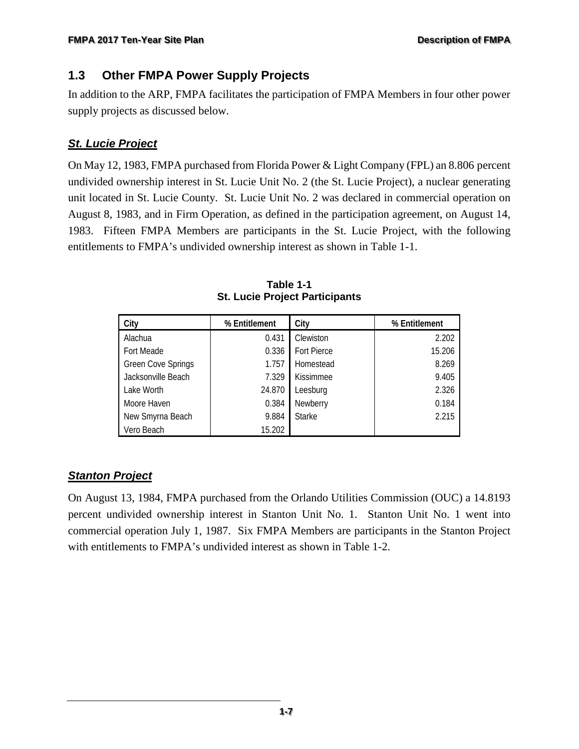## 1.3 Other FMPA Power Supply Projects

In addition to the ARP, FMPA facilitates the participation of FMPA Members in four other power supply projects as discussed below.

### ***St. Lucie Project***

On May 12, 1983, FMPA purchased from Florida Power & Light Company (FPL) an 8.806 percent undivided ownership interest in St. Lucie Unit No. 2 (the St. Lucie Project), a nuclear generating unit located in St. Lucie County. St. Lucie Unit No. 2 was declared in commercial operation on August 8, 1983, and in Firm Operation, as defined in the participation agreement, on August 14, 1983. Fifteen FMPA Members are participants in the St. Lucie Project, with the following entitlements to FMPA's undivided ownership interest as shown in Table 1-1.

**Table 1-1**
**St. Lucie Project Participants**

| City | % Entitlement | City | % Entitlement |
|---|---|---|---|
| Alachua | 0.431 | Clewiston | 2.202 |
| Fort Meade | 0.336 | Fort Pierce | 15.206 |
| Green Cove Springs | 1.757 | Homestead | 8.269 |
| Jacksonville Beach | 7.329 | Kissimmee | 9.405 |
| Lake Worth | 24.870 | Leesburg | 2.326 |
| Moore Haven | 0.384 | Newberry | 0.184 |
| New Smyrna Beach | 9.884 | Starke | 2.215 |
| Vero Beach | 15.202 | | |

### ***Stanton Project***

On August 13, 1984, FMPA purchased from the Orlando Utilities Commission (OUC) a 14.8193 percent undivided ownership interest in Stanton Unit No. 1. Stanton Unit No. 1 went into commercial operation July 1, 1987. Six FMPA Members are participants in the Stanton Project with entitlements to FMPA's undivided interest as shown in Table 1-2.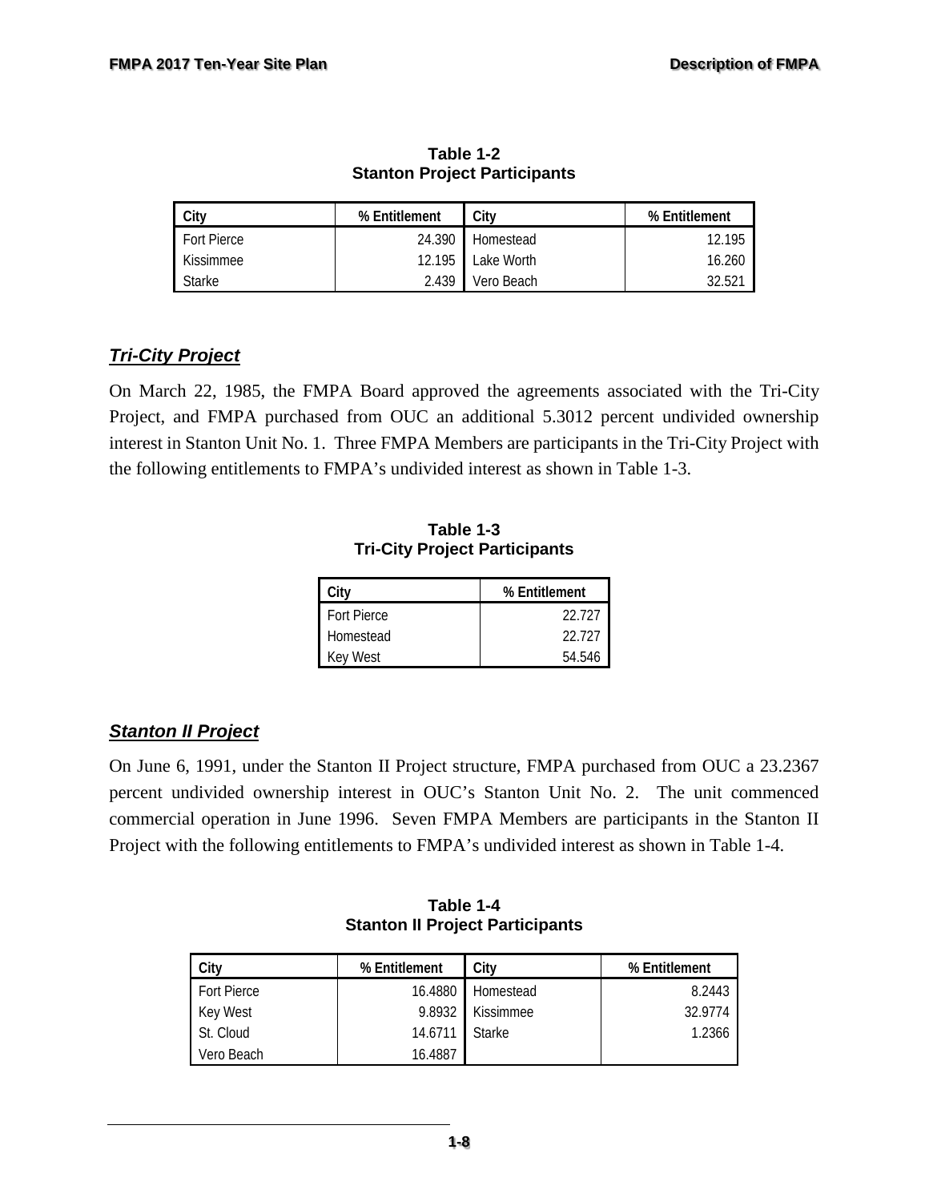**Table 1-2**
**Stanton Project Participants**

| City | % Entitlement | City | % Entitlement |
|---|---|---|---|
| Fort Pierce | 24.390 | Homestead | 12.195 |
| Kissimmee | 12.195 | Lake Worth | 16.260 |
| Starke | 2.439 | Vero Beach | 32.521 |

## *Tri-City Project*

On March 22, 1985, the FMPA Board approved the agreements associated with the Tri-City Project, and FMPA purchased from OUC an additional 5.3012 percent undivided ownership interest in Stanton Unit No. 1. Three FMPA Members are participants in the Tri-City Project with the following entitlements to FMPA's undivided interest as shown in Table 1-3.

**Table 1-3**
**Tri-City Project Participants**

| City | % Entitlement |
|---|---|
| Fort Pierce | 22.727 |
| Homestead | 22.727 |
| Key West | 54.546 |

## *Stanton II Project*

On June 6, 1991, under the Stanton II Project structure, FMPA purchased from OUC a 23.2367 percent undivided ownership interest in OUC's Stanton Unit No. 2. The unit commenced commercial operation in June 1996. Seven FMPA Members are participants in the Stanton II Project with the following entitlements to FMPA's undivided interest as shown in Table 1-4.

**Table 1-4**
**Stanton II Project Participants**

| City | % Entitlement | City | % Entitlement |
|---|---|---|---|
| Fort Pierce | 16.4880 | Homestead | 8.2443 |
| Key West | 9.8932 | Kissimmee | 32.9774 |
| St. Cloud | 14.6711 | Starke | 1.2366 |
| Vero Beach | 16.4887 | | |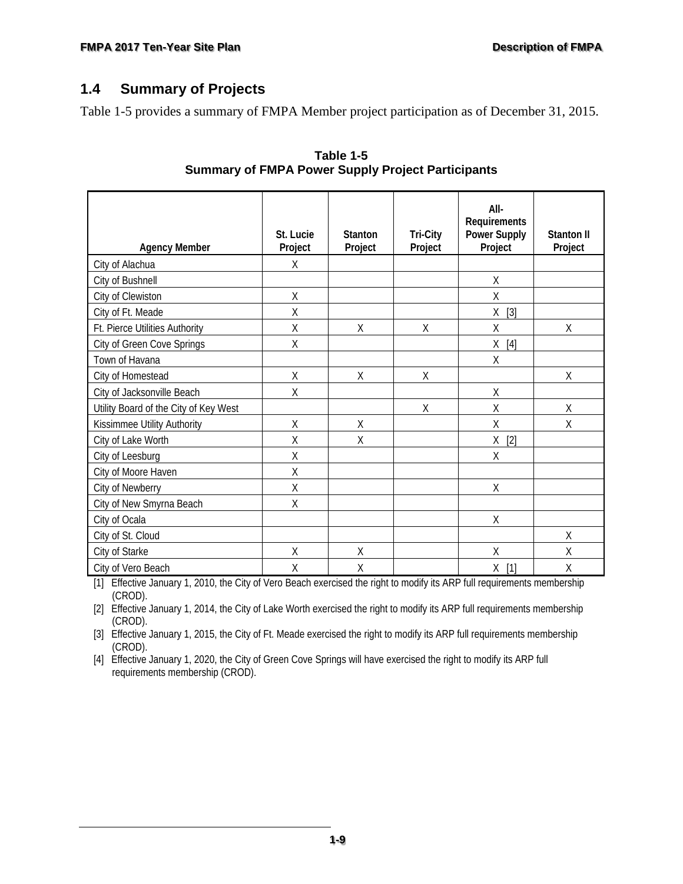## 1.4 Summary of Projects

Table 1-5 provides a summary of FMPA Member project participation as of December 31, 2015.

**Table 1-5**
**Summary of FMPA Power Supply Project Participants**

| Agency Member | St. Lucie Project | Stanton Project | Tri-City Project | All-Requirements Power Supply Project | Stanton II Project |
|---|---|---|---|---|---|
| City of Alachua | X | | | | |
| City of Bushnell | | | | X | |
| City of Clewiston | X | | | X | |
| City of Ft. Meade | X | | | X [3] | |
| Ft. Pierce Utilities Authority | X | X | X | X | X |
| City of Green Cove Springs | X | | | X [4] | |
| Town of Havana | | | | X | |
| City of Homestead | X | X | X | | X |
| City of Jacksonville Beach | X | | | X | |
| Utility Board of the City of Key West | | | X | X | X |
| Kissimmee Utility Authority | X | X | | X | X |
| City of Lake Worth | X | X | | X [2] | |
| City of Leesburg | X | | | X | |
| City of Moore Haven | X | | | | |
| City of Newberry | X | | | X | |
| City of New Smyrna Beach | X | | | | |
| City of Ocala | | | | X | |
| City of St. Cloud | | | | | X |
| City of Starke | X | X | | X | X |
| City of Vero Beach | X | X | | X [1] | X |

[1] Effective January 1, 2010, the City of Vero Beach exercised the right to modify its ARP full requirements membership (CROD).

[2] Effective January 1, 2014, the City of Lake Worth exercised the right to modify its ARP full requirements membership (CROD).

[3] Effective January 1, 2015, the City of Ft. Meade exercised the right to modify its ARP full requirements membership (CROD).

[4] Effective January 1, 2020, the City of Green Cove Springs will have exercised the right to modify its ARP full requirements membership (CROD).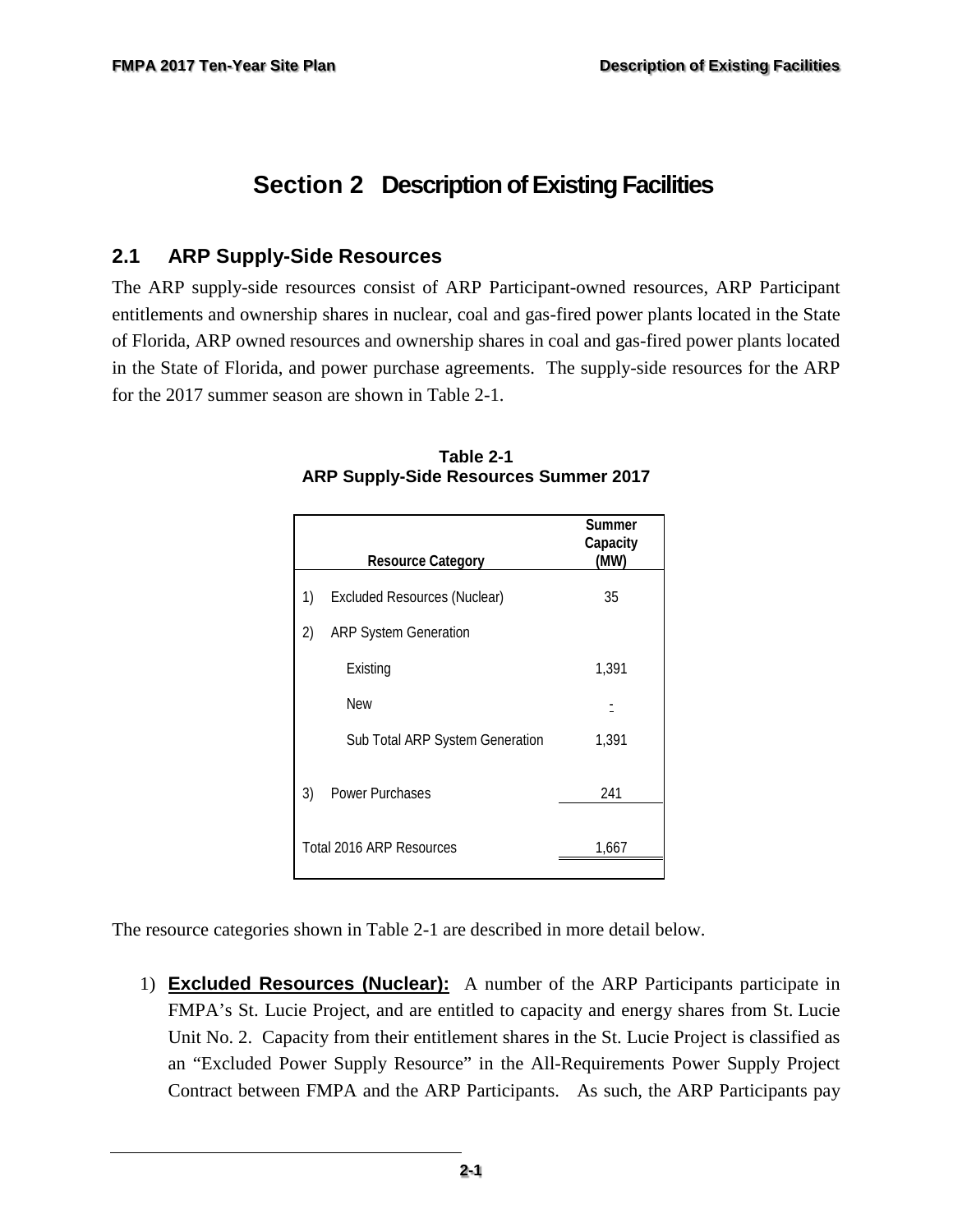# Section 2 Description of Existing Facilities

## 2.1 ARP Supply-Side Resources

The ARP supply-side resources consist of ARP Participant-owned resources, ARP Participant entitlements and ownership shares in nuclear, coal and gas-fired power plants located in the State of Florida, ARP owned resources and ownership shares in coal and gas-fired power plants located in the State of Florida, and power purchase agreements. The supply-side resources for the ARP for the 2017 summer season are shown in Table 2-1.

**Table 2-1**
**ARP Supply-Side Resources Summer 2017**

| | Resource Category | Summer Capacity (MW) |
|---|---|---|
| 1) | Excluded Resources (Nuclear) | 35 |
| 2) | ARP System Generation | |
| | Existing | 1,391 |
| | New | - |
| | Sub Total ARP System Generation | 1,391 |
| 3) | Power Purchases | 241 |
| | Total 2016 ARP Resources | 1,667 |

The resource categories shown in Table 2-1 are described in more detail below.

1) **Excluded Resources (Nuclear):** A number of the ARP Participants participate in FMPA's St. Lucie Project, and are entitled to capacity and energy shares from St. Lucie Unit No. 2. Capacity from their entitlement shares in the St. Lucie Project is classified as an "Excluded Power Supply Resource" in the All-Requirements Power Supply Project Contract between FMPA and the ARP Participants. As such, the ARP Participants pay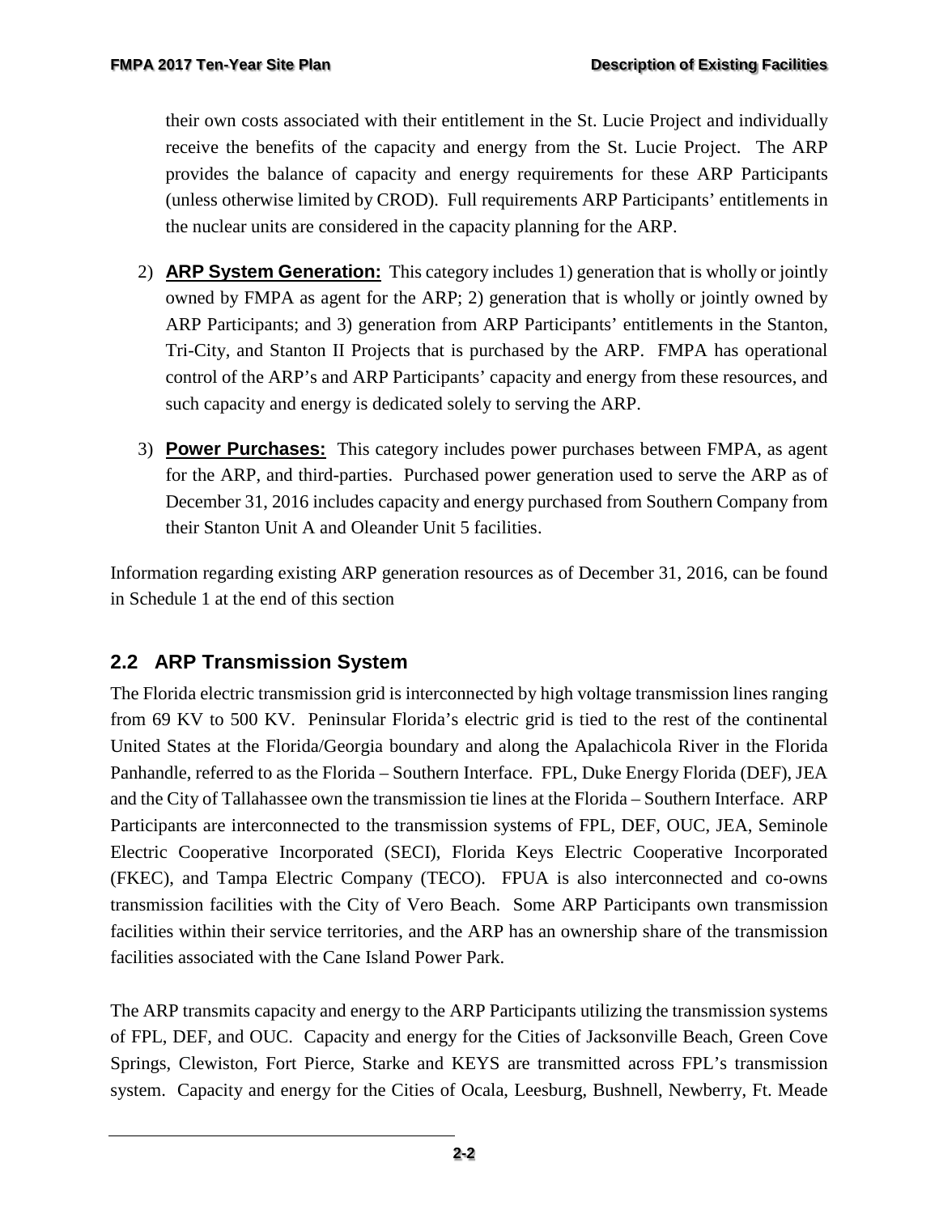their own costs associated with their entitlement in the St. Lucie Project and individually receive the benefits of the capacity and energy from the St. Lucie Project. The ARP provides the balance of capacity and energy requirements for these ARP Participants (unless otherwise limited by CROD). Full requirements ARP Participants' entitlements in the nuclear units are considered in the capacity planning for the ARP.

2) **ARP System Generation:** This category includes 1) generation that is wholly or jointly owned by FMPA as agent for the ARP; 2) generation that is wholly or jointly owned by ARP Participants; and 3) generation from ARP Participants' entitlements in the Stanton, Tri-City, and Stanton II Projects that is purchased by the ARP. FMPA has operational control of the ARP's and ARP Participants' capacity and energy from these resources, and such capacity and energy is dedicated solely to serving the ARP.

3) **Power Purchases:** This category includes power purchases between FMPA, as agent for the ARP, and third-parties. Purchased power generation used to serve the ARP as of December 31, 2016 includes capacity and energy purchased from Southern Company from their Stanton Unit A and Oleander Unit 5 facilities.

Information regarding existing ARP generation resources as of December 31, 2016, can be found in Schedule 1 at the end of this section

## 2.2 ARP Transmission System

The Florida electric transmission grid is interconnected by high voltage transmission lines ranging from 69 KV to 500 KV. Peninsular Florida's electric grid is tied to the rest of the continental United States at the Florida/Georgia boundary and along the Apalachicola River in the Florida Panhandle, referred to as the Florida – Southern Interface. FPL, Duke Energy Florida (DEF), JEA and the City of Tallahassee own the transmission tie lines at the Florida – Southern Interface. ARP Participants are interconnected to the transmission systems of FPL, DEF, OUC, JEA, Seminole Electric Cooperative Incorporated (SECI), Florida Keys Electric Cooperative Incorporated (FKEC), and Tampa Electric Company (TECO). FPUA is also interconnected and co-owns transmission facilities with the City of Vero Beach. Some ARP Participants own transmission facilities within their service territories, and the ARP has an ownership share of the transmission facilities associated with the Cane Island Power Park.

The ARP transmits capacity and energy to the ARP Participants utilizing the transmission systems of FPL, DEF, and OUC. Capacity and energy for the Cities of Jacksonville Beach, Green Cove Springs, Clewiston, Fort Pierce, Starke and KEYS are transmitted across FPL's transmission system. Capacity and energy for the Cities of Ocala, Leesburg, Bushnell, Newberry, Ft. Meade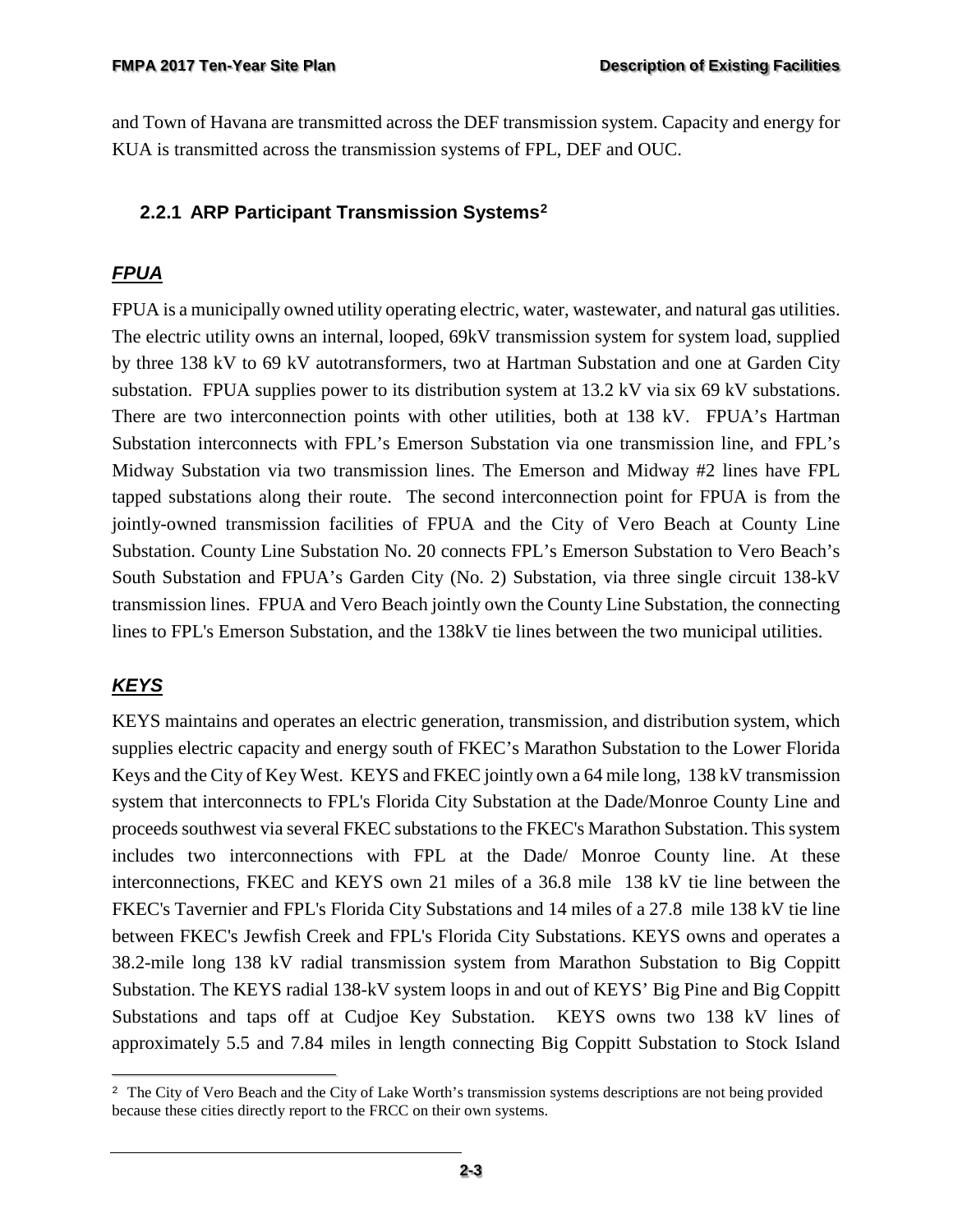and Town of Havana are transmitted across the DEF transmission system. Capacity and energy for KUA is transmitted across the transmission systems of FPL, DEF and OUC.

### 2.2.1 ARP Participant Transmission Systems[2]

#### ***FPUA***

FPUA is a municipally owned utility operating electric, water, wastewater, and natural gas utilities. The electric utility owns an internal, looped, 69kV transmission system for system load, supplied by three 138 kV to 69 kV autotransformers, two at Hartman Substation and one at Garden City substation. FPUA supplies power to its distribution system at 13.2 kV via six 69 kV substations. There are two interconnection points with other utilities, both at 138 kV. FPUA's Hartman Substation interconnects with FPL's Emerson Substation via one transmission line, and FPL's Midway Substation via two transmission lines. The Emerson and Midway #2 lines have FPL tapped substations along their route. The second interconnection point for FPUA is from the jointly-owned transmission facilities of FPUA and the City of Vero Beach at County Line Substation. County Line Substation No. 20 connects FPL's Emerson Substation to Vero Beach's South Substation and FPUA's Garden City (No. 2) Substation, via three single circuit 138-kV transmission lines. FPUA and Vero Beach jointly own the County Line Substation, the connecting lines to FPL's Emerson Substation, and the 138kV tie lines between the two municipal utilities.

#### ***KEYS***

KEYS maintains and operates an electric generation, transmission, and distribution system, which supplies electric capacity and energy south of FKEC's Marathon Substation to the Lower Florida Keys and the City of Key West. KEYS and FKEC jointly own a 64 mile long, 138 kV transmission system that interconnects to FPL's Florida City Substation at the Dade/Monroe County Line and proceeds southwest via several FKEC substations to the FKEC's Marathon Substation. This system includes two interconnections with FPL at the Dade/ Monroe County line. At these interconnections, FKEC and KEYS own 21 miles of a 36.8 mile 138 kV tie line between the FKEC's Tavernier and FPL's Florida City Substations and 14 miles of a 27.8 mile 138 kV tie line between FKEC's Jewfish Creek and FPL's Florida City Substations. KEYS owns and operates a 38.2-mile long 138 kV radial transmission system from Marathon Substation to Big Coppitt Substation. The KEYS radial 138-kV system loops in and out of KEYS' Big Pine and Big Coppitt Substations and taps off at Cudjoe Key Substation. KEYS owns two 138 kV lines of approximately 5.5 and 7.84 miles in length connecting Big Coppitt Substation to Stock Island

[2] The City of Vero Beach and the City of Lake Worth's transmission systems descriptions are not being provided because these cities directly report to the FRCC on their own systems.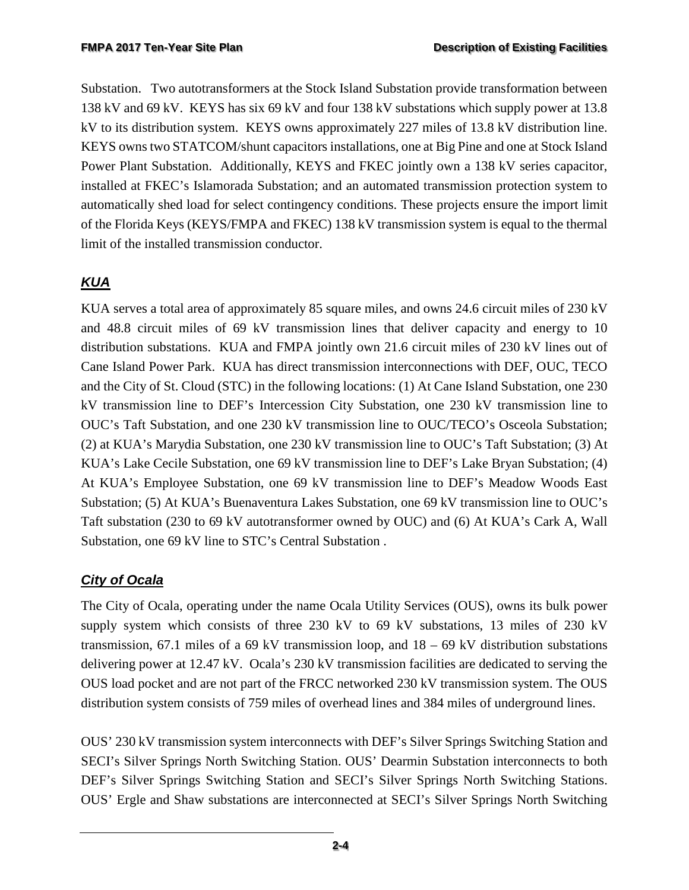Substation. Two autotransformers at the Stock Island Substation provide transformation between 138 kV and 69 kV. KEYS has six 69 kV and four 138 kV substations which supply power at 13.8 kV to its distribution system. KEYS owns approximately 227 miles of 13.8 kV distribution line. KEYS owns two STATCOM/shunt capacitors installations, one at Big Pine and one at Stock Island Power Plant Substation. Additionally, KEYS and FKEC jointly own a 138 kV series capacitor, installed at FKEC's Islamorada Substation; and an automated transmission protection system to automatically shed load for select contingency conditions. These projects ensure the import limit of the Florida Keys (KEYS/FMPA and FKEC) 138 kV transmission system is equal to the thermal limit of the installed transmission conductor.

## ***KUA***

KUA serves a total area of approximately 85 square miles, and owns 24.6 circuit miles of 230 kV and 48.8 circuit miles of 69 kV transmission lines that deliver capacity and energy to 10 distribution substations. KUA and FMPA jointly own 21.6 circuit miles of 230 kV lines out of Cane Island Power Park. KUA has direct transmission interconnections with DEF, OUC, TECO and the City of St. Cloud (STC) in the following locations: (1) At Cane Island Substation, one 230 kV transmission line to DEF's Intercession City Substation, one 230 kV transmission line to OUC's Taft Substation, and one 230 kV transmission line to OUC/TECO's Osceola Substation; (2) at KUA's Marydia Substation, one 230 kV transmission line to OUC's Taft Substation; (3) At KUA's Lake Cecile Substation, one 69 kV transmission line to DEF's Lake Bryan Substation; (4) At KUA's Employee Substation, one 69 kV transmission line to DEF's Meadow Woods East Substation; (5) At KUA's Buenaventura Lakes Substation, one 69 kV transmission line to OUC's Taft substation (230 to 69 kV autotransformer owned by OUC) and (6) At KUA's Cark A, Wall Substation, one 69 kV line to STC's Central Substation .

## ***City of Ocala***

The City of Ocala, operating under the name Ocala Utility Services (OUS), owns its bulk power supply system which consists of three 230 kV to 69 kV substations, 13 miles of 230 kV transmission, 67.1 miles of a 69 kV transmission loop, and 18 – 69 kV distribution substations delivering power at 12.47 kV. Ocala's 230 kV transmission facilities are dedicated to serving the OUS load pocket and are not part of the FRCC networked 230 kV transmission system. The OUS distribution system consists of 759 miles of overhead lines and 384 miles of underground lines.

OUS' 230 kV transmission system interconnects with DEF's Silver Springs Switching Station and SECI's Silver Springs North Switching Station. OUS' Dearmin Substation interconnects to both DEF's Silver Springs Switching Station and SECI's Silver Springs North Switching Stations. OUS' Ergle and Shaw substations are interconnected at SECI's Silver Springs North Switching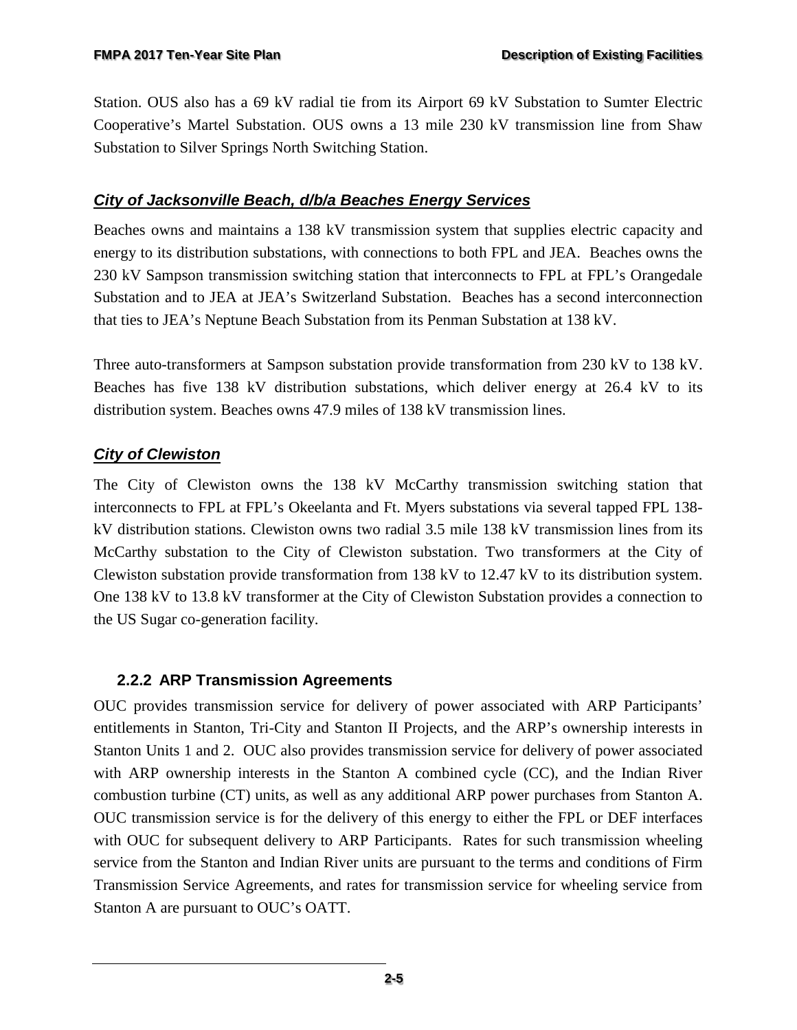Station. OUS also has a 69 kV radial tie from its Airport 69 kV Substation to Sumter Electric Cooperative's Martel Substation. OUS owns a 13 mile 230 kV transmission line from Shaw Substation to Silver Springs North Switching Station.

### *City of Jacksonville Beach, d/b/a Beaches Energy Services*

Beaches owns and maintains a 138 kV transmission system that supplies electric capacity and energy to its distribution substations, with connections to both FPL and JEA. Beaches owns the 230 kV Sampson transmission switching station that interconnects to FPL at FPL's Orangedale Substation and to JEA at JEA's Switzerland Substation. Beaches has a second interconnection that ties to JEA's Neptune Beach Substation from its Penman Substation at 138 kV.

Three auto-transformers at Sampson substation provide transformation from 230 kV to 138 kV. Beaches has five 138 kV distribution substations, which deliver energy at 26.4 kV to its distribution system. Beaches owns 47.9 miles of 138 kV transmission lines.

### *City of Clewiston*

The City of Clewiston owns the 138 kV McCarthy transmission switching station that interconnects to FPL at FPL's Okeelanta and Ft. Myers substations via several tapped FPL 138-kV distribution stations. Clewiston owns two radial 3.5 mile 138 kV transmission lines from its McCarthy substation to the City of Clewiston substation. Two transformers at the City of Clewiston substation provide transformation from 138 kV to 12.47 kV to its distribution system. One 138 kV to 13.8 kV transformer at the City of Clewiston Substation provides a connection to the US Sugar co-generation facility.

## 2.2.2 ARP Transmission Agreements

OUC provides transmission service for delivery of power associated with ARP Participants' entitlements in Stanton, Tri-City and Stanton II Projects, and the ARP's ownership interests in Stanton Units 1 and 2. OUC also provides transmission service for delivery of power associated with ARP ownership interests in the Stanton A combined cycle (CC), and the Indian River combustion turbine (CT) units, as well as any additional ARP power purchases from Stanton A. OUC transmission service is for the delivery of this energy to either the FPL or DEF interfaces with OUC for subsequent delivery to ARP Participants. Rates for such transmission wheeling service from the Stanton and Indian River units are pursuant to the terms and conditions of Firm Transmission Service Agreements, and rates for transmission service for wheeling service from Stanton A are pursuant to OUC's OATT.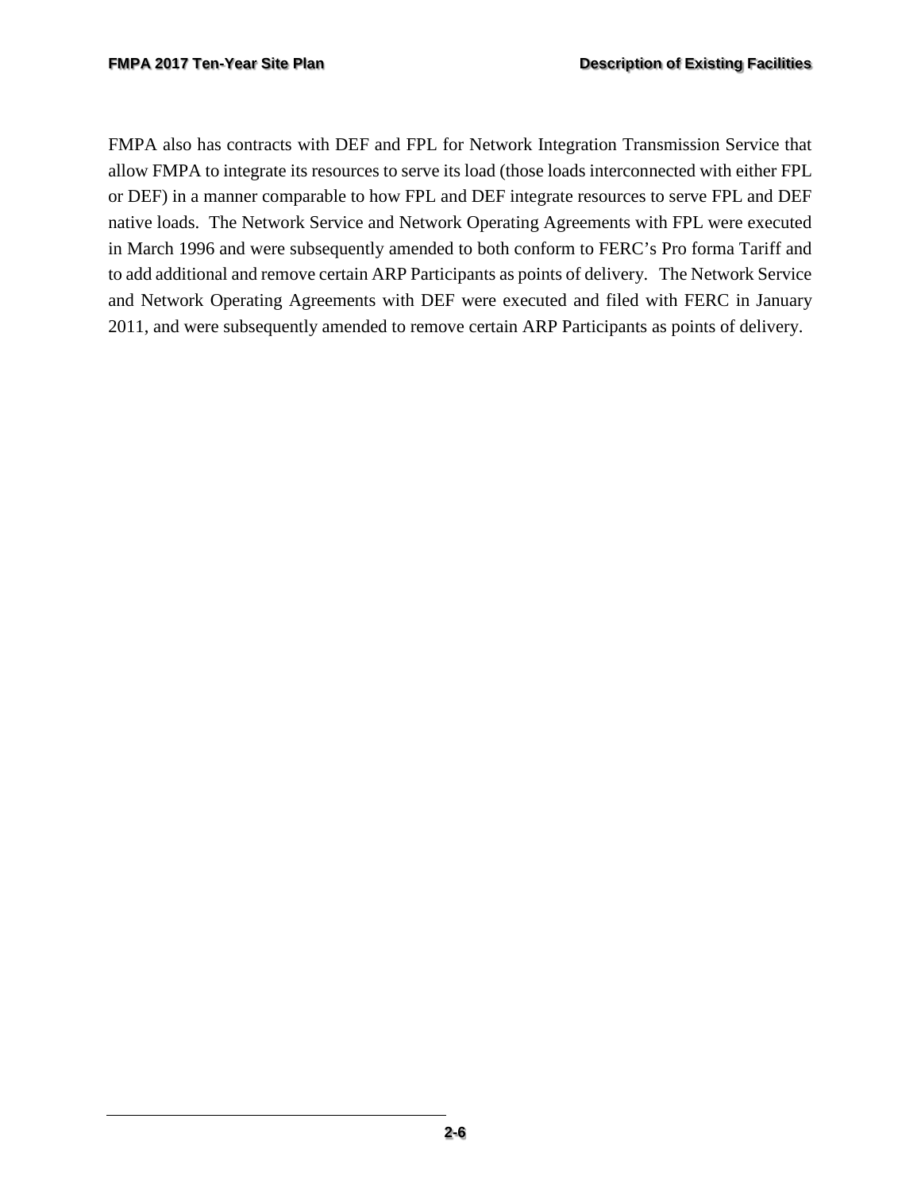FMPA also has contracts with DEF and FPL for Network Integration Transmission Service that allow FMPA to integrate its resources to serve its load (those loads interconnected with either FPL or DEF) in a manner comparable to how FPL and DEF integrate resources to serve FPL and DEF native loads. The Network Service and Network Operating Agreements with FPL were executed in March 1996 and were subsequently amended to both conform to FERC's Pro forma Tariff and to add additional and remove certain ARP Participants as points of delivery. The Network Service and Network Operating Agreements with DEF were executed and filed with FERC in January 2011, and were subsequently amended to remove certain ARP Participants as points of delivery.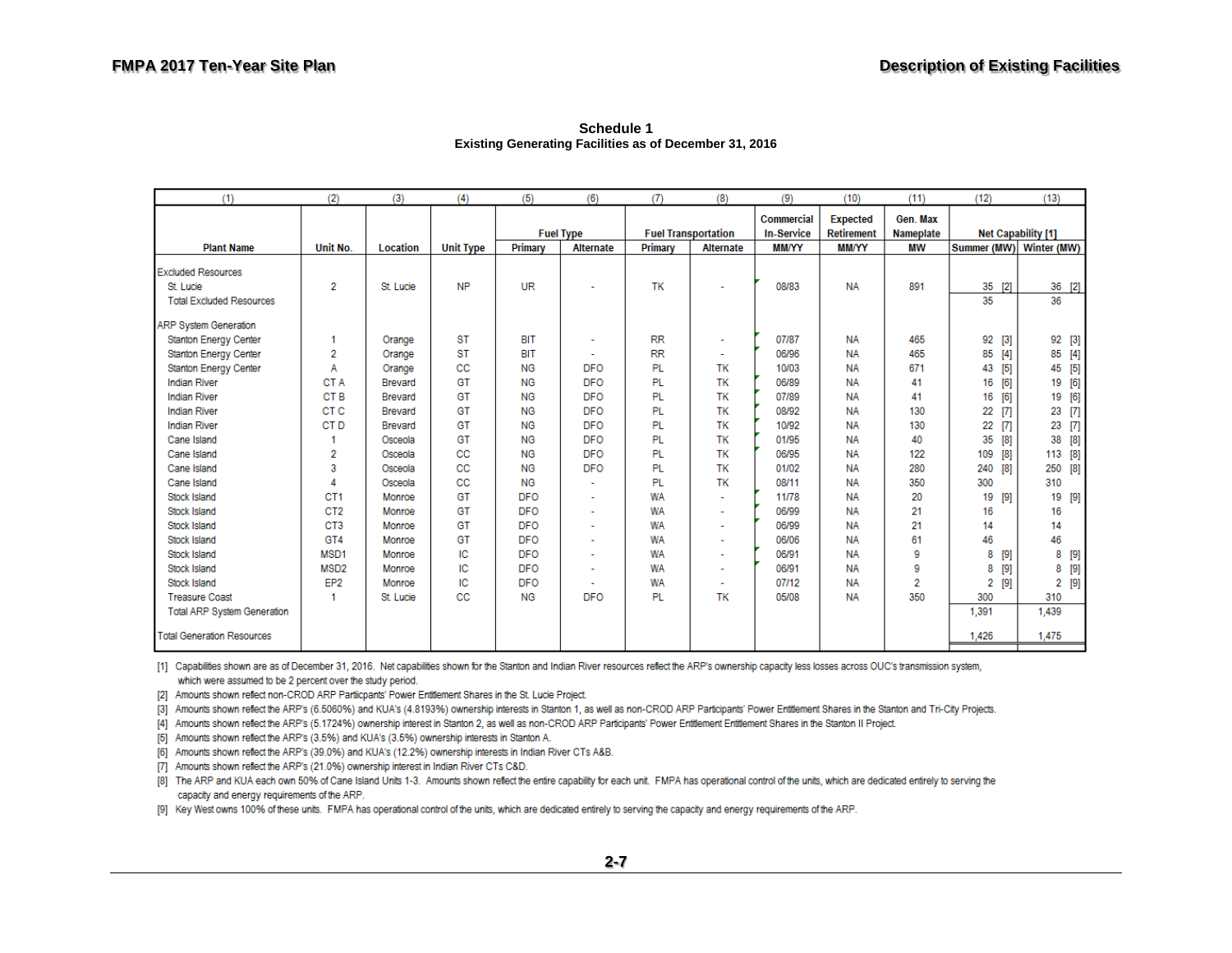**Schedule 1**
**Existing Generating Facilities as of December 31, 2016**

| (1) | (2) | (3) | (4) | (5) | (6) | (7) | (8) | (9) | (10) | (11) | (12) | (13) |
|---|---|---|---|---|---|---|---|---|---|---|---|---|
| | | | | Fuel Type | | Fuel Transportation | | Commercial In-Service | Expected Retirement | Gen. Max Nameplate | Net Capability [1] | |
| Plant Name | Unit No. | Location | Unit Type | Primary | Alternate | Primary | Alternate | MM/YY | MM/YY | MW | Summer (MW) | Winter (MW) |
| Excluded Resources | | | | | | | | | | | | |
| St. Lucie | 2 | St. Lucie | NP | UR | - | TK | - | 08/83 | NA | 891 | 35 [2] | 36 [2] |
| Total Excluded Resources | | | | | | | | | | | 35 | 36 |
| ARP System Generation | | | | | | | | | | | | |
| Stanton Energy Center | 1 | Orange | ST | BIT | - | RR | - | 07/87 | NA | 465 | 92 [3] | 92 [3] |
| Stanton Energy Center | 2 | Orange | ST | BIT | - | RR | - | 06/96 | NA | 465 | 85 [4] | 85 [4] |
| Stanton Energy Center | A | Orange | CC | NG | DFO | PL | TK | 10/03 | NA | 671 | 43 [5] | 45 [5] |
| Indian River | CT A | Brevard | GT | NG | DFO | PL | TK | 06/89 | NA | 41 | 16 [6] | 19 [6] |
| Indian River | CT B | Brevard | GT | NG | DFO | PL | TK | 07/89 | NA | 41 | 16 [6] | 19 [6] |
| Indian River | CT C | Brevard | GT | NG | DFO | PL | TK | 08/92 | NA | 130 | 22 [7] | 23 [7] |
| Indian River | CT D | Brevard | GT | NG | DFO | PL | TK | 10/92 | NA | 130 | 22 [7] | 23 [7] |
| Cane Island | 1 | Osceola | GT | NG | DFO | PL | TK | 01/95 | NA | 40 | 35 [8] | 38 [8] |
| Cane Island | 2 | Osceola | CC | NG | DFO | PL | TK | 06/95 | NA | 122 | 109 [8] | 113 [8] |
| Cane Island | 3 | Osceola | CC | NG | DFO | PL | TK | 01/02 | NA | 280 | 240 [8] | 250 [8] |
| Cane Island | 4 | Osceola | CC | NG | - | PL | TK | 08/11 | NA | 350 | 300 | 310 |
| Stock Island | CT1 | Monroe | GT | DFO | - | WA | - | 11/78 | NA | 20 | 19 [9] | 19 [9] |
| Stock Island | CT2 | Monroe | GT | DFO | - | WA | - | 06/99 | NA | 21 | 16 | 16 |
| Stock Island | CT3 | Monroe | GT | DFO | - | WA | - | 06/99 | NA | 21 | 14 | 14 |
| Stock Island | GT4 | Monroe | GT | DFO | - | WA | - | 06/06 | NA | 61 | 46 | 46 |
| Stock Island | MSD1 | Monroe | IC | DFO | - | WA | - | 06/91 | NA | 9 | 8 [9] | 8 [9] |
| Stock Island | MSD2 | Monroe | IC | DFO | - | WA | - | 06/91 | NA | 9 | 8 [9] | 8 [9] |
| Stock Island | EP2 | Monroe | IC | DFO | - | WA | - | 07/12 | NA | 2 | 2 [9] | 2 [9] |
| Treasure Coast | 1 | St. Lucie | CC | NG | DFO | PL | TK | 05/08 | NA | 350 | 300 | 310 |
| Total ARP System Generation | | | | | | | | | | | 1,391 | 1,439 |
| Total Generation Resources | | | | | | | | | | | 1,426 | 1,475 |

[1] Capabilities shown are as of December 31, 2016. Net capabilities shown for the Stanton and Indian River resources reflect the ARP's ownership capacity less losses across OUC's transmission system, which were assumed to be 2 percent over the study period.
[2] Amounts shown reflect non-CROD ARP Particpants' Power Entitlement Shares in the St. Lucie Project.
[3] Amounts shown reflect the ARP's (6.5060%) and KUA's (4.8193%) ownership interests in Stanton 1, as well as non-CROD ARP Participants' Power Entitlement Shares in the Stanton and Tri-City Projects.
[4] Amounts shown reflect the ARP's (5.1724%) ownership interest in Stanton 2, as well as non-CROD ARP Participants' Power Entitlement Entitlement Shares in the Stanton II Project.
[5] Amounts shown reflect the ARP's (3.5%) and KUA's (3.5%) ownership interests in Stanton A.
[6] Amounts shown reflect the ARP's (39.0%) and KUA's (12.2%) ownership interests in Indian River CTs A&B.
[7] Amounts shown reflect the ARP's (21.0%) ownership interest in Indian River CTs C&D.
[8] The ARP and KUA each own 50% of Cane Island Units 1-3. Amounts shown reflect the entire capability for each unit. FMPA has operational control of the units, which are dedicated entirely to serving the capacity and energy requirements of the ARP.
[9] Key West owns 100% of these units. FMPA has operational control of the units, which are dedicated entirely to serving the capacity and energy requirements of the ARP.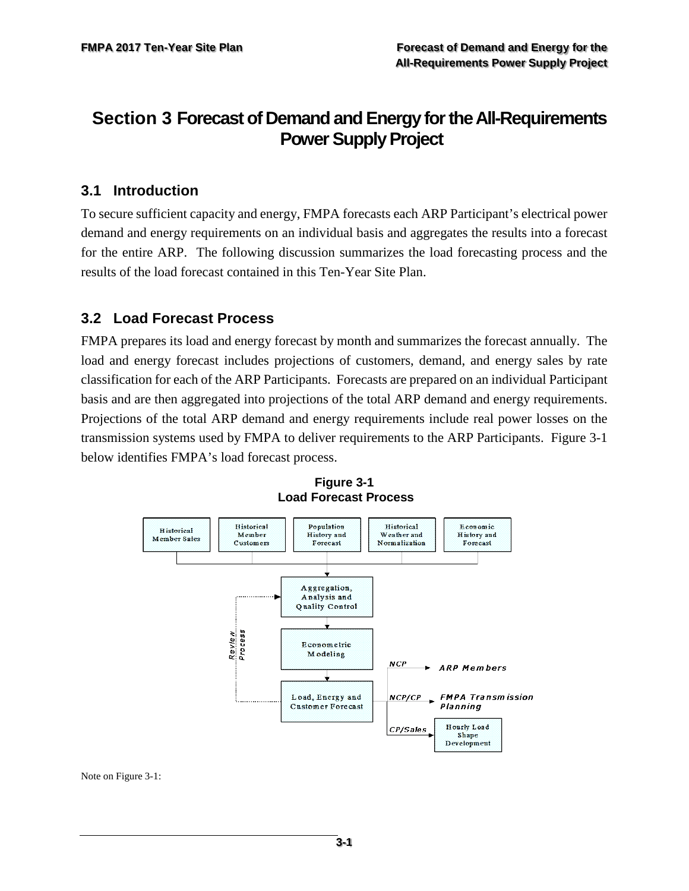# Section 3 Forecast of Demand and Energy for the All-Requirements Power Supply Project

## 3.1 Introduction

To secure sufficient capacity and energy, FMPA forecasts each ARP Participant's electrical power demand and energy requirements on an individual basis and aggregates the results into a forecast for the entire ARP. The following discussion summarizes the load forecasting process and the results of the load forecast contained in this Ten-Year Site Plan.

## 3.2 Load Forecast Process

FMPA prepares its load and energy forecast by month and summarizes the forecast annually. The load and energy forecast includes projections of customers, demand, and energy sales by rate classification for each of the ARP Participants. Forecasts are prepared on an individual Participant basis and are then aggregated into projections of the total ARP demand and energy requirements. Projections of the total ARP demand and energy requirements include real power losses on the transmission systems used by FMPA to deliver requirements to the ARP Participants. Figure 3-1 below identifies FMPA's load forecast process.

**Figure 3-1**
**Load Forecast Process**

Historical Member Sales | Historical Member Customers | Population History and Forecast | Historical Weather and Normalization | Economic History and Forecast

→ Aggregation, Analysis and Quality Control → Econometric Modeling → Load, Energy and Customer Forecast

Review Process

NCP → ARP Members

NCP/CP → FMPA Transmission Planning

CP/Sales → Hourly Load Shape Development

Note on Figure 3-1: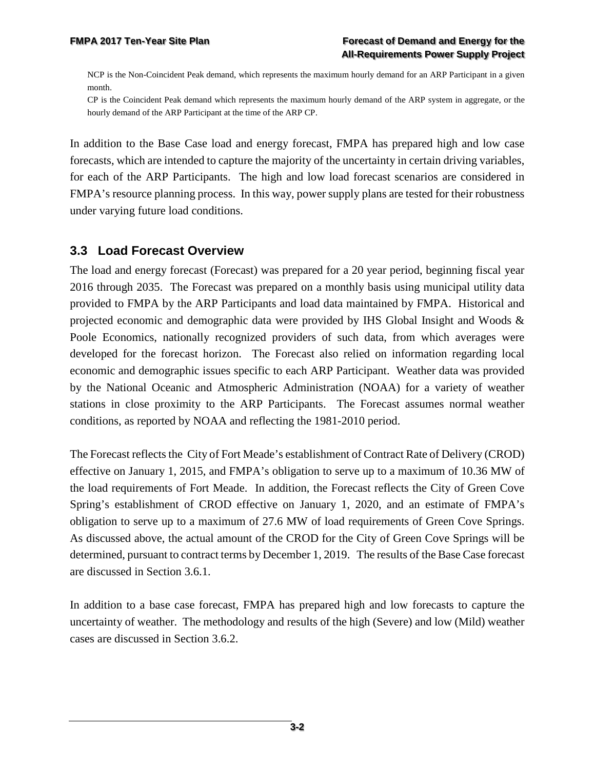NCP is the Non-Coincident Peak demand, which represents the maximum hourly demand for an ARP Participant in a given month.

CP is the Coincident Peak demand which represents the maximum hourly demand of the ARP system in aggregate, or the hourly demand of the ARP Participant at the time of the ARP CP.

In addition to the Base Case load and energy forecast, FMPA has prepared high and low case forecasts, which are intended to capture the majority of the uncertainty in certain driving variables, for each of the ARP Participants. The high and low load forecast scenarios are considered in FMPA's resource planning process. In this way, power supply plans are tested for their robustness under varying future load conditions.

## 3.3 Load Forecast Overview

The load and energy forecast (Forecast) was prepared for a 20 year period, beginning fiscal year 2016 through 2035. The Forecast was prepared on a monthly basis using municipal utility data provided to FMPA by the ARP Participants and load data maintained by FMPA. Historical and projected economic and demographic data were provided by IHS Global Insight and Woods & Poole Economics, nationally recognized providers of such data, from which averages were developed for the forecast horizon. The Forecast also relied on information regarding local economic and demographic issues specific to each ARP Participant. Weather data was provided by the National Oceanic and Atmospheric Administration (NOAA) for a variety of weather stations in close proximity to the ARP Participants. The Forecast assumes normal weather conditions, as reported by NOAA and reflecting the 1981-2010 period.

The Forecast reflects the City of Fort Meade's establishment of Contract Rate of Delivery (CROD) effective on January 1, 2015, and FMPA's obligation to serve up to a maximum of 10.36 MW of the load requirements of Fort Meade. In addition, the Forecast reflects the City of Green Cove Spring's establishment of CROD effective on January 1, 2020, and an estimate of FMPA's obligation to serve up to a maximum of 27.6 MW of load requirements of Green Cove Springs. As discussed above, the actual amount of the CROD for the City of Green Cove Springs will be determined, pursuant to contract terms by December 1, 2019. The results of the Base Case forecast are discussed in Section 3.6.1.

In addition to a base case forecast, FMPA has prepared high and low forecasts to capture the uncertainty of weather. The methodology and results of the high (Severe) and low (Mild) weather cases are discussed in Section 3.6.2.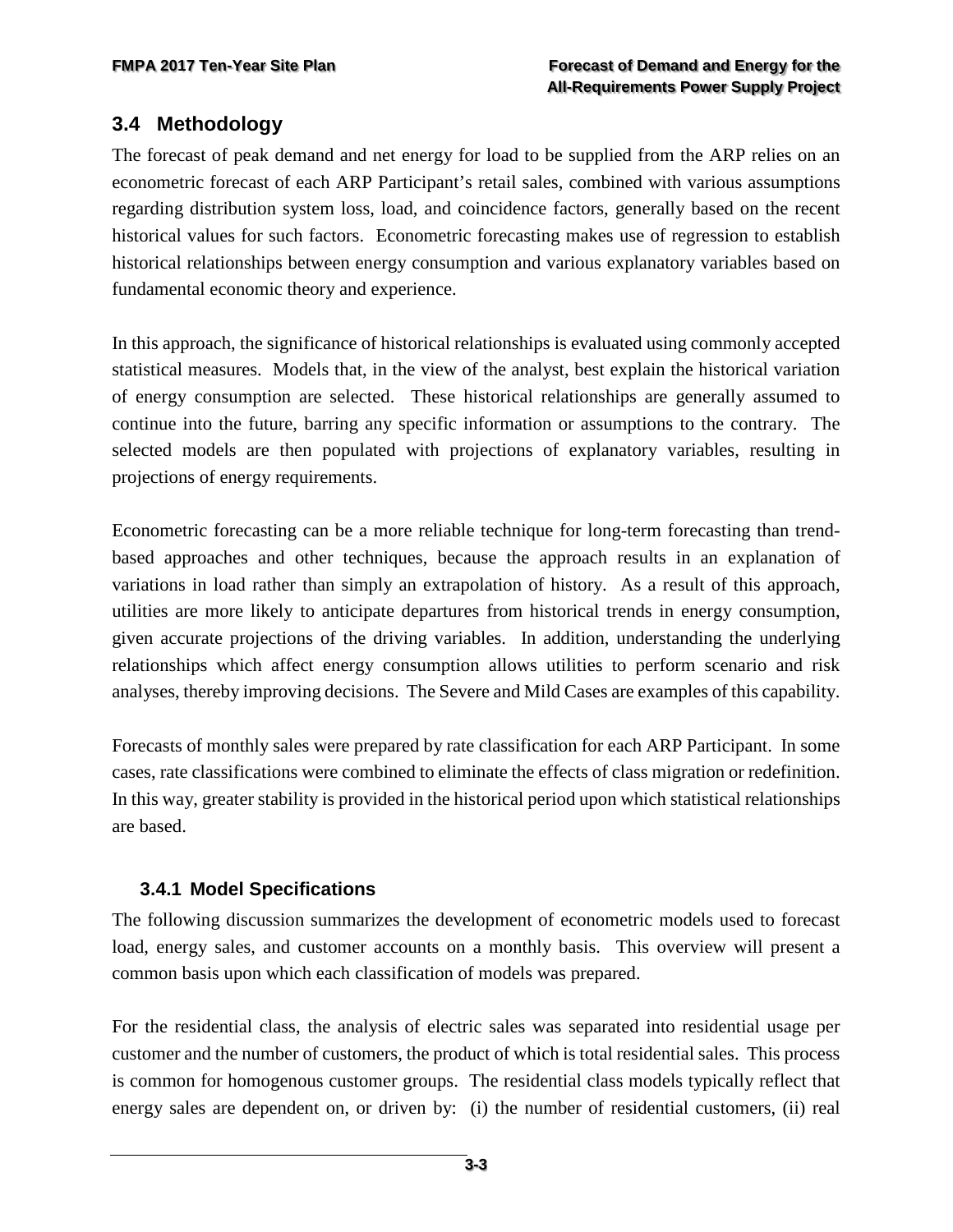## 3.4 Methodology

The forecast of peak demand and net energy for load to be supplied from the ARP relies on an econometric forecast of each ARP Participant's retail sales, combined with various assumptions regarding distribution system loss, load, and coincidence factors, generally based on the recent historical values for such factors. Econometric forecasting makes use of regression to establish historical relationships between energy consumption and various explanatory variables based on fundamental economic theory and experience.

In this approach, the significance of historical relationships is evaluated using commonly accepted statistical measures. Models that, in the view of the analyst, best explain the historical variation of energy consumption are selected. These historical relationships are generally assumed to continue into the future, barring any specific information or assumptions to the contrary. The selected models are then populated with projections of explanatory variables, resulting in projections of energy requirements.

Econometric forecasting can be a more reliable technique for long-term forecasting than trend-based approaches and other techniques, because the approach results in an explanation of variations in load rather than simply an extrapolation of history. As a result of this approach, utilities are more likely to anticipate departures from historical trends in energy consumption, given accurate projections of the driving variables. In addition, understanding the underlying relationships which affect energy consumption allows utilities to perform scenario and risk analyses, thereby improving decisions. The Severe and Mild Cases are examples of this capability.

Forecasts of monthly sales were prepared by rate classification for each ARP Participant. In some cases, rate classifications were combined to eliminate the effects of class migration or redefinition. In this way, greater stability is provided in the historical period upon which statistical relationships are based.

### 3.4.1 Model Specifications

The following discussion summarizes the development of econometric models used to forecast load, energy sales, and customer accounts on a monthly basis. This overview will present a common basis upon which each classification of models was prepared.

For the residential class, the analysis of electric sales was separated into residential usage per customer and the number of customers, the product of which is total residential sales. This process is common for homogenous customer groups. The residential class models typically reflect that energy sales are dependent on, or driven by: (i) the number of residential customers, (ii) real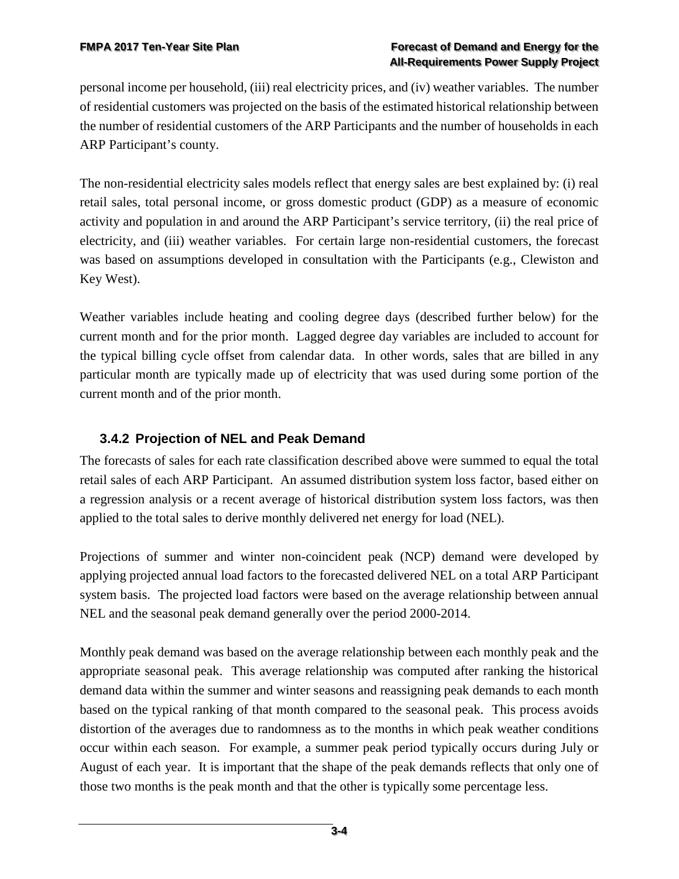personal income per household, (iii) real electricity prices, and (iv) weather variables. The number of residential customers was projected on the basis of the estimated historical relationship between the number of residential customers of the ARP Participants and the number of households in each ARP Participant's county.

The non-residential electricity sales models reflect that energy sales are best explained by: (i) real retail sales, total personal income, or gross domestic product (GDP) as a measure of economic activity and population in and around the ARP Participant's service territory, (ii) the real price of electricity, and (iii) weather variables. For certain large non-residential customers, the forecast was based on assumptions developed in consultation with the Participants (e.g., Clewiston and Key West).

Weather variables include heating and cooling degree days (described further below) for the current month and for the prior month. Lagged degree day variables are included to account for the typical billing cycle offset from calendar data. In other words, sales that are billed in any particular month are typically made up of electricity that was used during some portion of the current month and of the prior month.

### 3.4.2 Projection of NEL and Peak Demand

The forecasts of sales for each rate classification described above were summed to equal the total retail sales of each ARP Participant. An assumed distribution system loss factor, based either on a regression analysis or a recent average of historical distribution system loss factors, was then applied to the total sales to derive monthly delivered net energy for load (NEL).

Projections of summer and winter non-coincident peak (NCP) demand were developed by applying projected annual load factors to the forecasted delivered NEL on a total ARP Participant system basis. The projected load factors were based on the average relationship between annual NEL and the seasonal peak demand generally over the period 2000-2014.

Monthly peak demand was based on the average relationship between each monthly peak and the appropriate seasonal peak. This average relationship was computed after ranking the historical demand data within the summer and winter seasons and reassigning peak demands to each month based on the typical ranking of that month compared to the seasonal peak. This process avoids distortion of the averages due to randomness as to the months in which peak weather conditions occur within each season. For example, a summer peak period typically occurs during July or August of each year. It is important that the shape of the peak demands reflects that only one of those two months is the peak month and that the other is typically some percentage less.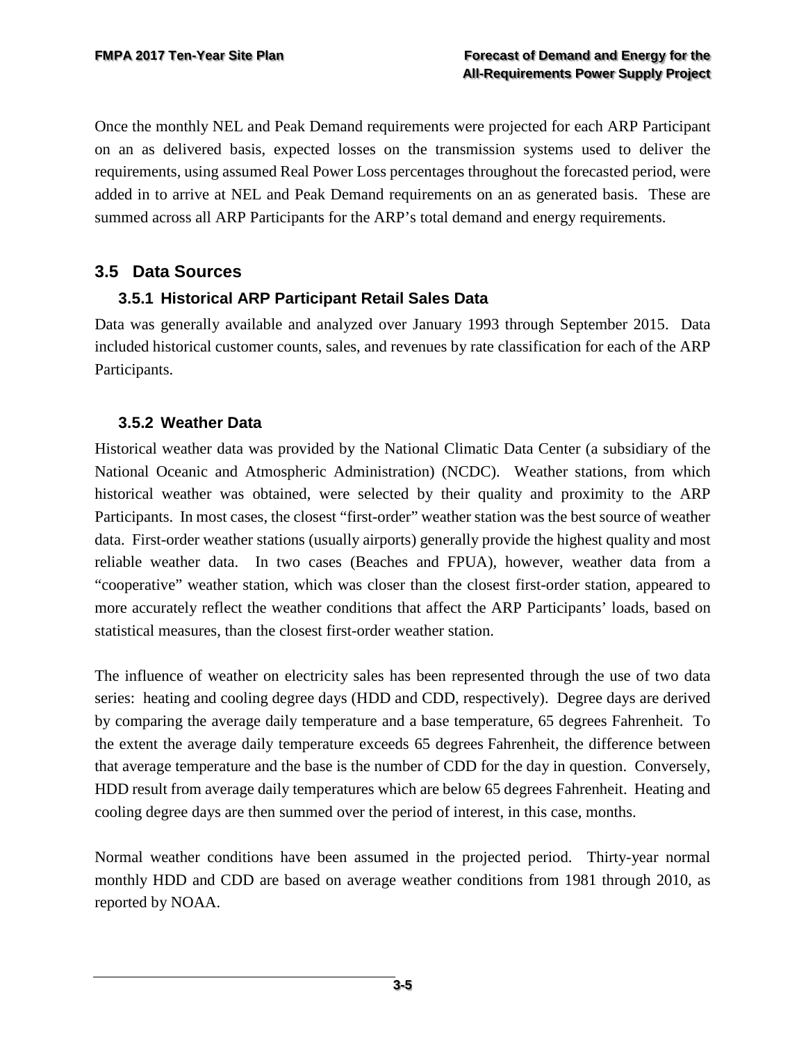Once the monthly NEL and Peak Demand requirements were projected for each ARP Participant on an as delivered basis, expected losses on the transmission systems used to deliver the requirements, using assumed Real Power Loss percentages throughout the forecasted period, were added in to arrive at NEL and Peak Demand requirements on an as generated basis. These are summed across all ARP Participants for the ARP's total demand and energy requirements.

## 3.5 Data Sources

### 3.5.1 Historical ARP Participant Retail Sales Data

Data was generally available and analyzed over January 1993 through September 2015. Data included historical customer counts, sales, and revenues by rate classification for each of the ARP Participants.

### 3.5.2 Weather Data

Historical weather data was provided by the National Climatic Data Center (a subsidiary of the National Oceanic and Atmospheric Administration) (NCDC). Weather stations, from which historical weather was obtained, were selected by their quality and proximity to the ARP Participants. In most cases, the closest "first-order" weather station was the best source of weather data. First-order weather stations (usually airports) generally provide the highest quality and most reliable weather data. In two cases (Beaches and FPUA), however, weather data from a "cooperative" weather station, which was closer than the closest first-order station, appeared to more accurately reflect the weather conditions that affect the ARP Participants' loads, based on statistical measures, than the closest first-order weather station.

The influence of weather on electricity sales has been represented through the use of two data series: heating and cooling degree days (HDD and CDD, respectively). Degree days are derived by comparing the average daily temperature and a base temperature, 65 degrees Fahrenheit. To the extent the average daily temperature exceeds 65 degrees Fahrenheit, the difference between that average temperature and the base is the number of CDD for the day in question. Conversely, HDD result from average daily temperatures which are below 65 degrees Fahrenheit. Heating and cooling degree days are then summed over the period of interest, in this case, months.

Normal weather conditions have been assumed in the projected period. Thirty-year normal monthly HDD and CDD are based on average weather conditions from 1981 through 2010, as reported by NOAA.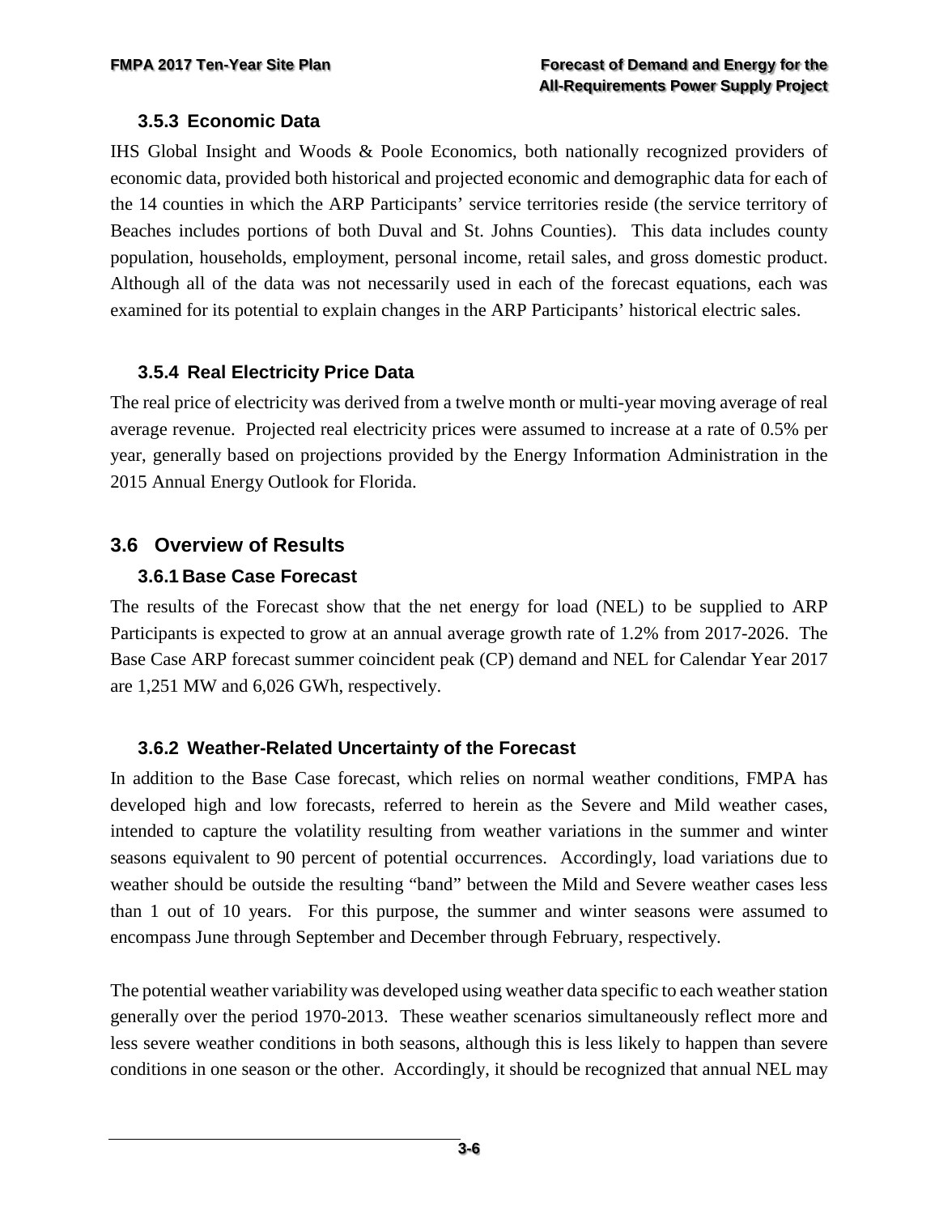### 3.5.3 Economic Data

IHS Global Insight and Woods & Poole Economics, both nationally recognized providers of economic data, provided both historical and projected economic and demographic data for each of the 14 counties in which the ARP Participants' service territories reside (the service territory of Beaches includes portions of both Duval and St. Johns Counties). This data includes county population, households, employment, personal income, retail sales, and gross domestic product. Although all of the data was not necessarily used in each of the forecast equations, each was examined for its potential to explain changes in the ARP Participants' historical electric sales.

### 3.5.4 Real Electricity Price Data

The real price of electricity was derived from a twelve month or multi-year moving average of real average revenue. Projected real electricity prices were assumed to increase at a rate of 0.5% per year, generally based on projections provided by the Energy Information Administration in the 2015 Annual Energy Outlook for Florida.

## 3.6 Overview of Results

### 3.6.1 Base Case Forecast

The results of the Forecast show that the net energy for load (NEL) to be supplied to ARP Participants is expected to grow at an annual average growth rate of 1.2% from 2017-2026. The Base Case ARP forecast summer coincident peak (CP) demand and NEL for Calendar Year 2017 are 1,251 MW and 6,026 GWh, respectively.

### 3.6.2 Weather-Related Uncertainty of the Forecast

In addition to the Base Case forecast, which relies on normal weather conditions, FMPA has developed high and low forecasts, referred to herein as the Severe and Mild weather cases, intended to capture the volatility resulting from weather variations in the summer and winter seasons equivalent to 90 percent of potential occurrences. Accordingly, load variations due to weather should be outside the resulting "band" between the Mild and Severe weather cases less than 1 out of 10 years. For this purpose, the summer and winter seasons were assumed to encompass June through September and December through February, respectively.

The potential weather variability was developed using weather data specific to each weather station generally over the period 1970-2013. These weather scenarios simultaneously reflect more and less severe weather conditions in both seasons, although this is less likely to happen than severe conditions in one season or the other. Accordingly, it should be recognized that annual NEL may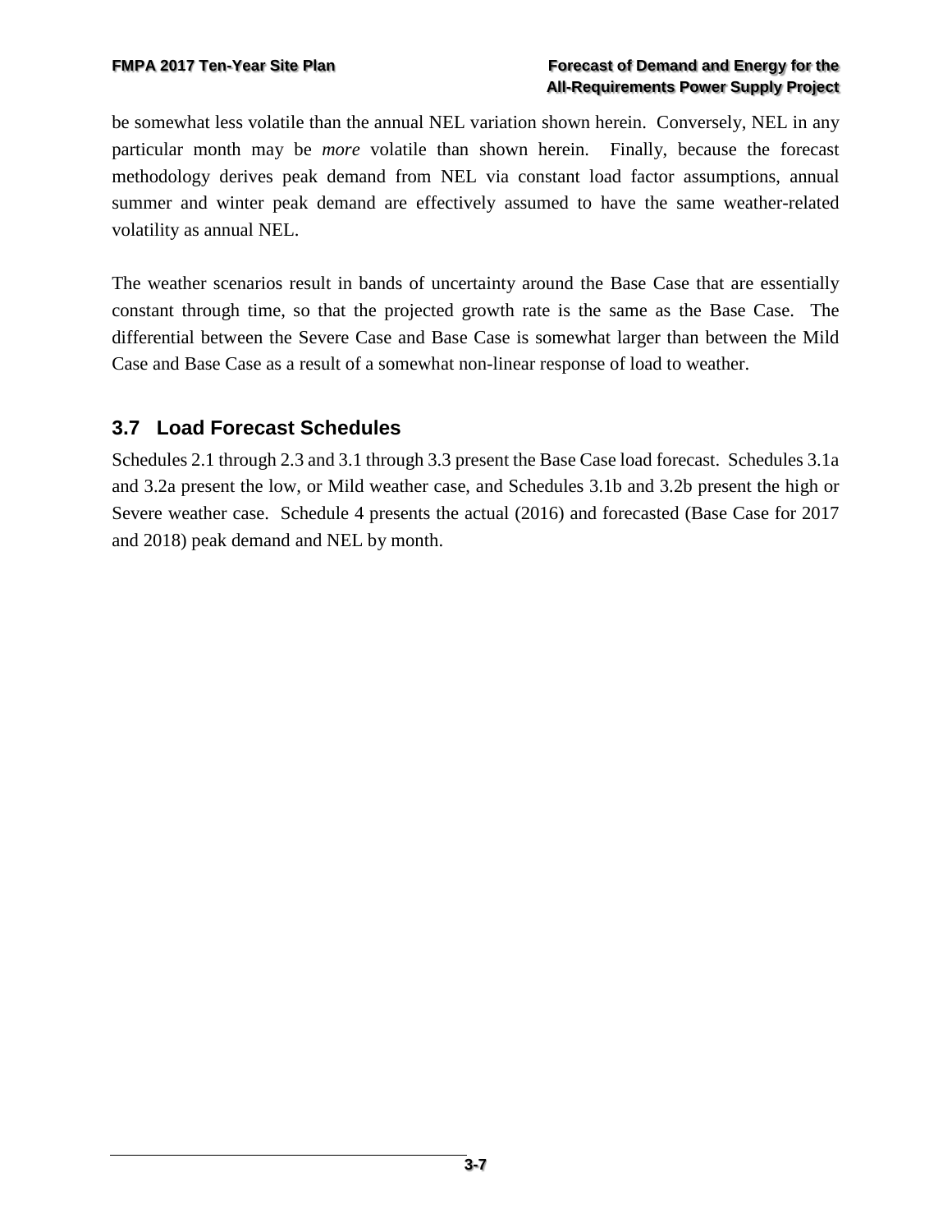be somewhat less volatile than the annual NEL variation shown herein. Conversely, NEL in any particular month may be *more* volatile than shown herein. Finally, because the forecast methodology derives peak demand from NEL via constant load factor assumptions, annual summer and winter peak demand are effectively assumed to have the same weather-related volatility as annual NEL.

The weather scenarios result in bands of uncertainty around the Base Case that are essentially constant through time, so that the projected growth rate is the same as the Base Case. The differential between the Severe Case and Base Case is somewhat larger than between the Mild Case and Base Case as a result of a somewhat non-linear response of load to weather.

## 3.7 Load Forecast Schedules

Schedules 2.1 through 2.3 and 3.1 through 3.3 present the Base Case load forecast. Schedules 3.1a and 3.2a present the low, or Mild weather case, and Schedules 3.1b and 3.2b present the high or Severe weather case. Schedule 4 presents the actual (2016) and forecasted (Base Case for 2017 and 2018) peak demand and NEL by month.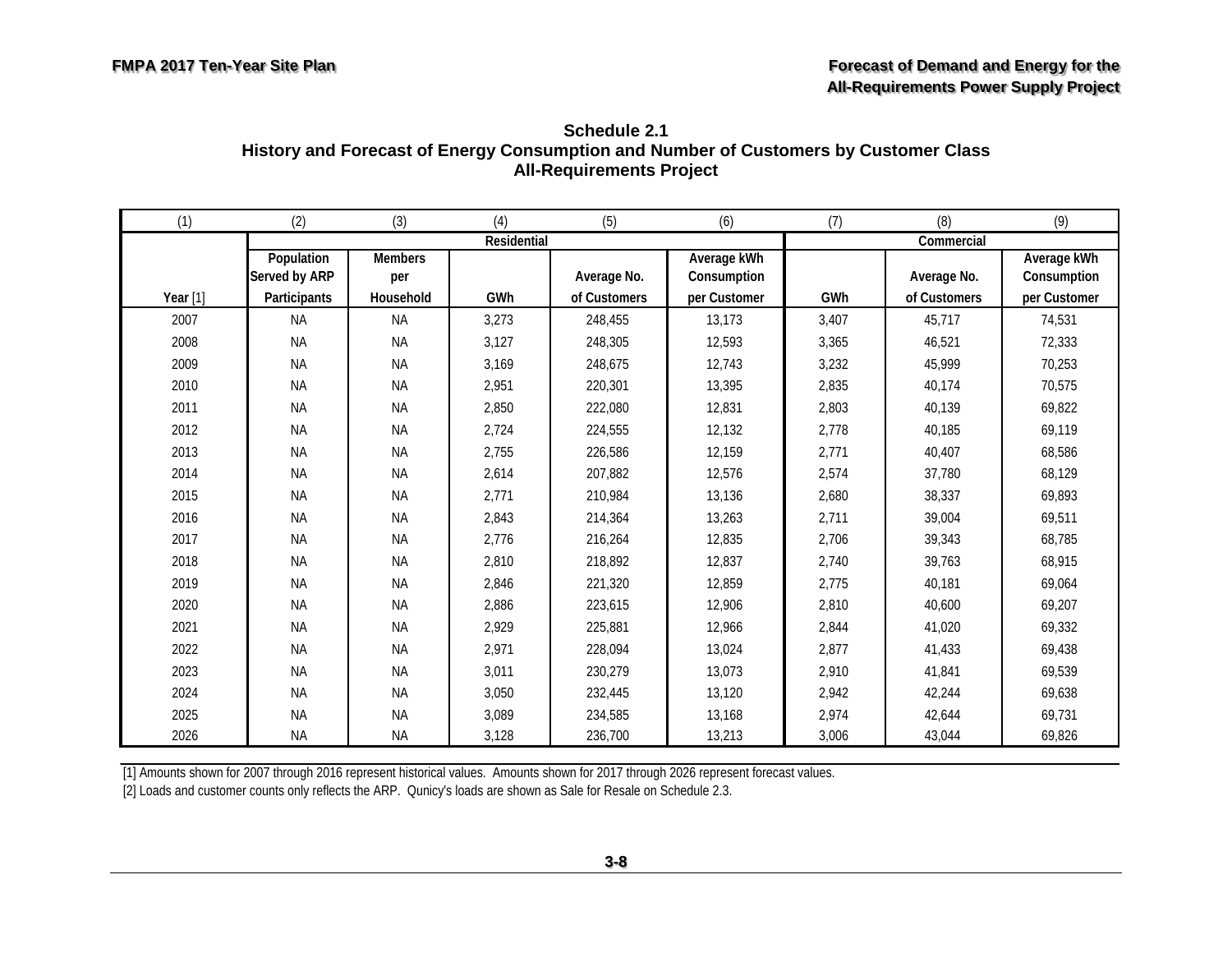## Schedule 2.1
## History and Forecast of Energy Consumption and Number of Customers by Customer Class
## All-Requirements Project

| (1) | (2) | (3) | (4) | (5) | (6) | (7) | (8) | (9) |
|---|---|---|---|---|---|---|---|---|
| | Residential | | | | | Commercial | | |
| Year [1] | Population Served by ARP Participants | Members per Household | GWh | Average No. of Customers | Average kWh Consumption per Customer | GWh | Average No. of Customers | Average kWh Consumption per Customer |
| 2007 | NA | NA | 3,273 | 248,455 | 13,173 | 3,407 | 45,717 | 74,531 |
| 2008 | NA | NA | 3,127 | 248,305 | 12,593 | 3,365 | 46,521 | 72,333 |
| 2009 | NA | NA | 3,169 | 248,675 | 12,743 | 3,232 | 45,999 | 70,253 |
| 2010 | NA | NA | 2,951 | 220,301 | 13,395 | 2,835 | 40,174 | 70,575 |
| 2011 | NA | NA | 2,850 | 222,080 | 12,831 | 2,803 | 40,139 | 69,822 |
| 2012 | NA | NA | 2,724 | 224,555 | 12,132 | 2,778 | 40,185 | 69,119 |
| 2013 | NA | NA | 2,755 | 226,586 | 12,159 | 2,771 | 40,407 | 68,586 |
| 2014 | NA | NA | 2,614 | 207,882 | 12,576 | 2,574 | 37,780 | 68,129 |
| 2015 | NA | NA | 2,771 | 210,984 | 13,136 | 2,680 | 38,337 | 69,893 |
| 2016 | NA | NA | 2,843 | 214,364 | 13,263 | 2,711 | 39,004 | 69,511 |
| 2017 | NA | NA | 2,776 | 216,264 | 12,835 | 2,706 | 39,343 | 68,785 |
| 2018 | NA | NA | 2,810 | 218,892 | 12,837 | 2,740 | 39,763 | 68,915 |
| 2019 | NA | NA | 2,846 | 221,320 | 12,859 | 2,775 | 40,181 | 69,064 |
| 2020 | NA | NA | 2,886 | 223,615 | 12,906 | 2,810 | 40,600 | 69,207 |
| 2021 | NA | NA | 2,929 | 225,881 | 12,966 | 2,844 | 41,020 | 69,332 |
| 2022 | NA | NA | 2,971 | 228,094 | 13,024 | 2,877 | 41,433 | 69,438 |
| 2023 | NA | NA | 3,011 | 230,279 | 13,073 | 2,910 | 41,841 | 69,539 |
| 2024 | NA | NA | 3,050 | 232,445 | 13,120 | 2,942 | 42,244 | 69,638 |
| 2025 | NA | NA | 3,089 | 234,585 | 13,168 | 2,974 | 42,644 | 69,731 |
| 2026 | NA | NA | 3,128 | 236,700 | 13,213 | 3,006 | 43,044 | 69,826 |

[1] Amounts shown for 2007 through 2016 represent historical values. Amounts shown for 2017 through 2026 represent forecast values.

[2] Loads and customer counts only reflects the ARP. Qunicy's loads are shown as Sale for Resale on Schedule 2.3.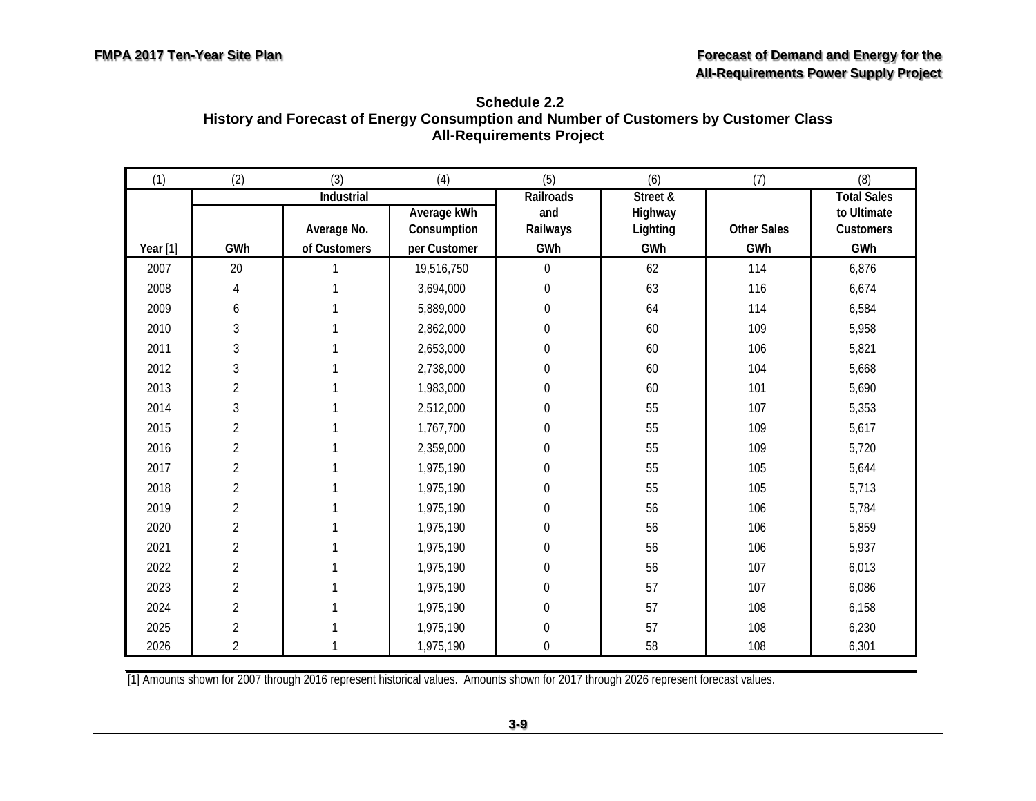**Schedule 2.2**
**History and Forecast of Energy Consumption and Number of Customers by Customer Class**
**All-Requirements Project**

| (1) | (2) | (3) | (4) | (5) | (6) | (7) | (8) |
|---|---|---|---|---|---|---|---|
| | Industrial | | | Railroads and Railways | Street & Highway Lighting | | Total Sales to Ultimate Customers |
| Year [1] | GWh | Average No. of Customers | Average kWh Consumption per Customer | GWh | GWh | Other Sales GWh | GWh |
| 2007 | 20 | 1 | 19,516,750 | 0 | 62 | 114 | 6,876 |
| 2008 | 4 | 1 | 3,694,000 | 0 | 63 | 116 | 6,674 |
| 2009 | 6 | 1 | 5,889,000 | 0 | 64 | 114 | 6,584 |
| 2010 | 3 | 1 | 2,862,000 | 0 | 60 | 109 | 5,958 |
| 2011 | 3 | 1 | 2,653,000 | 0 | 60 | 106 | 5,821 |
| 2012 | 3 | 1 | 2,738,000 | 0 | 60 | 104 | 5,668 |
| 2013 | 2 | 1 | 1,983,000 | 0 | 60 | 101 | 5,690 |
| 2014 | 3 | 1 | 2,512,000 | 0 | 55 | 107 | 5,353 |
| 2015 | 2 | 1 | 1,767,700 | 0 | 55 | 109 | 5,617 |
| 2016 | 2 | 1 | 2,359,000 | 0 | 55 | 109 | 5,720 |
| 2017 | 2 | 1 | 1,975,190 | 0 | 55 | 105 | 5,644 |
| 2018 | 2 | 1 | 1,975,190 | 0 | 55 | 105 | 5,713 |
| 2019 | 2 | 1 | 1,975,190 | 0 | 56 | 106 | 5,784 |
| 2020 | 2 | 1 | 1,975,190 | 0 | 56 | 106 | 5,859 |
| 2021 | 2 | 1 | 1,975,190 | 0 | 56 | 106 | 5,937 |
| 2022 | 2 | 1 | 1,975,190 | 0 | 56 | 107 | 6,013 |
| 2023 | 2 | 1 | 1,975,190 | 0 | 57 | 107 | 6,086 |
| 2024 | 2 | 1 | 1,975,190 | 0 | 57 | 108 | 6,158 |
| 2025 | 2 | 1 | 1,975,190 | 0 | 57 | 108 | 6,230 |
| 2026 | 2 | 1 | 1,975,190 | 0 | 58 | 108 | 6,301 |

[1] Amounts shown for 2007 through 2016 represent historical values. Amounts shown for 2017 through 2026 represent forecast values.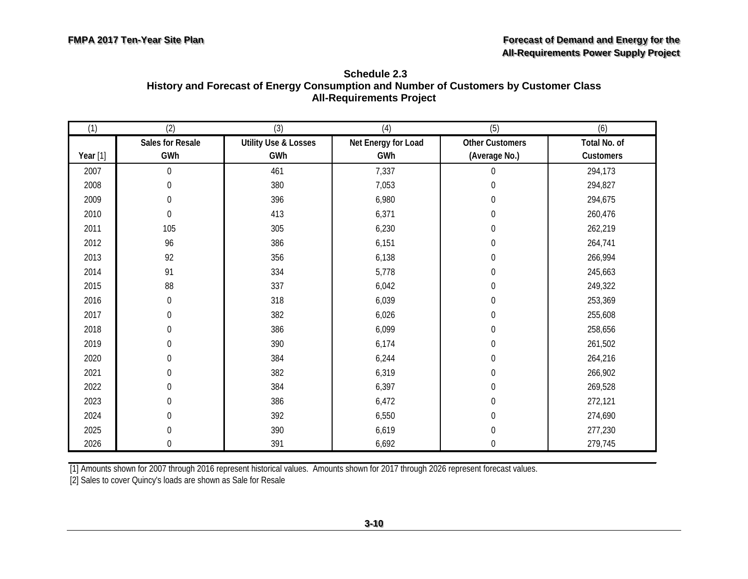### Schedule 2.3
### History and Forecast of Energy Consumption and Number of Customers by Customer Class
### All-Requirements Project

| (1) | (2) | (3) | (4) | (5) | (6) |
|---|---|---|---|---|---|
| Year [1] | Sales for Resale GWh | Utility Use & Losses GWh | Net Energy for Load GWh | Other Customers (Average No.) | Total No. of Customers |
| 2007 | 0 | 461 | 7,337 | 0 | 294,173 |
| 2008 | 0 | 380 | 7,053 | 0 | 294,827 |
| 2009 | 0 | 396 | 6,980 | 0 | 294,675 |
| 2010 | 0 | 413 | 6,371 | 0 | 260,476 |
| 2011 | 105 | 305 | 6,230 | 0 | 262,219 |
| 2012 | 96 | 386 | 6,151 | 0 | 264,741 |
| 2013 | 92 | 356 | 6,138 | 0 | 266,994 |
| 2014 | 91 | 334 | 5,778 | 0 | 245,663 |
| 2015 | 88 | 337 | 6,042 | 0 | 249,322 |
| 2016 | 0 | 318 | 6,039 | 0 | 253,369 |
| 2017 | 0 | 382 | 6,026 | 0 | 255,608 |
| 2018 | 0 | 386 | 6,099 | 0 | 258,656 |
| 2019 | 0 | 390 | 6,174 | 0 | 261,502 |
| 2020 | 0 | 384 | 6,244 | 0 | 264,216 |
| 2021 | 0 | 382 | 6,319 | 0 | 266,902 |
| 2022 | 0 | 384 | 6,397 | 0 | 269,528 |
| 2023 | 0 | 386 | 6,472 | 0 | 272,121 |
| 2024 | 0 | 392 | 6,550 | 0 | 274,690 |
| 2025 | 0 | 390 | 6,619 | 0 | 277,230 |
| 2026 | 0 | 391 | 6,692 | 0 | 279,745 |

[1] Amounts shown for 2007 through 2016 represent historical values. Amounts shown for 2017 through 2026 represent forecast values.

[2] Sales to cover Quincy's loads are shown as Sale for Resale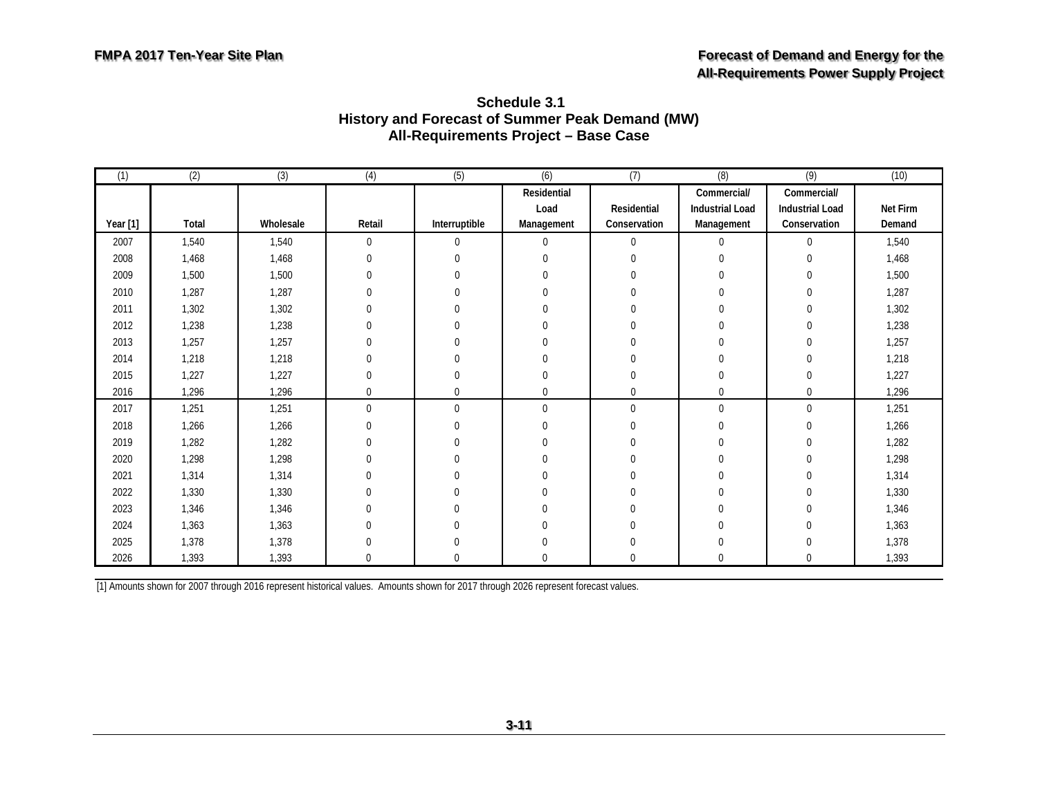**Schedule 3.1**
**History and Forecast of Summer Peak Demand (MW)**
**All-Requirements Project – Base Case**

| (1) | (2) | (3) | (4) | (5) | (6) | (7) | (8) | (9) | (10) |
|---|---|---|---|---|---|---|---|---|---|
| Year [1] | Total | Wholesale | Retail | Interruptible | Residential Load Management | Residential Conservation | Commercial/ Industrial Load Management | Commercial/ Industrial Load Conservation | Net Firm Demand |
| 2007 | 1,540 | 1,540 | 0 | 0 | 0 | 0 | 0 | 0 | 1,540 |
| 2008 | 1,468 | 1,468 | 0 | 0 | 0 | 0 | 0 | 0 | 1,468 |
| 2009 | 1,500 | 1,500 | 0 | 0 | 0 | 0 | 0 | 0 | 1,500 |
| 2010 | 1,287 | 1,287 | 0 | 0 | 0 | 0 | 0 | 0 | 1,287 |
| 2011 | 1,302 | 1,302 | 0 | 0 | 0 | 0 | 0 | 0 | 1,302 |
| 2012 | 1,238 | 1,238 | 0 | 0 | 0 | 0 | 0 | 0 | 1,238 |
| 2013 | 1,257 | 1,257 | 0 | 0 | 0 | 0 | 0 | 0 | 1,257 |
| 2014 | 1,218 | 1,218 | 0 | 0 | 0 | 0 | 0 | 0 | 1,218 |
| 2015 | 1,227 | 1,227 | 0 | 0 | 0 | 0 | 0 | 0 | 1,227 |
| 2016 | 1,296 | 1,296 | 0 | 0 | 0 | 0 | 0 | 0 | 1,296 |
| 2017 | 1,251 | 1,251 | 0 | 0 | 0 | 0 | 0 | 0 | 1,251 |
| 2018 | 1,266 | 1,266 | 0 | 0 | 0 | 0 | 0 | 0 | 1,266 |
| 2019 | 1,282 | 1,282 | 0 | 0 | 0 | 0 | 0 | 0 | 1,282 |
| 2020 | 1,298 | 1,298 | 0 | 0 | 0 | 0 | 0 | 0 | 1,298 |
| 2021 | 1,314 | 1,314 | 0 | 0 | 0 | 0 | 0 | 0 | 1,314 |
| 2022 | 1,330 | 1,330 | 0 | 0 | 0 | 0 | 0 | 0 | 1,330 |
| 2023 | 1,346 | 1,346 | 0 | 0 | 0 | 0 | 0 | 0 | 1,346 |
| 2024 | 1,363 | 1,363 | 0 | 0 | 0 | 0 | 0 | 0 | 1,363 |
| 2025 | 1,378 | 1,378 | 0 | 0 | 0 | 0 | 0 | 0 | 1,378 |
| 2026 | 1,393 | 1,393 | 0 | 0 | 0 | 0 | 0 | 0 | 1,393 |

[1] Amounts shown for 2007 through 2016 represent historical values. Amounts shown for 2017 through 2026 represent forecast values.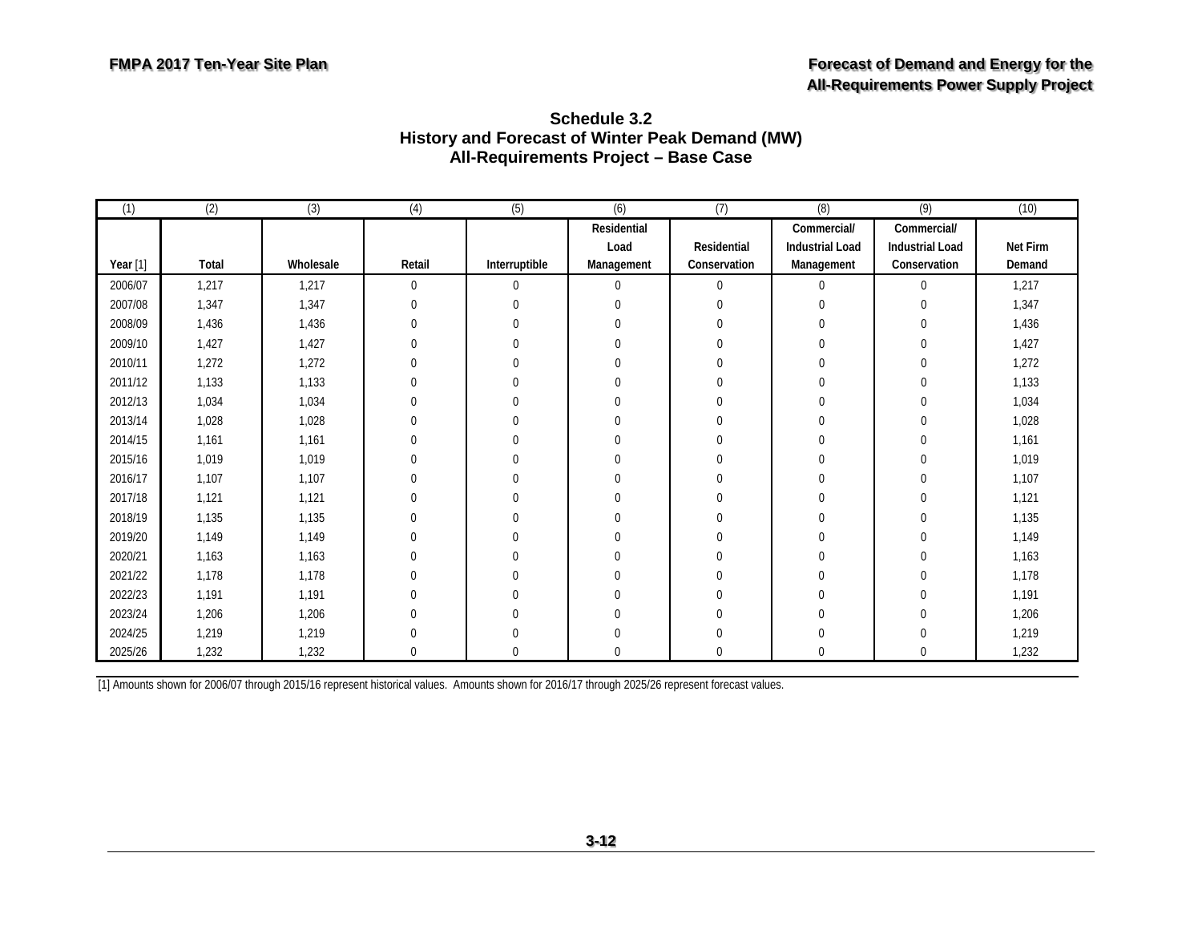## Schedule 3.2
## History and Forecast of Winter Peak Demand (MW)
## All-Requirements Project – Base Case

| (1) | (2) | (3) | (4) | (5) | (6) | (7) | (8) | (9) | (10) |
|---|---|---|---|---|---|---|---|---|---|
| Year [1] | Total | Wholesale | Retail | Interruptible | Residential Load Management | Residential Conservation | Commercial/ Industrial Load Management | Commercial/ Industrial Load Conservation | Net Firm Demand |
| 2006/07 | 1,217 | 1,217 | 0 | 0 | 0 | 0 | 0 | 0 | 1,217 |
| 2007/08 | 1,347 | 1,347 | 0 | 0 | 0 | 0 | 0 | 0 | 1,347 |
| 2008/09 | 1,436 | 1,436 | 0 | 0 | 0 | 0 | 0 | 0 | 1,436 |
| 2009/10 | 1,427 | 1,427 | 0 | 0 | 0 | 0 | 0 | 0 | 1,427 |
| 2010/11 | 1,272 | 1,272 | 0 | 0 | 0 | 0 | 0 | 0 | 1,272 |
| 2011/12 | 1,133 | 1,133 | 0 | 0 | 0 | 0 | 0 | 0 | 1,133 |
| 2012/13 | 1,034 | 1,034 | 0 | 0 | 0 | 0 | 0 | 0 | 1,034 |
| 2013/14 | 1,028 | 1,028 | 0 | 0 | 0 | 0 | 0 | 0 | 1,028 |
| 2014/15 | 1,161 | 1,161 | 0 | 0 | 0 | 0 | 0 | 0 | 1,161 |
| 2015/16 | 1,019 | 1,019 | 0 | 0 | 0 | 0 | 0 | 0 | 1,019 |
| 2016/17 | 1,107 | 1,107 | 0 | 0 | 0 | 0 | 0 | 0 | 1,107 |
| 2017/18 | 1,121 | 1,121 | 0 | 0 | 0 | 0 | 0 | 0 | 1,121 |
| 2018/19 | 1,135 | 1,135 | 0 | 0 | 0 | 0 | 0 | 0 | 1,135 |
| 2019/20 | 1,149 | 1,149 | 0 | 0 | 0 | 0 | 0 | 0 | 1,149 |
| 2020/21 | 1,163 | 1,163 | 0 | 0 | 0 | 0 | 0 | 0 | 1,163 |
| 2021/22 | 1,178 | 1,178 | 0 | 0 | 0 | 0 | 0 | 0 | 1,178 |
| 2022/23 | 1,191 | 1,191 | 0 | 0 | 0 | 0 | 0 | 0 | 1,191 |
| 2023/24 | 1,206 | 1,206 | 0 | 0 | 0 | 0 | 0 | 0 | 1,206 |
| 2024/25 | 1,219 | 1,219 | 0 | 0 | 0 | 0 | 0 | 0 | 1,219 |
| 2025/26 | 1,232 | 1,232 | 0 | 0 | 0 | 0 | 0 | 0 | 1,232 |

[1] Amounts shown for 2006/07 through 2015/16 represent historical values. Amounts shown for 2016/17 through 2025/26 represent forecast values.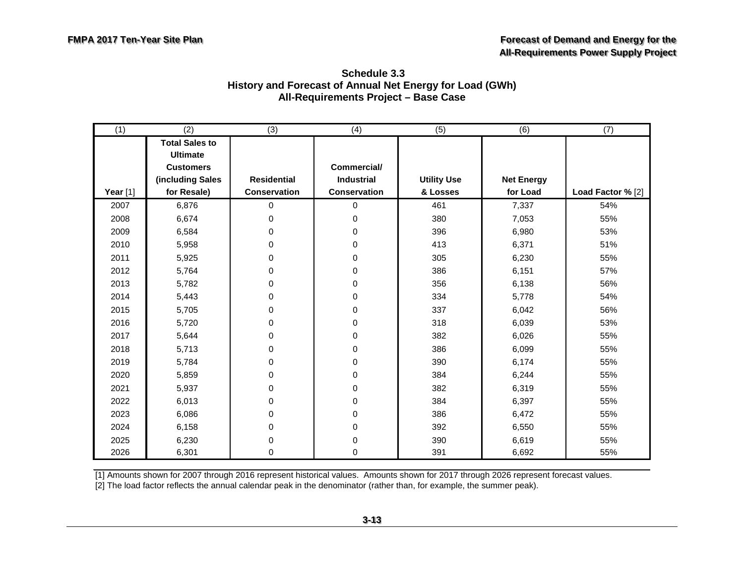## Schedule 3.3
## History and Forecast of Annual Net Energy for Load (GWh)
## All-Requirements Project – Base Case

| (1) | (2) | (3) | (4) | (5) | (6) | (7) |
|---|---|---|---|---|---|---|
| **Year** [1] | **Total Sales to Ultimate Customers (including Sales for Resale)** | **Residential Conservation** | **Commercial/ Industrial Conservation** | **Utility Use & Losses** | **Net Energy for Load** | **Load Factor %** [2] |
| 2007 | 6,876 | 0 | 0 | 461 | 7,337 | 54% |
| 2008 | 6,674 | 0 | 0 | 380 | 7,053 | 55% |
| 2009 | 6,584 | 0 | 0 | 396 | 6,980 | 53% |
| 2010 | 5,958 | 0 | 0 | 413 | 6,371 | 51% |
| 2011 | 5,925 | 0 | 0 | 305 | 6,230 | 55% |
| 2012 | 5,764 | 0 | 0 | 386 | 6,151 | 57% |
| 2013 | 5,782 | 0 | 0 | 356 | 6,138 | 56% |
| 2014 | 5,443 | 0 | 0 | 334 | 5,778 | 54% |
| 2015 | 5,705 | 0 | 0 | 337 | 6,042 | 56% |
| 2016 | 5,720 | 0 | 0 | 318 | 6,039 | 53% |
| 2017 | 5,644 | 0 | 0 | 382 | 6,026 | 55% |
| 2018 | 5,713 | 0 | 0 | 386 | 6,099 | 55% |
| 2019 | 5,784 | 0 | 0 | 390 | 6,174 | 55% |
| 2020 | 5,859 | 0 | 0 | 384 | 6,244 | 55% |
| 2021 | 5,937 | 0 | 0 | 382 | 6,319 | 55% |
| 2022 | 6,013 | 0 | 0 | 384 | 6,397 | 55% |
| 2023 | 6,086 | 0 | 0 | 386 | 6,472 | 55% |
| 2024 | 6,158 | 0 | 0 | 392 | 6,550 | 55% |
| 2025 | 6,230 | 0 | 0 | 390 | 6,619 | 55% |
| 2026 | 6,301 | 0 | 0 | 391 | 6,692 | 55% |

[1] Amounts shown for 2007 through 2016 represent historical values. Amounts shown for 2017 through 2026 represent forecast values.
[2] The load factor reflects the annual calendar peak in the denominator (rather than, for example, the summer peak).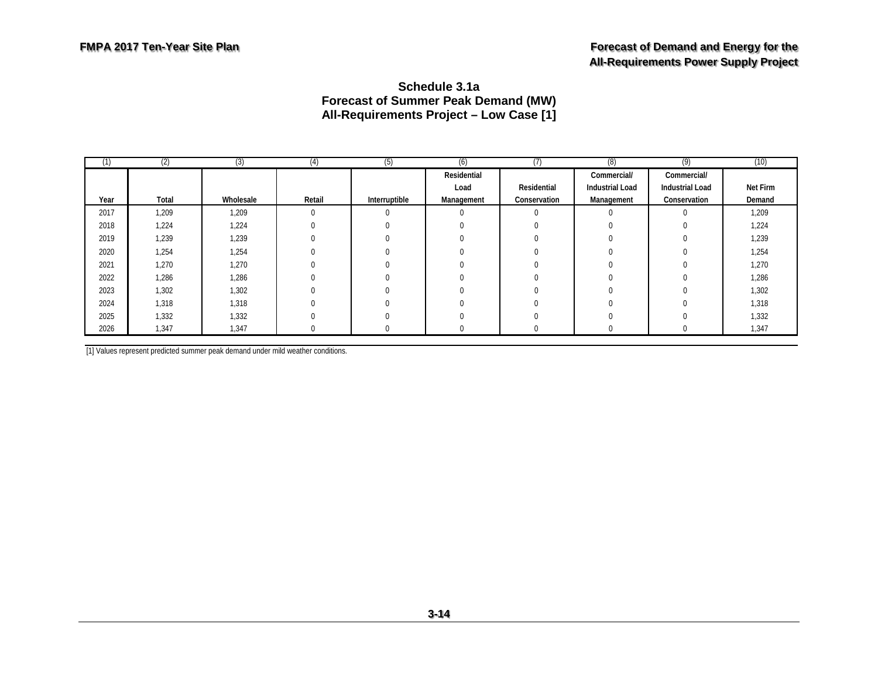## Schedule 3.1a
## Forecast of Summer Peak Demand (MW)
## All-Requirements Project – Low Case [1]

| (1) | (2) | (3) | (4) | (5) | (6) | (7) | (8) | (9) | (10) |
|---|---|---|---|---|---|---|---|---|---|
| Year | Total | Wholesale | Retail | Interruptible | Residential Load Management | Residential Conservation | Commercial/ Industrial Load Management | Commercial/ Industrial Load Conservation | Net Firm Demand |
| 2017 | 1,209 | 1,209 | 0 | 0 | 0 | 0 | 0 | 0 | 1,209 |
| 2018 | 1,224 | 1,224 | 0 | 0 | 0 | 0 | 0 | 0 | 1,224 |
| 2019 | 1,239 | 1,239 | 0 | 0 | 0 | 0 | 0 | 0 | 1,239 |
| 2020 | 1,254 | 1,254 | 0 | 0 | 0 | 0 | 0 | 0 | 1,254 |
| 2021 | 1,270 | 1,270 | 0 | 0 | 0 | 0 | 0 | 0 | 1,270 |
| 2022 | 1,286 | 1,286 | 0 | 0 | 0 | 0 | 0 | 0 | 1,286 |
| 2023 | 1,302 | 1,302 | 0 | 0 | 0 | 0 | 0 | 0 | 1,302 |
| 2024 | 1,318 | 1,318 | 0 | 0 | 0 | 0 | 0 | 0 | 1,318 |
| 2025 | 1,332 | 1,332 | 0 | 0 | 0 | 0 | 0 | 0 | 1,332 |
| 2026 | 1,347 | 1,347 | 0 | 0 | 0 | 0 | 0 | 0 | 1,347 |

[1] Values represent predicted summer peak demand under mild weather conditions.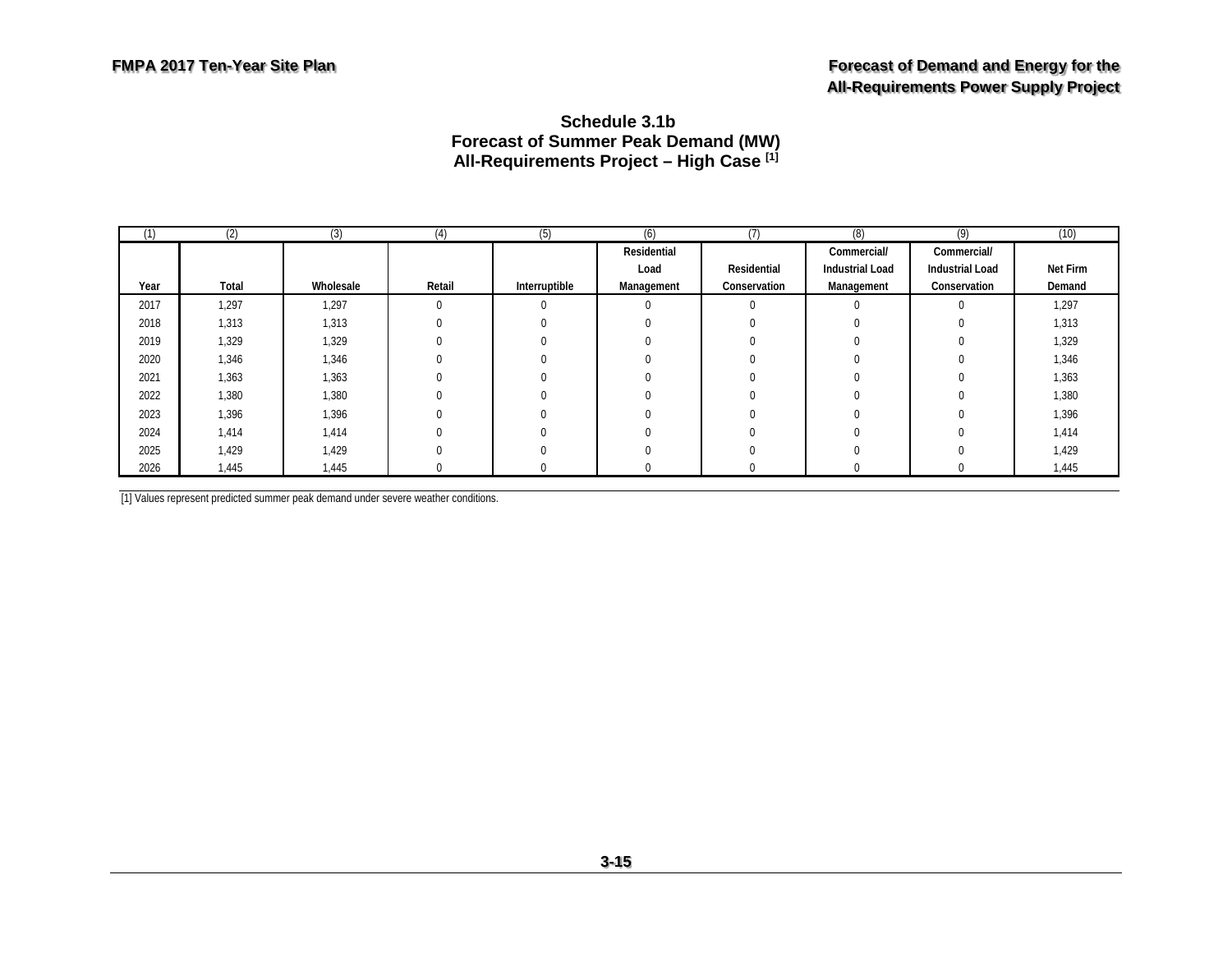### Schedule 3.1b
### Forecast of Summer Peak Demand (MW)
### All-Requirements Project – High Case [1]

| (1) | (2) | (3) | (4) | (5) | (6) | (7) | (8) | (9) | (10) |
|---|---|---|---|---|---|---|---|---|---|
| Year | Total | Wholesale | Retail | Interruptible | Residential Load Management | Residential Conservation | Commercial/ Industrial Load Management | Commercial/ Industrial Load Conservation | Net Firm Demand |
| 2017 | 1,297 | 1,297 | 0 | 0 | 0 | 0 | 0 | 0 | 1,297 |
| 2018 | 1,313 | 1,313 | 0 | 0 | 0 | 0 | 0 | 0 | 1,313 |
| 2019 | 1,329 | 1,329 | 0 | 0 | 0 | 0 | 0 | 0 | 1,329 |
| 2020 | 1,346 | 1,346 | 0 | 0 | 0 | 0 | 0 | 0 | 1,346 |
| 2021 | 1,363 | 1,363 | 0 | 0 | 0 | 0 | 0 | 0 | 1,363 |
| 2022 | 1,380 | 1,380 | 0 | 0 | 0 | 0 | 0 | 0 | 1,380 |
| 2023 | 1,396 | 1,396 | 0 | 0 | 0 | 0 | 0 | 0 | 1,396 |
| 2024 | 1,414 | 1,414 | 0 | 0 | 0 | 0 | 0 | 0 | 1,414 |
| 2025 | 1,429 | 1,429 | 0 | 0 | 0 | 0 | 0 | 0 | 1,429 |
| 2026 | 1,445 | 1,445 | 0 | 0 | 0 | 0 | 0 | 0 | 1,445 |

[1] Values represent predicted summer peak demand under severe weather conditions.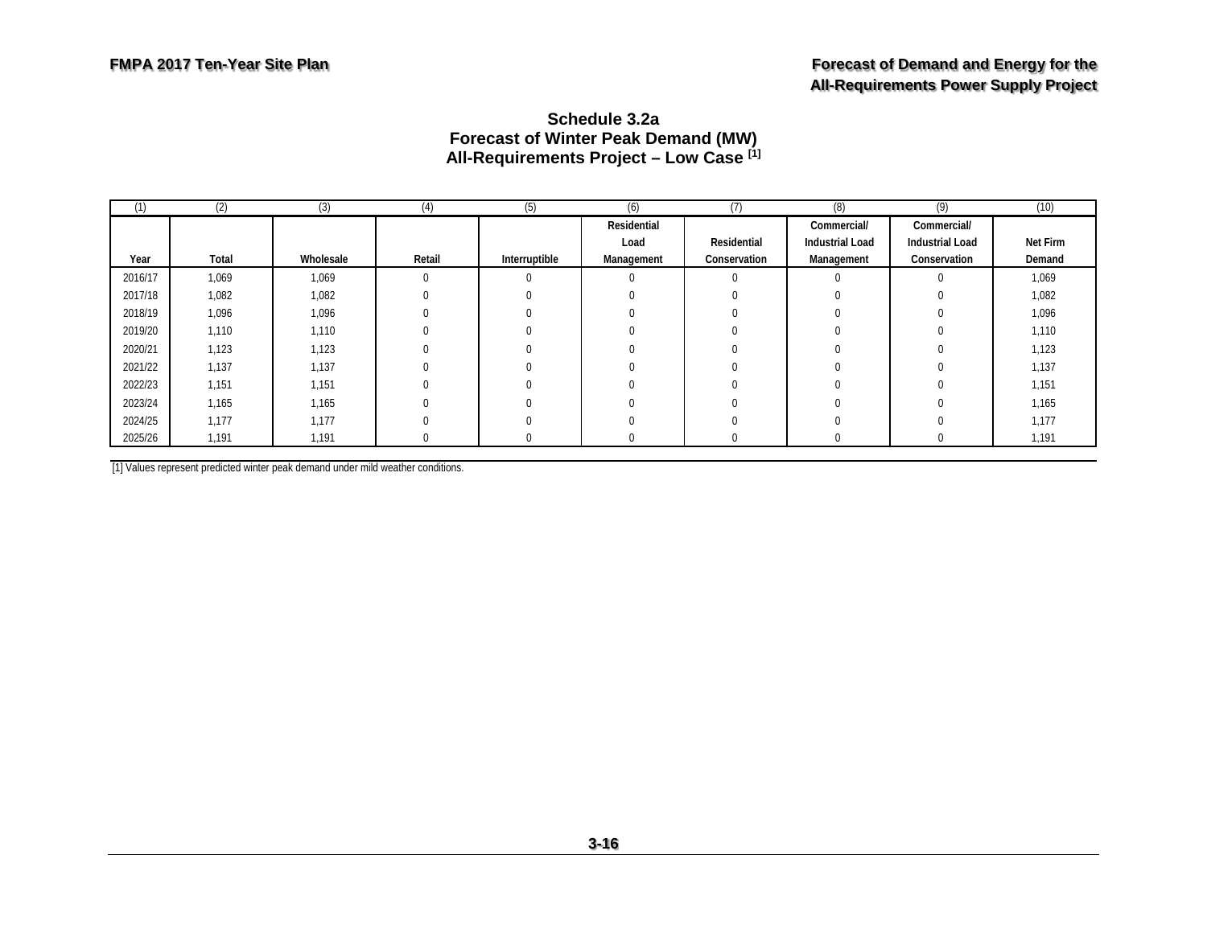### Schedule 3.2a
### Forecast of Winter Peak Demand (MW)
### All-Requirements Project – Low Case [1]

| (1) | (2) | (3) | (4) | (5) | (6) | (7) | (8) | (9) | (10) |
|---|---|---|---|---|---|---|---|---|---|
| Year | Total | Wholesale | Retail | Interruptible | Residential Load Management | Residential Conservation | Commercial/ Industrial Load Management | Commercial/ Industrial Load Conservation | Net Firm Demand |
| 2016/17 | 1,069 | 1,069 | 0 | 0 | 0 | 0 | 0 | 0 | 1,069 |
| 2017/18 | 1,082 | 1,082 | 0 | 0 | 0 | 0 | 0 | 0 | 1,082 |
| 2018/19 | 1,096 | 1,096 | 0 | 0 | 0 | 0 | 0 | 0 | 1,096 |
| 2019/20 | 1,110 | 1,110 | 0 | 0 | 0 | 0 | 0 | 0 | 1,110 |
| 2020/21 | 1,123 | 1,123 | 0 | 0 | 0 | 0 | 0 | 0 | 1,123 |
| 2021/22 | 1,137 | 1,137 | 0 | 0 | 0 | 0 | 0 | 0 | 1,137 |
| 2022/23 | 1,151 | 1,151 | 0 | 0 | 0 | 0 | 0 | 0 | 1,151 |
| 2023/24 | 1,165 | 1,165 | 0 | 0 | 0 | 0 | 0 | 0 | 1,165 |
| 2024/25 | 1,177 | 1,177 | 0 | 0 | 0 | 0 | 0 | 0 | 1,177 |
| 2025/26 | 1,191 | 1,191 | 0 | 0 | 0 | 0 | 0 | 0 | 1,191 |

[1] Values represent predicted winter peak demand under mild weather conditions.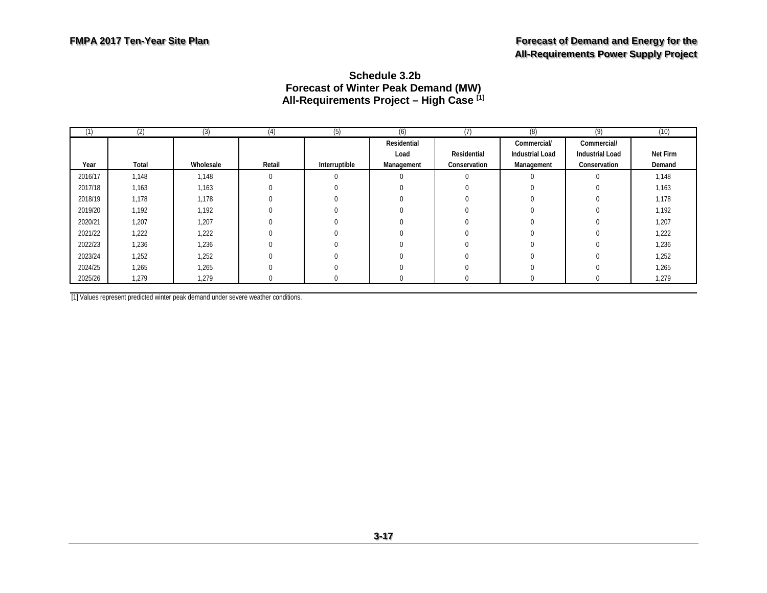## Schedule 3.2b
## Forecast of Winter Peak Demand (MW)
## All-Requirements Project – High Case [1]

| (1) | (2) | (3) | (4) | (5) | (6) | (7) | (8) | (9) | (10) |
|---|---|---|---|---|---|---|---|---|---|
| Year | Total | Wholesale | Retail | Interruptible | Residential Load Management | Residential Conservation | Commercial/ Industrial Load Management | Commercial/ Industrial Load Conservation | Net Firm Demand |
| 2016/17 | 1,148 | 1,148 | 0 | 0 | 0 | 0 | 0 | 0 | 1,148 |
| 2017/18 | 1,163 | 1,163 | 0 | 0 | 0 | 0 | 0 | 0 | 1,163 |
| 2018/19 | 1,178 | 1,178 | 0 | 0 | 0 | 0 | 0 | 0 | 1,178 |
| 2019/20 | 1,192 | 1,192 | 0 | 0 | 0 | 0 | 0 | 0 | 1,192 |
| 2020/21 | 1,207 | 1,207 | 0 | 0 | 0 | 0 | 0 | 0 | 1,207 |
| 2021/22 | 1,222 | 1,222 | 0 | 0 | 0 | 0 | 0 | 0 | 1,222 |
| 2022/23 | 1,236 | 1,236 | 0 | 0 | 0 | 0 | 0 | 0 | 1,236 |
| 2023/24 | 1,252 | 1,252 | 0 | 0 | 0 | 0 | 0 | 0 | 1,252 |
| 2024/25 | 1,265 | 1,265 | 0 | 0 | 0 | 0 | 0 | 0 | 1,265 |
| 2025/26 | 1,279 | 1,279 | 0 | 0 | 0 | 0 | 0 | 0 | 1,279 |

[1] Values represent predicted winter peak demand under severe weather conditions.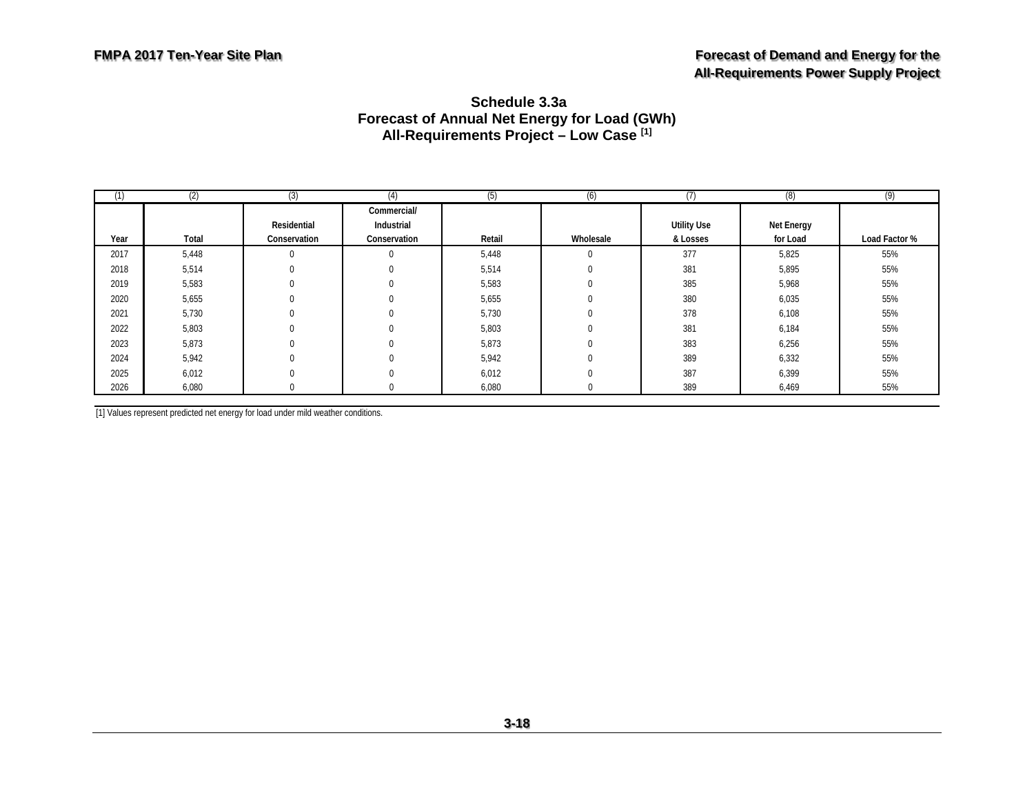### Schedule 3.3a
### Forecast of Annual Net Energy for Load (GWh)
### All-Requirements Project – Low Case [1]

| (1) | (2) | (3) | (4) | (5) | (6) | (7) | (8) | (9) |
|---|---|---|---|---|---|---|---|---|
| Year | Total | Residential Conservation | Commercial/ Industrial Conservation | Retail | Wholesale | Utility Use & Losses | Net Energy for Load | Load Factor % |
| 2017 | 5,448 | 0 | 0 | 5,448 | 0 | 377 | 5,825 | 55% |
| 2018 | 5,514 | 0 | 0 | 5,514 | 0 | 381 | 5,895 | 55% |
| 2019 | 5,583 | 0 | 0 | 5,583 | 0 | 385 | 5,968 | 55% |
| 2020 | 5,655 | 0 | 0 | 5,655 | 0 | 380 | 6,035 | 55% |
| 2021 | 5,730 | 0 | 0 | 5,730 | 0 | 378 | 6,108 | 55% |
| 2022 | 5,803 | 0 | 0 | 5,803 | 0 | 381 | 6,184 | 55% |
| 2023 | 5,873 | 0 | 0 | 5,873 | 0 | 383 | 6,256 | 55% |
| 2024 | 5,942 | 0 | 0 | 5,942 | 0 | 389 | 6,332 | 55% |
| 2025 | 6,012 | 0 | 0 | 6,012 | 0 | 387 | 6,399 | 55% |
| 2026 | 6,080 | 0 | 0 | 6,080 | 0 | 389 | 6,469 | 55% |

[1] Values represent predicted net energy for load under mild weather conditions.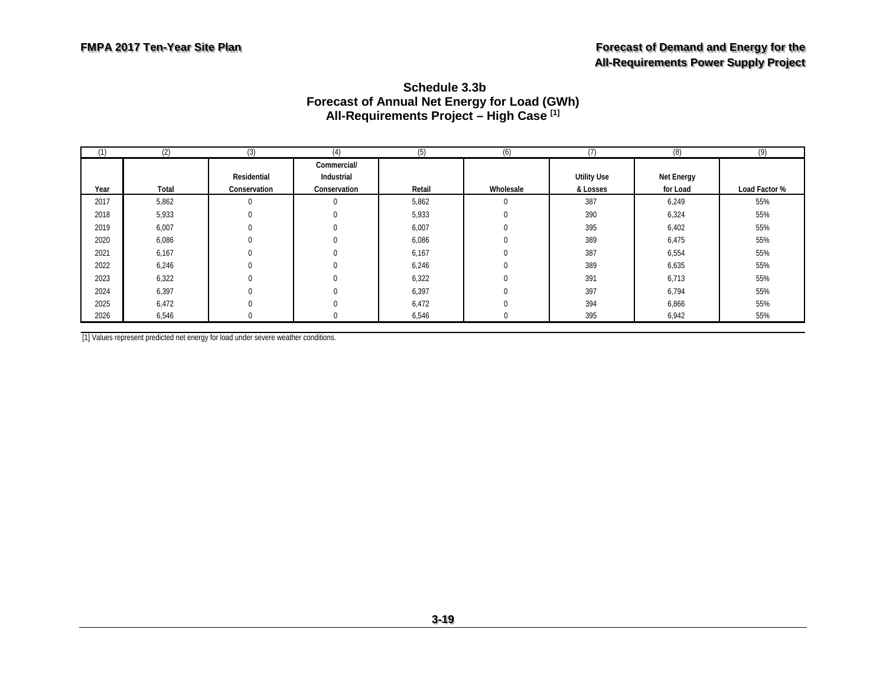## Schedule 3.3b
## Forecast of Annual Net Energy for Load (GWh)
## All-Requirements Project – High Case [1]

| (1) | (2) | (3) | (4) | (5) | (6) | (7) | (8) | (9) |
|---|---|---|---|---|---|---|---|---|
| Year | Total | Residential Conservation | Commercial/ Industrial Conservation | Retail | Wholesale | Utility Use & Losses | Net Energy for Load | Load Factor % |
| 2017 | 5,862 | 0 | 0 | 5,862 | 0 | 387 | 6,249 | 55% |
| 2018 | 5,933 | 0 | 0 | 5,933 | 0 | 390 | 6,324 | 55% |
| 2019 | 6,007 | 0 | 0 | 6,007 | 0 | 395 | 6,402 | 55% |
| 2020 | 6,086 | 0 | 0 | 6,086 | 0 | 389 | 6,475 | 55% |
| 2021 | 6,167 | 0 | 0 | 6,167 | 0 | 387 | 6,554 | 55% |
| 2022 | 6,246 | 0 | 0 | 6,246 | 0 | 389 | 6,635 | 55% |
| 2023 | 6,322 | 0 | 0 | 6,322 | 0 | 391 | 6,713 | 55% |
| 2024 | 6,397 | 0 | 0 | 6,397 | 0 | 397 | 6,794 | 55% |
| 2025 | 6,472 | 0 | 0 | 6,472 | 0 | 394 | 6,866 | 55% |
| 2026 | 6,546 | 0 | 0 | 6,546 | 0 | 395 | 6,942 | 55% |

[1] Values represent predicted net energy for load under severe weather conditions.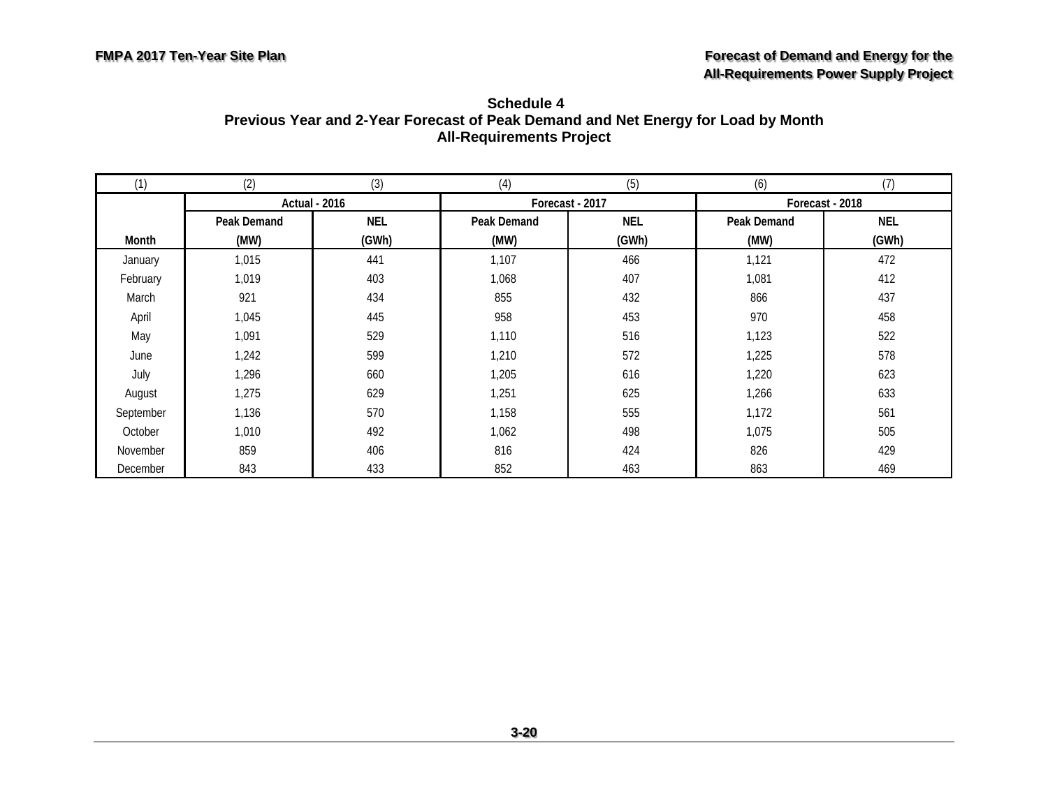**Schedule 4**
**Previous Year and 2-Year Forecast of Peak Demand and Net Energy for Load by Month**
**All-Requirements Project**

| (1) | (2) | (3) | (4) | (5) | (6) | (7) |
|---|---|---|---|---|---|---|
| | Actual - 2016 | | Forecast - 2017 | | Forecast - 2018 | |
| | Peak Demand | NEL | Peak Demand | NEL | Peak Demand | NEL |
| Month | (MW) | (GWh) | (MW) | (GWh) | (MW) | (GWh) |
| January | 1,015 | 441 | 1,107 | 466 | 1,121 | 472 |
| February | 1,019 | 403 | 1,068 | 407 | 1,081 | 412 |
| March | 921 | 434 | 855 | 432 | 866 | 437 |
| April | 1,045 | 445 | 958 | 453 | 970 | 458 |
| May | 1,091 | 529 | 1,110 | 516 | 1,123 | 522 |
| June | 1,242 | 599 | 1,210 | 572 | 1,225 | 578 |
| July | 1,296 | 660 | 1,205 | 616 | 1,220 | 623 |
| August | 1,275 | 629 | 1,251 | 625 | 1,266 | 633 |
| September | 1,136 | 570 | 1,158 | 555 | 1,172 | 561 |
| October | 1,010 | 492 | 1,062 | 498 | 1,075 | 505 |
| November | 859 | 406 | 816 | 424 | 826 | 429 |
| December | 843 | 433 | 852 | 463 | 863 | 469 |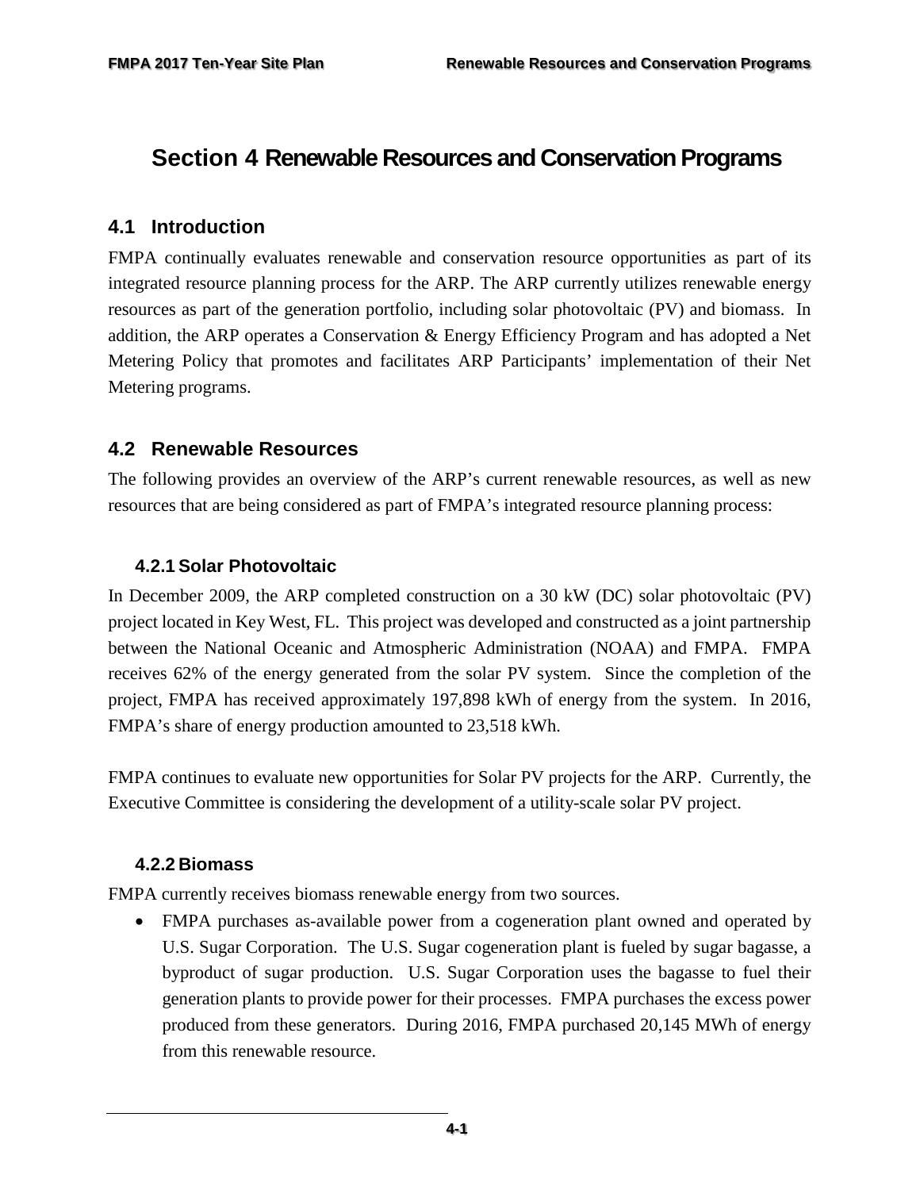# Section 4 Renewable Resources and Conservation Programs

## 4.1 Introduction

FMPA continually evaluates renewable and conservation resource opportunities as part of its integrated resource planning process for the ARP. The ARP currently utilizes renewable energy resources as part of the generation portfolio, including solar photovoltaic (PV) and biomass. In addition, the ARP operates a Conservation & Energy Efficiency Program and has adopted a Net Metering Policy that promotes and facilitates ARP Participants' implementation of their Net Metering programs.

## 4.2 Renewable Resources

The following provides an overview of the ARP's current renewable resources, as well as new resources that are being considered as part of FMPA's integrated resource planning process:

### 4.2.1 Solar Photovoltaic

In December 2009, the ARP completed construction on a 30 kW (DC) solar photovoltaic (PV) project located in Key West, FL. This project was developed and constructed as a joint partnership between the National Oceanic and Atmospheric Administration (NOAA) and FMPA. FMPA receives 62% of the energy generated from the solar PV system. Since the completion of the project, FMPA has received approximately 197,898 kWh of energy from the system. In 2016, FMPA's share of energy production amounted to 23,518 kWh.

FMPA continues to evaluate new opportunities for Solar PV projects for the ARP. Currently, the Executive Committee is considering the development of a utility-scale solar PV project.

### 4.2.2 Biomass

FMPA currently receives biomass renewable energy from two sources.

- FMPA purchases as-available power from a cogeneration plant owned and operated by U.S. Sugar Corporation. The U.S. Sugar cogeneration plant is fueled by sugar bagasse, a byproduct of sugar production. U.S. Sugar Corporation uses the bagasse to fuel their generation plants to provide power for their processes. FMPA purchases the excess power produced from these generators. During 2016, FMPA purchased 20,145 MWh of energy from this renewable resource.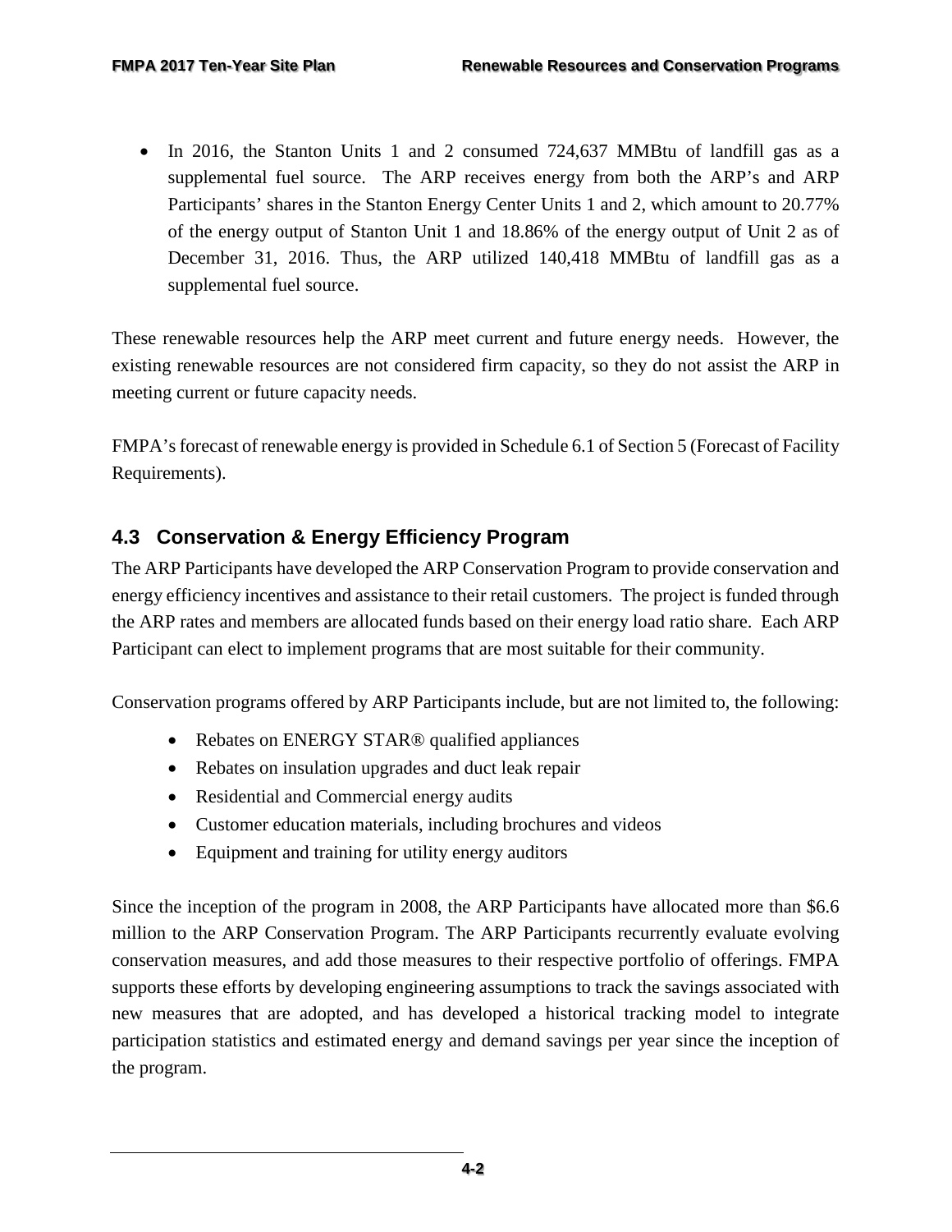- In 2016, the Stanton Units 1 and 2 consumed 724,637 MMBtu of landfill gas as a supplemental fuel source. The ARP receives energy from both the ARP's and ARP Participants' shares in the Stanton Energy Center Units 1 and 2, which amount to 20.77% of the energy output of Stanton Unit 1 and 18.86% of the energy output of Unit 2 as of December 31, 2016. Thus, the ARP utilized 140,418 MMBtu of landfill gas as a supplemental fuel source.

These renewable resources help the ARP meet current and future energy needs. However, the existing renewable resources are not considered firm capacity, so they do not assist the ARP in meeting current or future capacity needs.

FMPA's forecast of renewable energy is provided in Schedule 6.1 of Section 5 (Forecast of Facility Requirements).

## 4.3 Conservation & Energy Efficiency Program

The ARP Participants have developed the ARP Conservation Program to provide conservation and energy efficiency incentives and assistance to their retail customers. The project is funded through the ARP rates and members are allocated funds based on their energy load ratio share. Each ARP Participant can elect to implement programs that are most suitable for their community.

Conservation programs offered by ARP Participants include, but are not limited to, the following:

- Rebates on ENERGY STAR® qualified appliances
- Rebates on insulation upgrades and duct leak repair
- Residential and Commercial energy audits
- Customer education materials, including brochures and videos
- Equipment and training for utility energy auditors

Since the inception of the program in 2008, the ARP Participants have allocated more than $6.6 million to the ARP Conservation Program. The ARP Participants recurrently evaluate evolving conservation measures, and add those measures to their respective portfolio of offerings. FMPA supports these efforts by developing engineering assumptions to track the savings associated with new measures that are adopted, and has developed a historical tracking model to integrate participation statistics and estimated energy and demand savings per year since the inception of the program.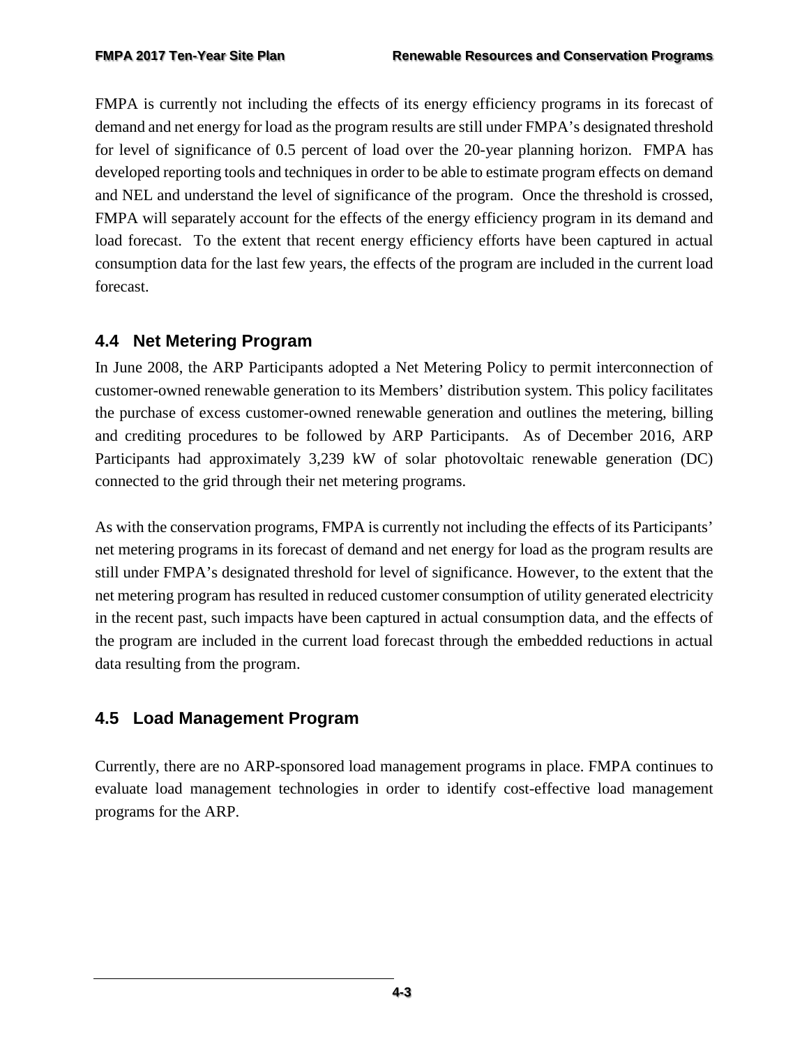FMPA is currently not including the effects of its energy efficiency programs in its forecast of demand and net energy for load as the program results are still under FMPA's designated threshold for level of significance of 0.5 percent of load over the 20-year planning horizon. FMPA has developed reporting tools and techniques in order to be able to estimate program effects on demand and NEL and understand the level of significance of the program. Once the threshold is crossed, FMPA will separately account for the effects of the energy efficiency program in its demand and load forecast. To the extent that recent energy efficiency efforts have been captured in actual consumption data for the last few years, the effects of the program are included in the current load forecast.

## 4.4 Net Metering Program

In June 2008, the ARP Participants adopted a Net Metering Policy to permit interconnection of customer-owned renewable generation to its Members' distribution system. This policy facilitates the purchase of excess customer-owned renewable generation and outlines the metering, billing and crediting procedures to be followed by ARP Participants. As of December 2016, ARP Participants had approximately 3,239 kW of solar photovoltaic renewable generation (DC) connected to the grid through their net metering programs.

As with the conservation programs, FMPA is currently not including the effects of its Participants' net metering programs in its forecast of demand and net energy for load as the program results are still under FMPA's designated threshold for level of significance. However, to the extent that the net metering program has resulted in reduced customer consumption of utility generated electricity in the recent past, such impacts have been captured in actual consumption data, and the effects of the program are included in the current load forecast through the embedded reductions in actual data resulting from the program.

## 4.5 Load Management Program

Currently, there are no ARP-sponsored load management programs in place. FMPA continues to evaluate load management technologies in order to identify cost-effective load management programs for the ARP.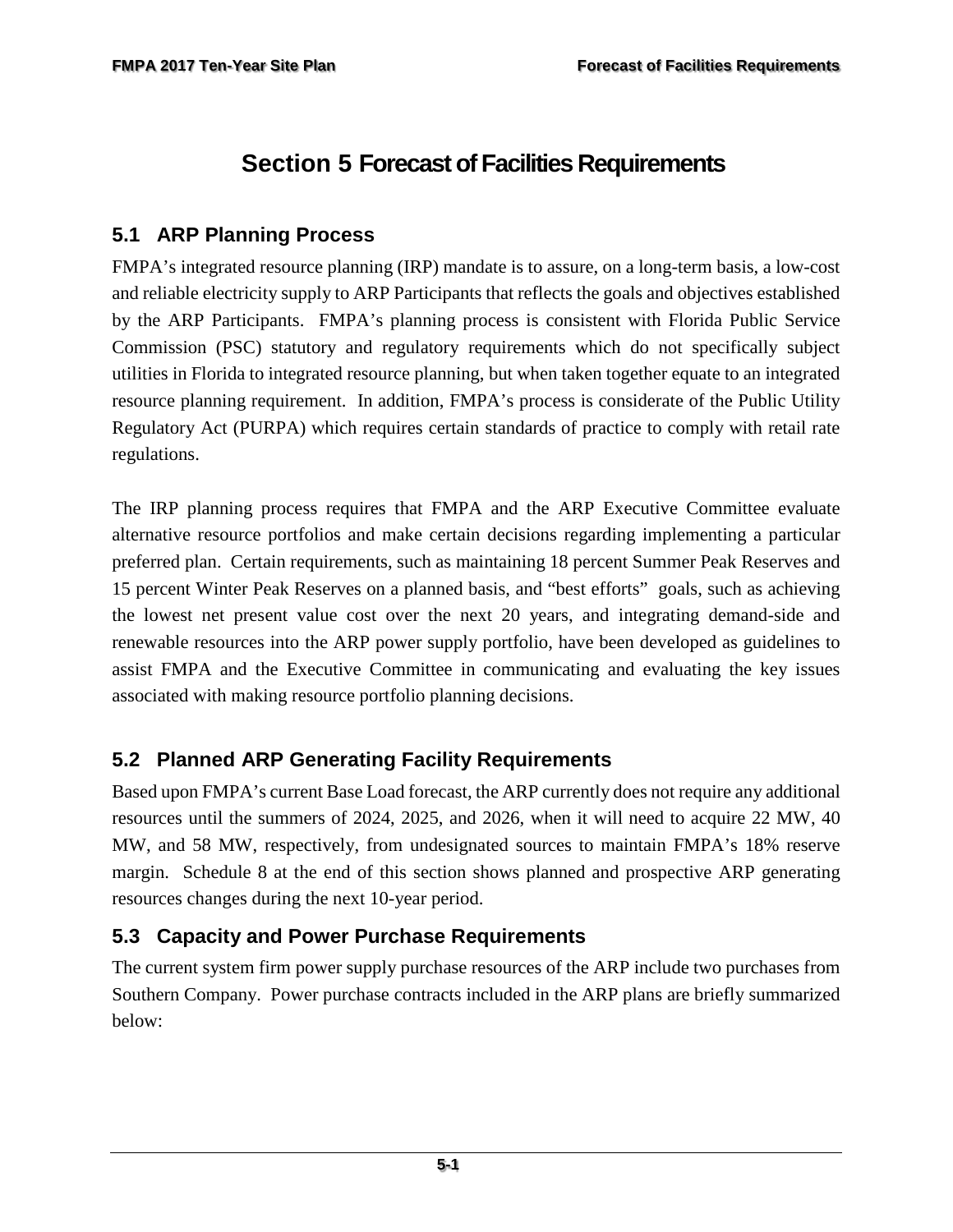# Section 5 Forecast of Facilities Requirements

## 5.1 ARP Planning Process

FMPA's integrated resource planning (IRP) mandate is to assure, on a long-term basis, a low-cost and reliable electricity supply to ARP Participants that reflects the goals and objectives established by the ARP Participants. FMPA's planning process is consistent with Florida Public Service Commission (PSC) statutory and regulatory requirements which do not specifically subject utilities in Florida to integrated resource planning, but when taken together equate to an integrated resource planning requirement. In addition, FMPA's process is considerate of the Public Utility Regulatory Act (PURPA) which requires certain standards of practice to comply with retail rate regulations.

The IRP planning process requires that FMPA and the ARP Executive Committee evaluate alternative resource portfolios and make certain decisions regarding implementing a particular preferred plan. Certain requirements, such as maintaining 18 percent Summer Peak Reserves and 15 percent Winter Peak Reserves on a planned basis, and "best efforts" goals, such as achieving the lowest net present value cost over the next 20 years, and integrating demand-side and renewable resources into the ARP power supply portfolio, have been developed as guidelines to assist FMPA and the Executive Committee in communicating and evaluating the key issues associated with making resource portfolio planning decisions.

## 5.2 Planned ARP Generating Facility Requirements

Based upon FMPA's current Base Load forecast, the ARP currently does not require any additional resources until the summers of 2024, 2025, and 2026, when it will need to acquire 22 MW, 40 MW, and 58 MW, respectively, from undesignated sources to maintain FMPA's 18% reserve margin. Schedule 8 at the end of this section shows planned and prospective ARP generating resources changes during the next 10-year period.

## 5.3 Capacity and Power Purchase Requirements

The current system firm power supply purchase resources of the ARP include two purchases from Southern Company. Power purchase contracts included in the ARP plans are briefly summarized below: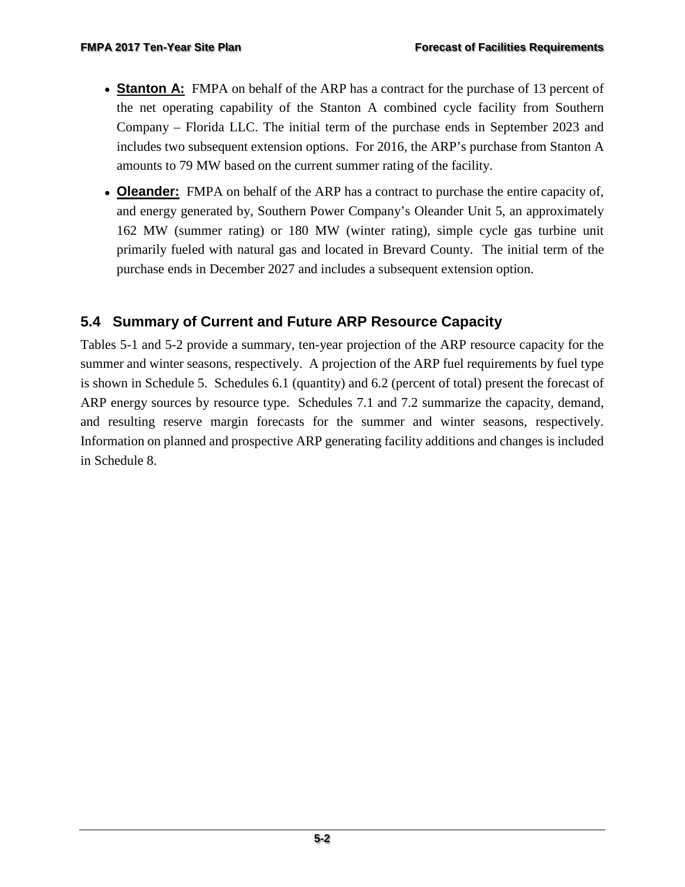- **Stanton A:** FMPA on behalf of the ARP has a contract for the purchase of 13 percent of the net operating capability of the Stanton A combined cycle facility from Southern Company – Florida LLC. The initial term of the purchase ends in September 2023 and includes two subsequent extension options. For 2016, the ARP's purchase from Stanton A amounts to 79 MW based on the current summer rating of the facility.
- **Oleander:** FMPA on behalf of the ARP has a contract to purchase the entire capacity of, and energy generated by, Southern Power Company's Oleander Unit 5, an approximately 162 MW (summer rating) or 180 MW (winter rating), simple cycle gas turbine unit primarily fueled with natural gas and located in Brevard County. The initial term of the purchase ends in December 2027 and includes a subsequent extension option.

## 5.4 Summary of Current and Future ARP Resource Capacity

Tables 5-1 and 5-2 provide a summary, ten-year projection of the ARP resource capacity for the summer and winter seasons, respectively. A projection of the ARP fuel requirements by fuel type is shown in Schedule 5. Schedules 6.1 (quantity) and 6.2 (percent of total) present the forecast of ARP energy sources by resource type. Schedules 7.1 and 7.2 summarize the capacity, demand, and resulting reserve margin forecasts for the summer and winter seasons, respectively. Information on planned and prospective ARP generating facility additions and changes is included in Schedule 8.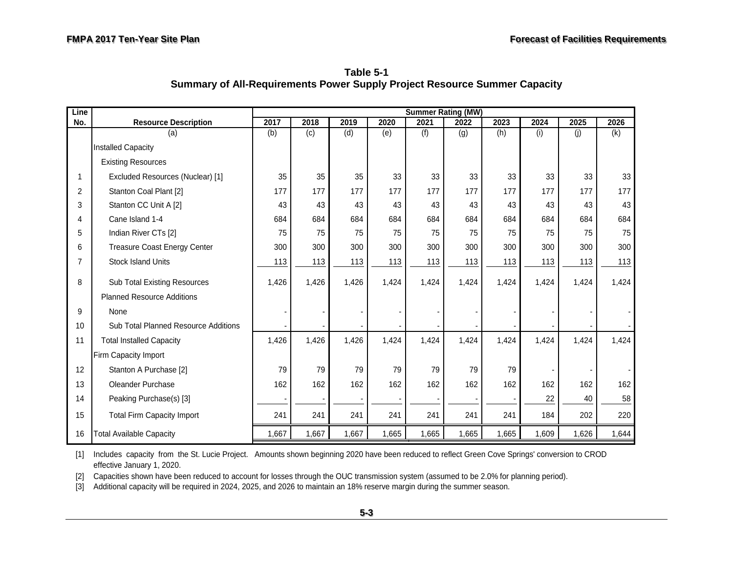**Table 5-1**
**Summary of All-Requirements Power Supply Project Resource Summer Capacity**

| Line No. | Resource Description | Summer Rating (MW) | | | | | | | | | |
|---|---|---|---|---|---|---|---|---|---|---|---|
| | | 2017 | 2018 | 2019 | 2020 | 2021 | 2022 | 2023 | 2024 | 2025 | 2026 |
| | (a) | (b) | (c) | (d) | (e) | (f) | (g) | (h) | (i) | (j) | (k) |
| | Installed Capacity | | | | | | | | | | |
| | Existing Resources | | | | | | | | | | |
| 1 | Excluded Resources (Nuclear) [1] | 35 | 35 | 35 | 33 | 33 | 33 | 33 | 33 | 33 | 33 |
| 2 | Stanton Coal Plant [2] | 177 | 177 | 177 | 177 | 177 | 177 | 177 | 177 | 177 | 177 |
| 3 | Stanton CC Unit A [2] | 43 | 43 | 43 | 43 | 43 | 43 | 43 | 43 | 43 | 43 |
| 4 | Cane Island 1-4 | 684 | 684 | 684 | 684 | 684 | 684 | 684 | 684 | 684 | 684 |
| 5 | Indian River CTs [2] | 75 | 75 | 75 | 75 | 75 | 75 | 75 | 75 | 75 | 75 |
| 6 | Treasure Coast Energy Center | 300 | 300 | 300 | 300 | 300 | 300 | 300 | 300 | 300 | 300 |
| 7 | Stock Island Units | 113 | 113 | 113 | 113 | 113 | 113 | 113 | 113 | 113 | 113 |
| 8 | Sub Total Existing Resources | 1,426 | 1,426 | 1,426 | 1,424 | 1,424 | 1,424 | 1,424 | 1,424 | 1,424 | 1,424 |
| | Planned Resource Additions | | | | | | | | | | |
| 9 | None | - | - | - | - | - | - | - | - | - | - |
| 10 | Sub Total Planned Resource Additions | - | - | - | - | - | - | - | - | - | - |
| 11 | Total Installed Capacity | 1,426 | 1,426 | 1,426 | 1,424 | 1,424 | 1,424 | 1,424 | 1,424 | 1,424 | 1,424 |
| | Firm Capacity Import | | | | | | | | | | |
| 12 | Stanton A Purchase [2] | 79 | 79 | 79 | 79 | 79 | 79 | 79 | - | - | - |
| 13 | Oleander Purchase | 162 | 162 | 162 | 162 | 162 | 162 | 162 | 162 | 162 | 162 |
| 14 | Peaking Purchase(s) [3] | - | - | - | - | - | - | - | 22 | 40 | 58 |
| 15 | Total Firm Capacity Import | 241 | 241 | 241 | 241 | 241 | 241 | 241 | 184 | 202 | 220 |
| 16 | Total Available Capacity | 1,667 | 1,667 | 1,667 | 1,665 | 1,665 | 1,665 | 1,665 | 1,609 | 1,626 | 1,644 |

[1] Includes capacity from the St. Lucie Project. Amounts shown beginning 2020 have been reduced to reflect Green Cove Springs' conversion to CROD effective January 1, 2020.

[2] Capacities shown have been reduced to account for losses through the OUC transmission system (assumed to be 2.0% for planning period).

[3] Additional capacity will be required in 2024, 2025, and 2026 to maintain an 18% reserve margin during the summer season.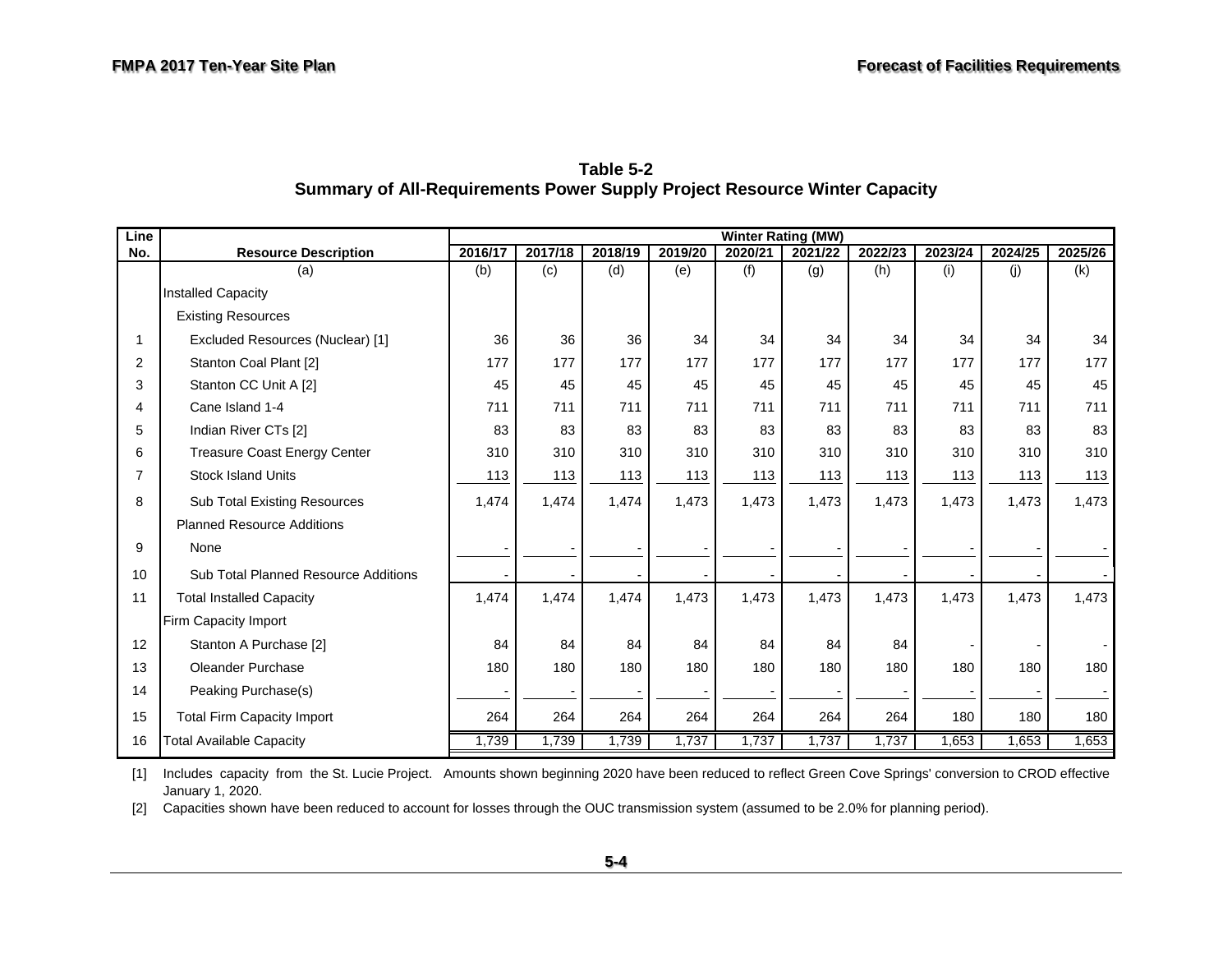## Table 5-2
## Summary of All-Requirements Power Supply Project Resource Winter Capacity

| Line No. | Resource Description | Winter Rating (MW) | | | | | | | | | |
|---|---|---|---|---|---|---|---|---|---|---|---|
| | | 2016/17 | 2017/18 | 2018/19 | 2019/20 | 2020/21 | 2021/22 | 2022/23 | 2023/24 | 2024/25 | 2025/26 |
| | (a) | (b) | (c) | (d) | (e) | (f) | (g) | (h) | (i) | (j) | (k) |
| | Installed Capacity | | | | | | | | | | |
| | Existing Resources | | | | | | | | | | |
| 1 | Excluded Resources (Nuclear) [1] | 36 | 36 | 36 | 34 | 34 | 34 | 34 | 34 | 34 | 34 |
| 2 | Stanton Coal Plant [2] | 177 | 177 | 177 | 177 | 177 | 177 | 177 | 177 | 177 | 177 |
| 3 | Stanton CC Unit A [2] | 45 | 45 | 45 | 45 | 45 | 45 | 45 | 45 | 45 | 45 |
| 4 | Cane Island 1-4 | 711 | 711 | 711 | 711 | 711 | 711 | 711 | 711 | 711 | 711 |
| 5 | Indian River CTs [2] | 83 | 83 | 83 | 83 | 83 | 83 | 83 | 83 | 83 | 83 |
| 6 | Treasure Coast Energy Center | 310 | 310 | 310 | 310 | 310 | 310 | 310 | 310 | 310 | 310 |
| 7 | Stock Island Units | 113 | 113 | 113 | 113 | 113 | 113 | 113 | 113 | 113 | 113 |
| 8 | Sub Total Existing Resources | 1,474 | 1,474 | 1,474 | 1,473 | 1,473 | 1,473 | 1,473 | 1,473 | 1,473 | 1,473 |
| | Planned Resource Additions | | | | | | | | | | |
| 9 | None | - | - | - | - | - | - | - | - | - | - |
| 10 | Sub Total Planned Resource Additions | - | - | - | - | - | - | - | - | - | - |
| 11 | Total Installed Capacity | 1,474 | 1,474 | 1,474 | 1,473 | 1,473 | 1,473 | 1,473 | 1,473 | 1,473 | 1,473 |
| | Firm Capacity Import | | | | | | | | | | |
| 12 | Stanton A Purchase [2] | 84 | 84 | 84 | 84 | 84 | 84 | 84 | - | - | - |
| 13 | Oleander Purchase | 180 | 180 | 180 | 180 | 180 | 180 | 180 | 180 | 180 | 180 |
| 14 | Peaking Purchase(s) | - | - | - | - | - | - | - | - | - | - |
| 15 | Total Firm Capacity Import | 264 | 264 | 264 | 264 | 264 | 264 | 264 | 180 | 180 | 180 |
| 16 | Total Available Capacity | 1,739 | 1,739 | 1,739 | 1,737 | 1,737 | 1,737 | 1,737 | 1,653 | 1,653 | 1,653 |

[1] Includes capacity from the St. Lucie Project. Amounts shown beginning 2020 have been reduced to reflect Green Cove Springs' conversion to CROD effective January 1, 2020.

[2] Capacities shown have been reduced to account for losses through the OUC transmission system (assumed to be 2.0% for planning period).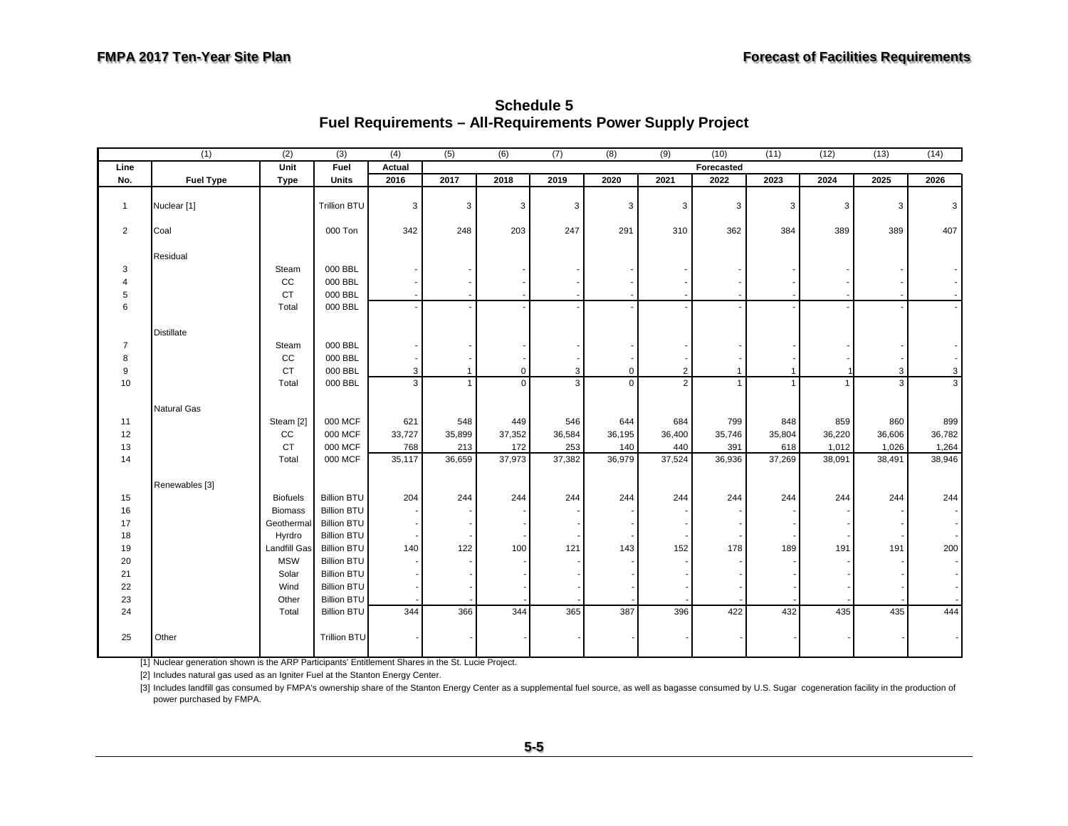## Schedule 5
## Fuel Requirements – All-Requirements Power Supply Project

| (1) | | (2) | (3) | (4) | (5) | (6) | (7) | (8) | (9) | (10) | (11) | (12) | (13) | (14) |
|---|---|---|---|---|---|---|---|---|---|---|---|---|---|---|
| Line | | Unit | Fuel | Actual | Forecasted | | | | | | | | | |
| No. | Fuel Type | Type | Units | 2016 | 2017 | 2018 | 2019 | 2020 | 2021 | 2022 | 2023 | 2024 | 2025 | 2026 |
| 1 | Nuclear [1] | | Trillion BTU | 3 | 3 | 3 | 3 | 3 | 3 | 3 | 3 | 3 | 3 | 3 |
| 2 | Coal | | 000 Ton | 342 | 248 | 203 | 247 | 291 | 310 | 362 | 384 | 389 | 389 | 407 |
| | Residual | | | | | | | | | | | | | |
| 3 | | Steam | 000 BBL | - | - | - | - | - | - | - | - | - | - | - |
| 4 | | CC | 000 BBL | - | - | - | - | - | - | - | - | - | - | - |
| 5 | | CT | 000 BBL | - | - | - | - | - | - | - | - | - | - | - |
| 6 | | Total | 000 BBL | - | - | - | - | - | - | - | - | - | - | - |
| | Distillate | | | | | | | | | | | | | |
| 7 | | Steam | 000 BBL | - | - | - | - | - | - | - | - | - | - | - |
| 8 | | CC | 000 BBL | - | - | - | - | - | - | - | - | - | - | - |
| 9 | | CT | 000 BBL | 3 | 1 | 0 | 3 | 0 | 2 | 1 | 1 | 1 | 3 | 3 |
| 10 | | Total | 000 BBL | 3 | 1 | 0 | 3 | 0 | 2 | 1 | 1 | 1 | 3 | 3 |
| | Natural Gas | | | | | | | | | | | | | |
| 11 | | Steam [2] | 000 MCF | 621 | 548 | 449 | 546 | 644 | 684 | 799 | 848 | 859 | 860 | 899 |
| 12 | | CC | 000 MCF | 33,727 | 35,899 | 37,352 | 36,584 | 36,195 | 36,400 | 35,746 | 35,804 | 36,220 | 36,606 | 36,782 |
| 13 | | CT | 000 MCF | 768 | 213 | 172 | 253 | 140 | 440 | 391 | 618 | 1,012 | 1,026 | 1,264 |
| 14 | | Total | 000 MCF | 35,117 | 36,659 | 37,973 | 37,382 | 36,979 | 37,524 | 36,936 | 37,269 | 38,091 | 38,491 | 38,946 |
| | Renewables [3] | | | | | | | | | | | | | |
| 15 | | Biofuels | Billion BTU | 204 | 244 | 244 | 244 | 244 | 244 | 244 | 244 | 244 | 244 | 244 |
| 16 | | Biomass | Billion BTU | - | - | - | - | - | - | - | - | - | - | - |
| 17 | | Geothermal | Billion BTU | - | - | - | - | - | - | - | - | - | - | - |
| 18 | | Hyrdro | Billion BTU | - | - | - | - | - | - | - | - | - | - | - |
| 19 | | Landfill Gas | Billion BTU | 140 | 122 | 100 | 121 | 143 | 152 | 178 | 189 | 191 | 191 | 200 |
| 20 | | MSW | Billion BTU | - | - | - | - | - | - | - | - | - | - | - |
| 21 | | Solar | Billion BTU | - | - | - | - | - | - | - | - | - | - | - |
| 22 | | Wind | Billion BTU | - | - | - | - | - | - | - | - | - | - | - |
| 23 | | Other | Billion BTU | - | - | - | - | - | - | - | - | - | - | - |
| 24 | | Total | Billion BTU | 344 | 366 | 344 | 365 | 387 | 396 | 422 | 432 | 435 | 435 | 444 |
| 25 | Other | | Trillion BTU | - | - | - | - | - | - | - | - | - | - | - |

[1] Nuclear generation shown is the ARP Participants' Entitlement Shares in the St. Lucie Project.

[2] Includes natural gas used as an Igniter Fuel at the Stanton Energy Center.

[3] Includes landfill gas consumed by FMPA's ownership share of the Stanton Energy Center as a supplemental fuel source, as well as bagasse consumed by U.S. Sugar cogeneration facility in the production of power purchased by FMPA.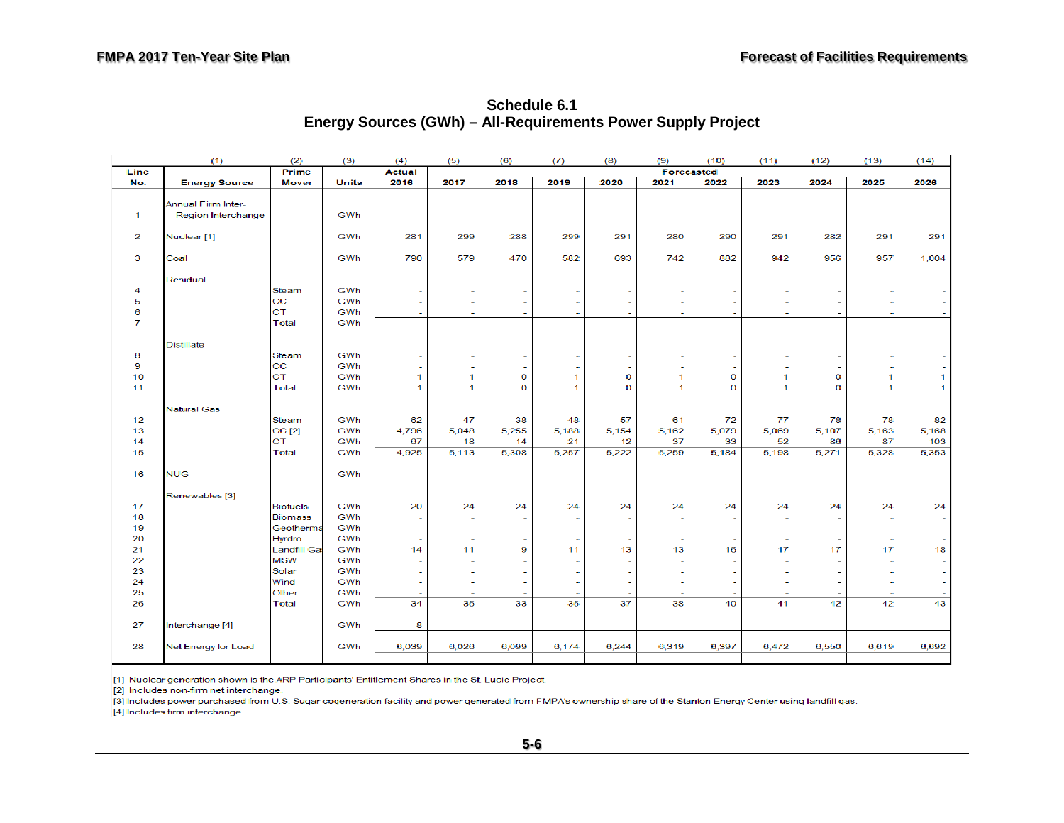## Schedule 6.1
## Energy Sources (GWh) – All-Requirements Power Supply Project

| (1) | | (2) | (3) | (4) | (5) | (6) | (7) | (8) | (9) | (10) | (11) | (12) | (13) | (14) |
|---|---|---|---|---|---|---|---|---|---|---|---|---|---|---|
| Line No. | Energy Source | Prime Mover | Units | Actual 2016 | Forecasted 2017 | 2018 | 2019 | 2020 | 2021 | 2022 | 2023 | 2024 | 2025 | 2026 |
| 1 | Annual Firm Inter-Region Interchange | | GWh | - | - | - | - | - | - | - | - | - | - | - |
| 2 | Nuclear [1] | | GWh | 281 | 299 | 288 | 299 | 291 | 280 | 290 | 291 | 282 | 291 | 291 |
| 3 | Coal | | GWh | 790 | 579 | 470 | 582 | 693 | 742 | 882 | 942 | 956 | 957 | 1,004 |
| | Residual | | | | | | | | | | | | | |
| 4 | | Steam | GWh | - | - | - | - | - | - | - | - | - | - | - |
| 5 | | CC | GWh | - | - | - | - | - | - | - | - | - | - | - |
| 6 | | CT | GWh | - | - | - | - | - | - | - | - | - | - | - |
| 7 | | Total | GWh | - | - | - | - | - | - | - | - | - | - | - |
| | Distillate | | | | | | | | | | | | | |
| 8 | | Steam | GWh | - | - | - | - | - | - | - | - | - | - | - |
| 9 | | CC | GWh | - | - | - | - | - | - | - | - | - | - | - |
| 10 | | CT | GWh | 1 | 1 | 0 | 1 | 0 | 1 | 0 | 1 | 0 | 1 | 1 |
| 11 | | Total | GWh | 1 | 1 | 0 | 1 | 0 | 1 | 0 | 1 | 0 | 1 | 1 |
| | Natural Gas | | | | | | | | | | | | | |
| 12 | | Steam | GWh | 62 | 47 | 38 | 48 | 57 | 61 | 72 | 77 | 78 | 78 | 82 |
| 13 | | CC [2] | GWh | 4,796 | 5,048 | 5,255 | 5,188 | 5,154 | 5,162 | 5,079 | 5,069 | 5,107 | 5,163 | 5,168 |
| 14 | | CT | GWh | 67 | 18 | 14 | 21 | 12 | 37 | 33 | 52 | 86 | 87 | 103 |
| 15 | | Total | GWh | 4,925 | 5,113 | 5,308 | 5,257 | 5,222 | 5,259 | 5,184 | 5,198 | 5,271 | 5,328 | 5,353 |
| 16 | NUG | | GWh | - | - | - | - | - | - | - | - | - | - | - |
| | Renewables [3] | | | | | | | | | | | | | |
| 17 | | Biofuels | GWh | 20 | 24 | 24 | 24 | 24 | 24 | 24 | 24 | 24 | 24 | 24 |
| 18 | | Biomass | GWh | - | - | - | - | - | - | - | - | - | - | - |
| 19 | | Geotherma | GWh | - | - | - | - | - | - | - | - | - | - | - |
| 20 | | Hyrdro | GWh | - | - | - | - | - | - | - | - | - | - | - |
| 21 | | Landfill Ga | GWh | 14 | 11 | 9 | 11 | 13 | 13 | 16 | 17 | 17 | 17 | 18 |
| 22 | | MSW | GWh | - | - | - | - | - | - | - | - | - | - | - |
| 23 | | Solar | GWh | - | - | - | - | - | - | - | - | - | - | - |
| 24 | | Wind | GWh | - | - | - | - | - | - | - | - | - | - | - |
| 25 | | Other | GWh | - | - | - | - | - | - | - | - | - | - | - |
| 26 | | Total | GWh | 34 | 35 | 33 | 35 | 37 | 38 | 40 | 41 | 42 | 42 | 43 |
| 27 | Interchange [4] | | GWh | 8 | - | - | - | - | - | - | - | - | - | - |
| 28 | Net Energy for Load | | GWh | 6,039 | 6,026 | 6,099 | 6,174 | 6,244 | 6,319 | 6,397 | 6,472 | 6,550 | 6,619 | 6,692 |

[1] Nuclear generation shown is the ARP Participants' Entitlement Shares in the St. Lucie Project.
[2] Includes non-firm net interchange.
[3] Includes power purchased from U.S. Sugar cogeneration facility and power generated from FMPA's ownership share of the Stanton Energy Center using landfill gas.
[4] Includes firm interchange.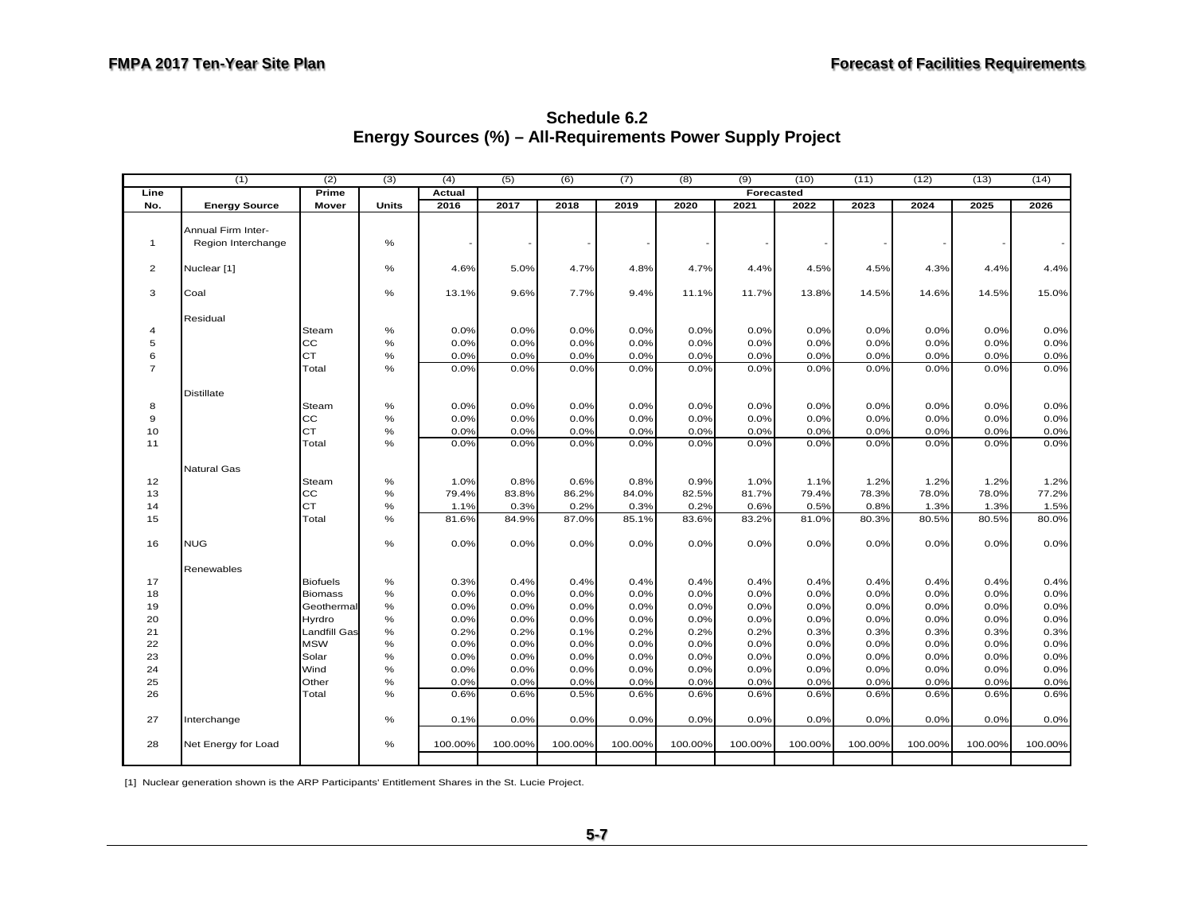## Schedule 6.2
## Energy Sources (%) – All-Requirements Power Supply Project

| (1) | | (2) | (3) | (4) | (5) | (6) | (7) | (8) | (9) | (10) | (11) | (12) | (13) | (14) |
|---|---|---|---|---|---|---|---|---|---|---|---|---|---|---|
| Line | | Prime | | Actual | Forecasted | | | | | | | | | |
| No. | Energy Source | Mover | Units | 2016 | 2017 | 2018 | 2019 | 2020 | 2021 | 2022 | 2023 | 2024 | 2025 | 2026 |
| 1 | Annual Firm Inter-Region Interchange | | % | - | - | - | - | - | - | - | - | - | - | - |
| 2 | Nuclear [1] | | % | 4.6% | 5.0% | 4.7% | 4.8% | 4.7% | 4.4% | 4.5% | 4.5% | 4.3% | 4.4% | 4.4% |
| 3 | Coal | | % | 13.1% | 9.6% | 7.7% | 9.4% | 11.1% | 11.7% | 13.8% | 14.5% | 14.6% | 14.5% | 15.0% |
| | Residual | | | | | | | | | | | | | |
| 4 | | Steam | % | 0.0% | 0.0% | 0.0% | 0.0% | 0.0% | 0.0% | 0.0% | 0.0% | 0.0% | 0.0% | 0.0% |
| 5 | | CC | % | 0.0% | 0.0% | 0.0% | 0.0% | 0.0% | 0.0% | 0.0% | 0.0% | 0.0% | 0.0% | 0.0% |
| 6 | | CT | % | 0.0% | 0.0% | 0.0% | 0.0% | 0.0% | 0.0% | 0.0% | 0.0% | 0.0% | 0.0% | 0.0% |
| 7 | | Total | % | 0.0% | 0.0% | 0.0% | 0.0% | 0.0% | 0.0% | 0.0% | 0.0% | 0.0% | 0.0% | 0.0% |
| | Distillate | | | | | | | | | | | | | |
| 8 | | Steam | % | 0.0% | 0.0% | 0.0% | 0.0% | 0.0% | 0.0% | 0.0% | 0.0% | 0.0% | 0.0% | 0.0% |
| 9 | | CC | % | 0.0% | 0.0% | 0.0% | 0.0% | 0.0% | 0.0% | 0.0% | 0.0% | 0.0% | 0.0% | 0.0% |
| 10 | | CT | % | 0.0% | 0.0% | 0.0% | 0.0% | 0.0% | 0.0% | 0.0% | 0.0% | 0.0% | 0.0% | 0.0% |
| 11 | | Total | % | 0.0% | 0.0% | 0.0% | 0.0% | 0.0% | 0.0% | 0.0% | 0.0% | 0.0% | 0.0% | 0.0% |
| | Natural Gas | | | | | | | | | | | | | |
| 12 | | Steam | % | 1.0% | 0.8% | 0.6% | 0.8% | 0.9% | 1.0% | 1.1% | 1.2% | 1.2% | 1.2% | 1.2% |
| 13 | | CC | % | 79.4% | 83.8% | 86.2% | 84.0% | 82.5% | 81.7% | 79.4% | 78.3% | 78.0% | 78.0% | 77.2% |
| 14 | | CT | % | 1.1% | 0.3% | 0.2% | 0.3% | 0.2% | 0.6% | 0.5% | 0.8% | 1.3% | 1.3% | 1.5% |
| 15 | | Total | % | 81.6% | 84.9% | 87.0% | 85.1% | 83.6% | 83.2% | 81.0% | 80.3% | 80.5% | 80.5% | 80.0% |
| 16 | NUG | | % | 0.0% | 0.0% | 0.0% | 0.0% | 0.0% | 0.0% | 0.0% | 0.0% | 0.0% | 0.0% | 0.0% |
| | Renewables | | | | | | | | | | | | | |
| 17 | | Biofuels | % | 0.3% | 0.4% | 0.4% | 0.4% | 0.4% | 0.4% | 0.4% | 0.4% | 0.4% | 0.4% | 0.4% |
| 18 | | Biomass | % | 0.0% | 0.0% | 0.0% | 0.0% | 0.0% | 0.0% | 0.0% | 0.0% | 0.0% | 0.0% | 0.0% |
| 19 | | Geothermal | % | 0.0% | 0.0% | 0.0% | 0.0% | 0.0% | 0.0% | 0.0% | 0.0% | 0.0% | 0.0% | 0.0% |
| 20 | | Hyrdro | % | 0.0% | 0.0% | 0.0% | 0.0% | 0.0% | 0.0% | 0.0% | 0.0% | 0.0% | 0.0% | 0.0% |
| 21 | | Landfill Gas | % | 0.2% | 0.2% | 0.1% | 0.2% | 0.2% | 0.2% | 0.3% | 0.3% | 0.3% | 0.3% | 0.3% |
| 22 | | MSW | % | 0.0% | 0.0% | 0.0% | 0.0% | 0.0% | 0.0% | 0.0% | 0.0% | 0.0% | 0.0% | 0.0% |
| 23 | | Solar | % | 0.0% | 0.0% | 0.0% | 0.0% | 0.0% | 0.0% | 0.0% | 0.0% | 0.0% | 0.0% | 0.0% |
| 24 | | Wind | % | 0.0% | 0.0% | 0.0% | 0.0% | 0.0% | 0.0% | 0.0% | 0.0% | 0.0% | 0.0% | 0.0% |
| 25 | | Other | % | 0.0% | 0.0% | 0.0% | 0.0% | 0.0% | 0.0% | 0.0% | 0.0% | 0.0% | 0.0% | 0.0% |
| 26 | | Total | % | 0.6% | 0.6% | 0.5% | 0.6% | 0.6% | 0.6% | 0.6% | 0.6% | 0.6% | 0.6% | 0.6% |
| 27 | Interchange | | % | 0.1% | 0.0% | 0.0% | 0.0% | 0.0% | 0.0% | 0.0% | 0.0% | 0.0% | 0.0% | 0.0% |
| 28 | Net Energy for Load | | % | 100.00% | 100.00% | 100.00% | 100.00% | 100.00% | 100.00% | 100.00% | 100.00% | 100.00% | 100.00% | 100.00% |

[1] Nuclear generation shown is the ARP Participants' Entitlement Shares in the St. Lucie Project.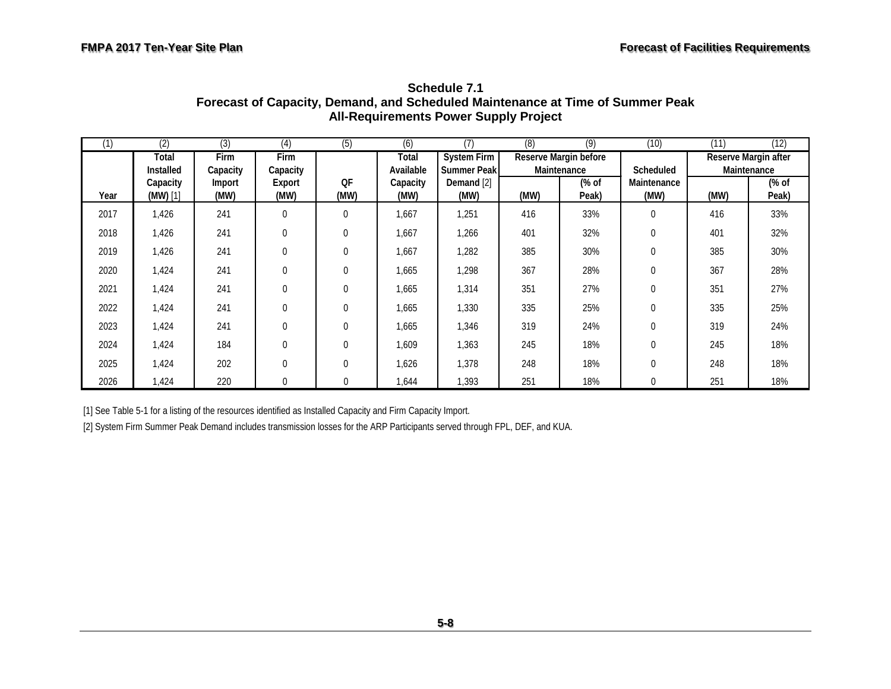**Schedule 7.1**
**Forecast of Capacity, Demand, and Scheduled Maintenance at Time of Summer Peak**
**All-Requirements Power Supply Project**

| (1) | (2) | (3) | (4) | (5) | (6) | (7) | (8) | (9) | (10) | (11) | (12) |
|---|---|---|---|---|---|---|---|---|---|---|---|
| | **Total Installed Capacity (MW)** [1] | **Firm Capacity Import (MW)** | **Firm Capacity Export (MW)** | **QF (MW)** | **Total Available Capacity (MW)** | **System Firm Summer Peak Demand** [2] **(MW)** | **Reserve Margin before Maintenance** | | **Scheduled Maintenance (MW)** | **Reserve Margin after Maintenance** | |
| **Year** | | | | | | | **(MW)** | **(% of Peak)** | | **(MW)** | **(% of Peak)** |
| 2017 | 1,426 | 241 | 0 | 0 | 1,667 | 1,251 | 416 | 33% | 0 | 416 | 33% |
| 2018 | 1,426 | 241 | 0 | 0 | 1,667 | 1,266 | 401 | 32% | 0 | 401 | 32% |
| 2019 | 1,426 | 241 | 0 | 0 | 1,667 | 1,282 | 385 | 30% | 0 | 385 | 30% |
| 2020 | 1,424 | 241 | 0 | 0 | 1,665 | 1,298 | 367 | 28% | 0 | 367 | 28% |
| 2021 | 1,424 | 241 | 0 | 0 | 1,665 | 1,314 | 351 | 27% | 0 | 351 | 27% |
| 2022 | 1,424 | 241 | 0 | 0 | 1,665 | 1,330 | 335 | 25% | 0 | 335 | 25% |
| 2023 | 1,424 | 241 | 0 | 0 | 1,665 | 1,346 | 319 | 24% | 0 | 319 | 24% |
| 2024 | 1,424 | 184 | 0 | 0 | 1,609 | 1,363 | 245 | 18% | 0 | 245 | 18% |
| 2025 | 1,424 | 202 | 0 | 0 | 1,626 | 1,378 | 248 | 18% | 0 | 248 | 18% |
| 2026 | 1,424 | 220 | 0 | 0 | 1,644 | 1,393 | 251 | 18% | 0 | 251 | 18% |

[1] See Table 5-1 for a listing of the resources identified as Installed Capacity and Firm Capacity Import.

[2] System Firm Summer Peak Demand includes transmission losses for the ARP Participants served through FPL, DEF, and KUA.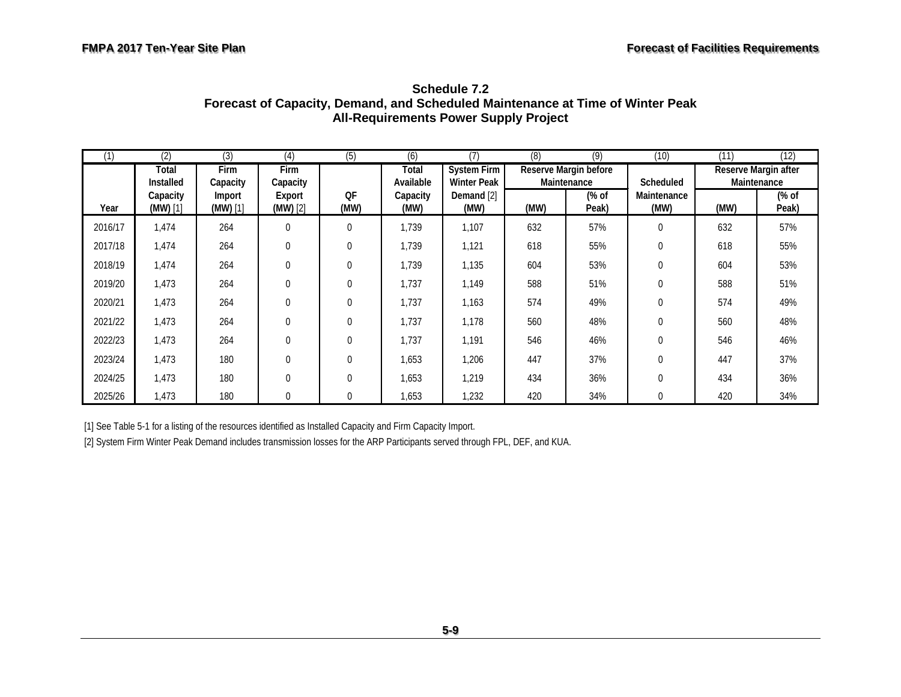# Schedule 7.2
## Forecast of Capacity, Demand, and Scheduled Maintenance at Time of Winter Peak
## All-Requirements Power Supply Project

| (1) | (2) | (3) | (4) | (5) | (6) | (7) | (8) | (9) | (10) | (11) | (12) |
|---|---|---|---|---|---|---|---|---|---|---|---|
| | Total Installed Capacity | Firm Capacity Import | Firm Capacity Export | | Total Available Capacity | System Firm Winter Peak Demand [2] | Reserve Margin before Maintenance | | Scheduled Maintenance | Reserve Margin after Maintenance | |
| Year | (MW) [1] | (MW) [1] | (MW) [2] | QF (MW) | (MW) | (MW) | (MW) | (% of Peak) | (MW) | (MW) | (% of Peak) |
| 2016/17 | 1,474 | 264 | 0 | 0 | 1,739 | 1,107 | 632 | 57% | 0 | 632 | 57% |
| 2017/18 | 1,474 | 264 | 0 | 0 | 1,739 | 1,121 | 618 | 55% | 0 | 618 | 55% |
| 2018/19 | 1,474 | 264 | 0 | 0 | 1,739 | 1,135 | 604 | 53% | 0 | 604 | 53% |
| 2019/20 | 1,473 | 264 | 0 | 0 | 1,737 | 1,149 | 588 | 51% | 0 | 588 | 51% |
| 2020/21 | 1,473 | 264 | 0 | 0 | 1,737 | 1,163 | 574 | 49% | 0 | 574 | 49% |
| 2021/22 | 1,473 | 264 | 0 | 0 | 1,737 | 1,178 | 560 | 48% | 0 | 560 | 48% |
| 2022/23 | 1,473 | 264 | 0 | 0 | 1,737 | 1,191 | 546 | 46% | 0 | 546 | 46% |
| 2023/24 | 1,473 | 180 | 0 | 0 | 1,653 | 1,206 | 447 | 37% | 0 | 447 | 37% |
| 2024/25 | 1,473 | 180 | 0 | 0 | 1,653 | 1,219 | 434 | 36% | 0 | 434 | 36% |
| 2025/26 | 1,473 | 180 | 0 | 0 | 1,653 | 1,232 | 420 | 34% | 0 | 420 | 34% |

[1] See Table 5-1 for a listing of the resources identified as Installed Capacity and Firm Capacity Import.

[2] System Firm Winter Peak Demand includes transmission losses for the ARP Participants served through FPL, DEF, and KUA.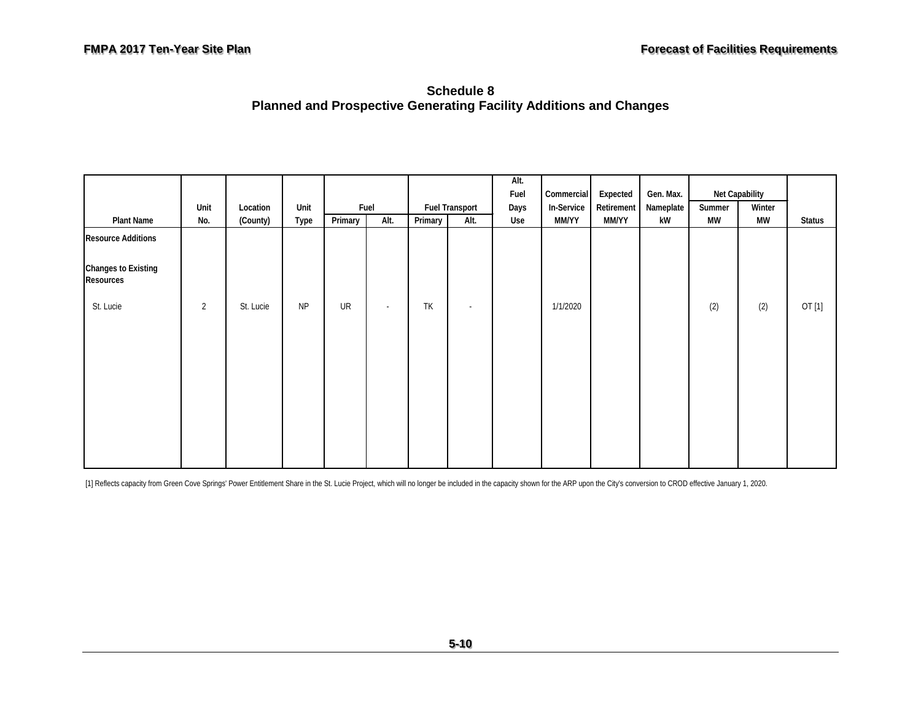## Schedule 8
## Planned and Prospective Generating Facility Additions and Changes

| Plant Name | Unit No. | Location (County) | Unit Type | Fuel | | Fuel Transport | | Alt. Fuel Days Use | Commercial In-Service MM/YY | Expected Retirement MM/YY | Gen. Max. Nameplate kW | Net Capability | | Status |
|---|---|---|---|---|---|---|---|---|---|---|---|---|---|---|
| | | | | Primary | Alt. | Primary | Alt. | | | | | Summer MW | Winter MW | |
| **Resource Additions** | | | | | | | | | | | | | | |
| **Changes to Existing Resources** | | | | | | | | | | | | | | |
| St. Lucie | 2 | St. Lucie | NP | UR | - | TK | - | | 1/1/2020 | | | (2) | (2) | OT [1] |

[1] Reflects capacity from Green Cove Springs' Power Entitlement Share in the St. Lucie Project, which will no longer be included in the capacity shown for the ARP upon the City's conversion to CROD effective January 1, 2020.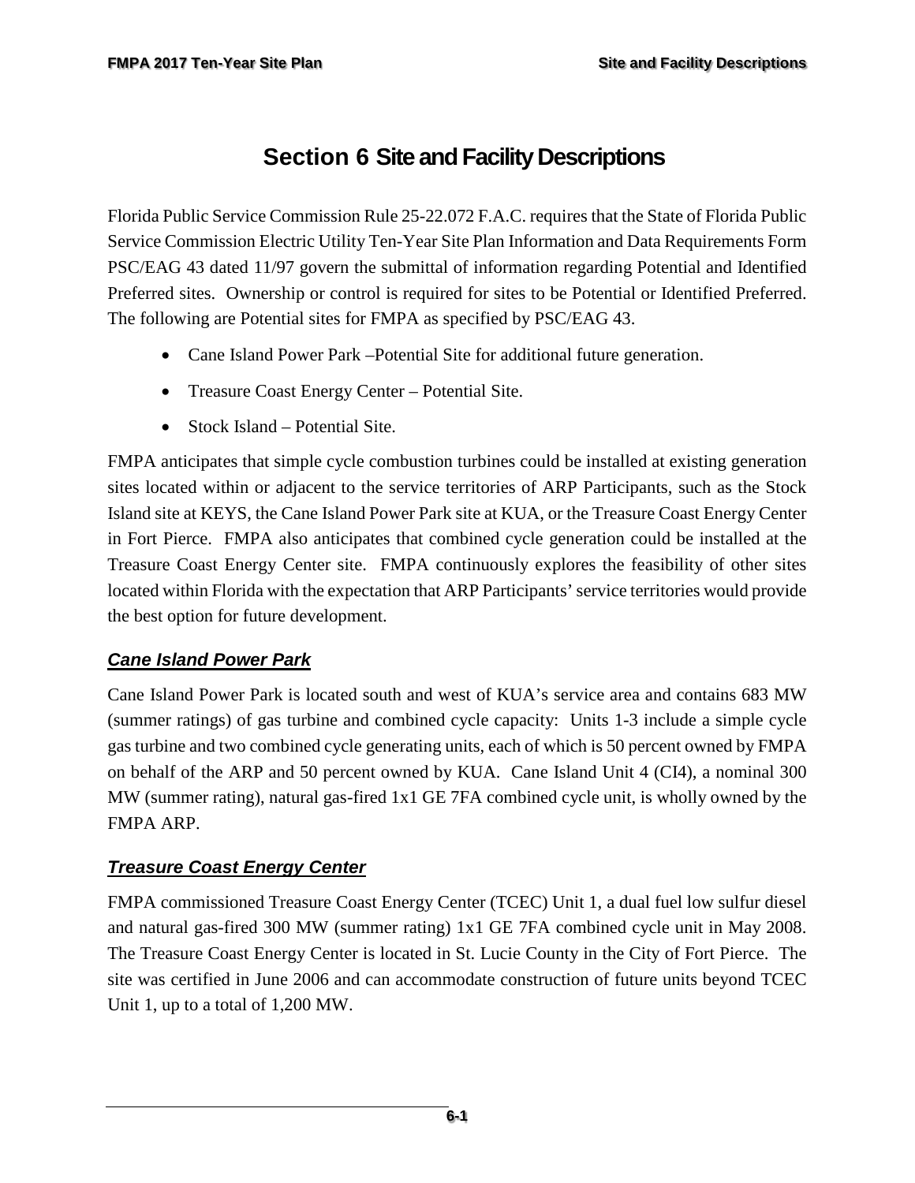# Section 6 Site and Facility Descriptions

Florida Public Service Commission Rule 25-22.072 F.A.C. requires that the State of Florida Public Service Commission Electric Utility Ten-Year Site Plan Information and Data Requirements Form PSC/EAG 43 dated 11/97 govern the submittal of information regarding Potential and Identified Preferred sites. Ownership or control is required for sites to be Potential or Identified Preferred. The following are Potential sites for FMPA as specified by PSC/EAG 43.

- Cane Island Power Park –Potential Site for additional future generation.
- Treasure Coast Energy Center – Potential Site.
- Stock Island – Potential Site.

FMPA anticipates that simple cycle combustion turbines could be installed at existing generation sites located within or adjacent to the service territories of ARP Participants, such as the Stock Island site at KEYS, the Cane Island Power Park site at KUA, or the Treasure Coast Energy Center in Fort Pierce. FMPA also anticipates that combined cycle generation could be installed at the Treasure Coast Energy Center site. FMPA continuously explores the feasibility of other sites located within Florida with the expectation that ARP Participants' service territories would provide the best option for future development.

## ***Cane Island Power Park***

Cane Island Power Park is located south and west of KUA's service area and contains 683 MW (summer ratings) of gas turbine and combined cycle capacity: Units 1-3 include a simple cycle gas turbine and two combined cycle generating units, each of which is 50 percent owned by FMPA on behalf of the ARP and 50 percent owned by KUA. Cane Island Unit 4 (CI4), a nominal 300 MW (summer rating), natural gas-fired 1x1 GE 7FA combined cycle unit, is wholly owned by the FMPA ARP.

## ***Treasure Coast Energy Center***

FMPA commissioned Treasure Coast Energy Center (TCEC) Unit 1, a dual fuel low sulfur diesel and natural gas-fired 300 MW (summer rating) 1x1 GE 7FA combined cycle unit in May 2008. The Treasure Coast Energy Center is located in St. Lucie County in the City of Fort Pierce. The site was certified in June 2006 and can accommodate construction of future units beyond TCEC Unit 1, up to a total of 1,200 MW.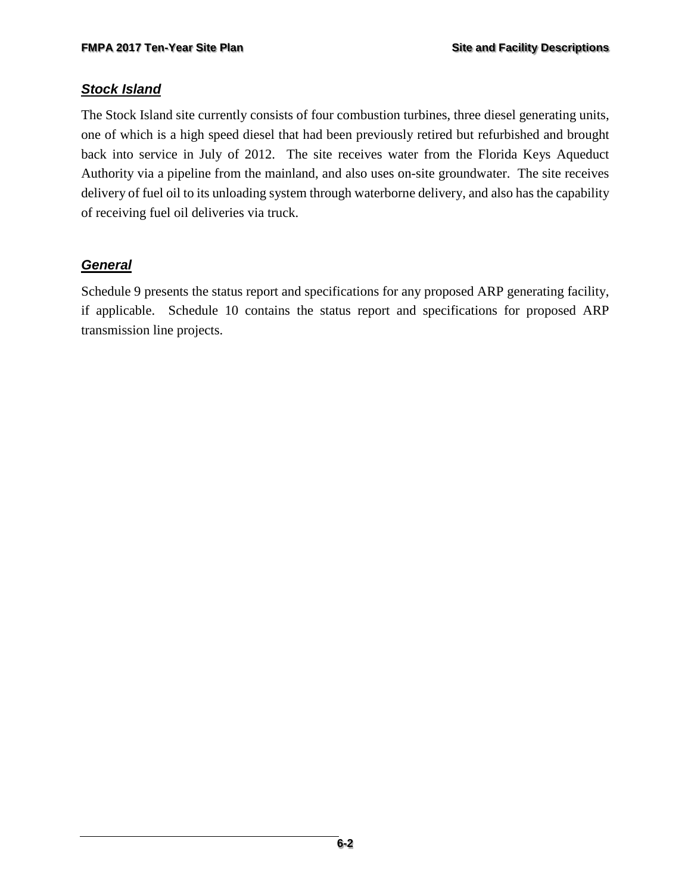### ***Stock Island***

The Stock Island site currently consists of four combustion turbines, three diesel generating units, one of which is a high speed diesel that had been previously retired but refurbished and brought back into service in July of 2012. The site receives water from the Florida Keys Aqueduct Authority via a pipeline from the mainland, and also uses on-site groundwater. The site receives delivery of fuel oil to its unloading system through waterborne delivery, and also has the capability of receiving fuel oil deliveries via truck.

### ***General***

Schedule 9 presents the status report and specifications for any proposed ARP generating facility, if applicable. Schedule 10 contains the status report and specifications for proposed ARP transmission line projects.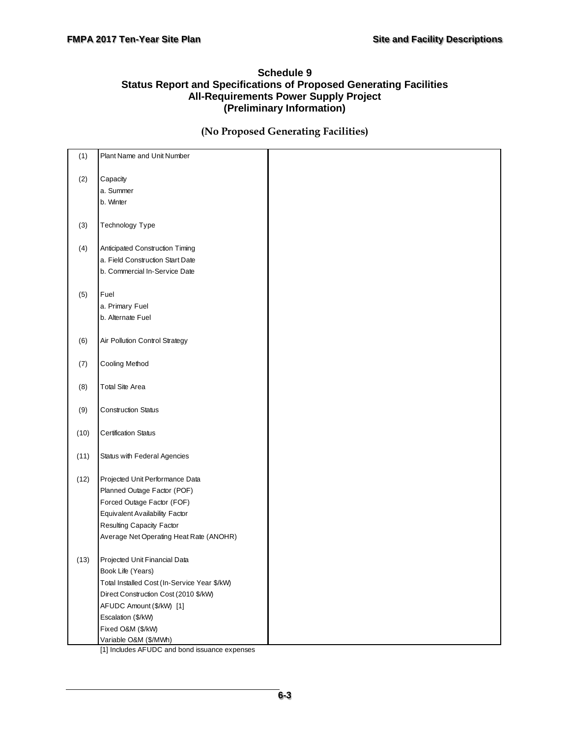## Schedule 9
## Status Report and Specifications of Proposed Generating Facilities
## All-Requirements Power Supply Project
## (Preliminary Information)

**(No Proposed Generating Facilities)**

| | | |
|---|---|---|
| (1) | Plant Name and Unit Number | |
| (2) | Capacity | |
| | a. Summer | |
| | b. Winter | |
| (3) | Technology Type | |
| (4) | Anticipated Construction Timing | |
| | a. Field Construction Start Date | |
| | b. Commercial In-Service Date | |
| (5) | Fuel | |
| | a. Primary Fuel | |
| | b. Alternate Fuel | |
| (6) | Air Pollution Control Strategy | |
| (7) | Cooling Method | |
| (8) | Total Site Area | |
| (9) | Construction Status | |
| (10) | Certification Status | |
| (11) | Status with Federal Agencies | |
| (12) | Projected Unit Performance Data | |
| | Planned Outage Factor (POF) | |
| | Forced Outage Factor (FOF) | |
| | Equivalent Availability Factor | |
| | Resulting Capacity Factor | |
| | Average Net Operating Heat Rate (ANOHR) | |
| (13) | Projected Unit Financial Data | |
| | Book Life (Years) | |
| | Total Installed Cost (In-Service Year $/kW) | |
| | Direct Construction Cost (2010 $/kW) | |
| | AFUDC Amount ($/kW) [1] | |
| | Escalation ($/kW) | |
| | Fixed O&M ($/kW) | |
| | Variable O&M ($/MWh) | |

[1] Includes AFUDC and bond issuance expenses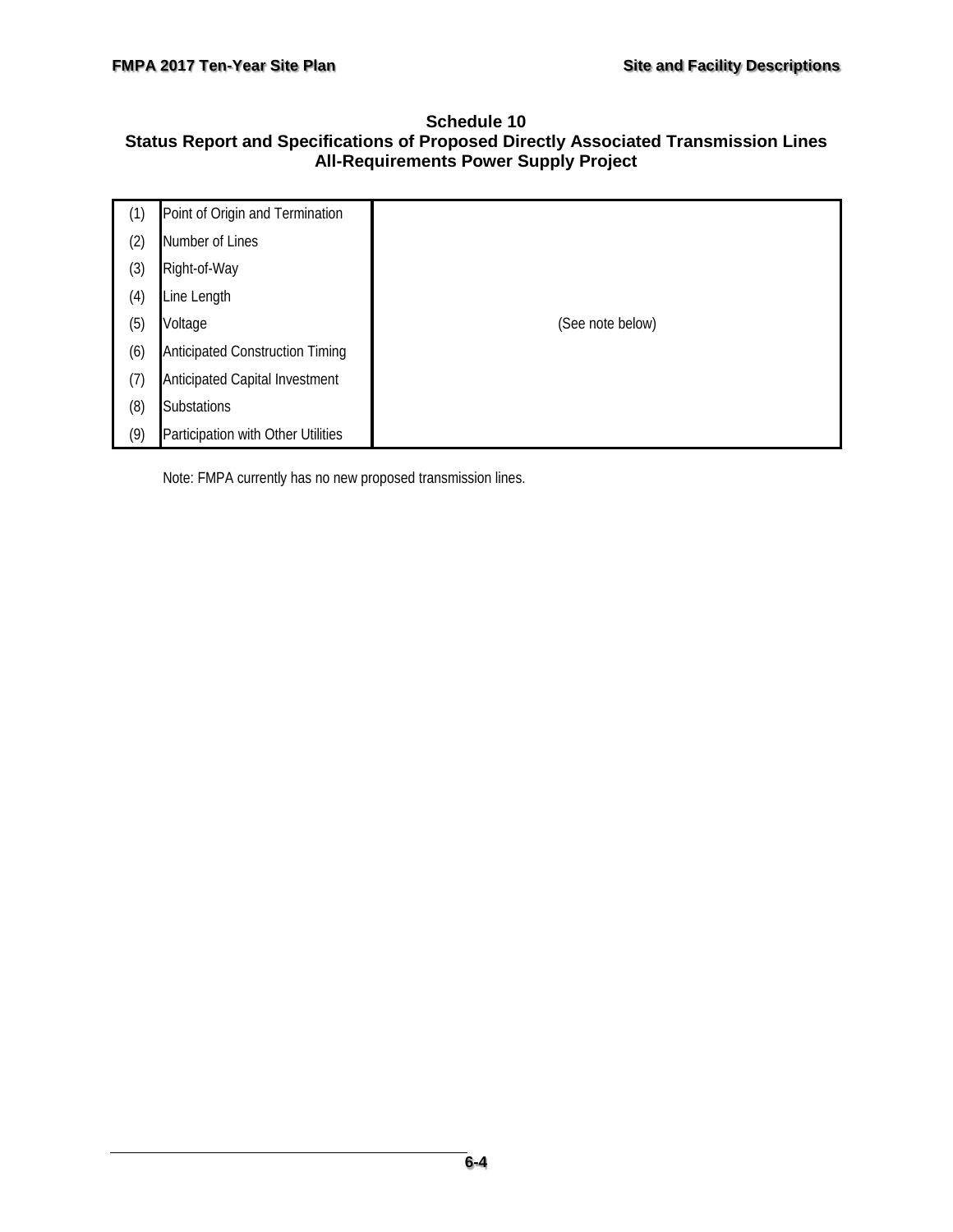## Schedule 10
## Status Report and Specifications of Proposed Directly Associated Transmission Lines
## All-Requirements Power Supply Project

| | | |
|---|---|---|
| (1) | Point of Origin and Termination | |
| (2) | Number of Lines | |
| (3) | Right-of-Way | |
| (4) | Line Length | |
| (5) | Voltage | (See note below) |
| (6) | Anticipated Construction Timing | |
| (7) | Anticipated Capital Investment | |
| (8) | Substations | |
| (9) | Participation with Other Utilities | |

Note: FMPA currently has no new proposed transmission lines.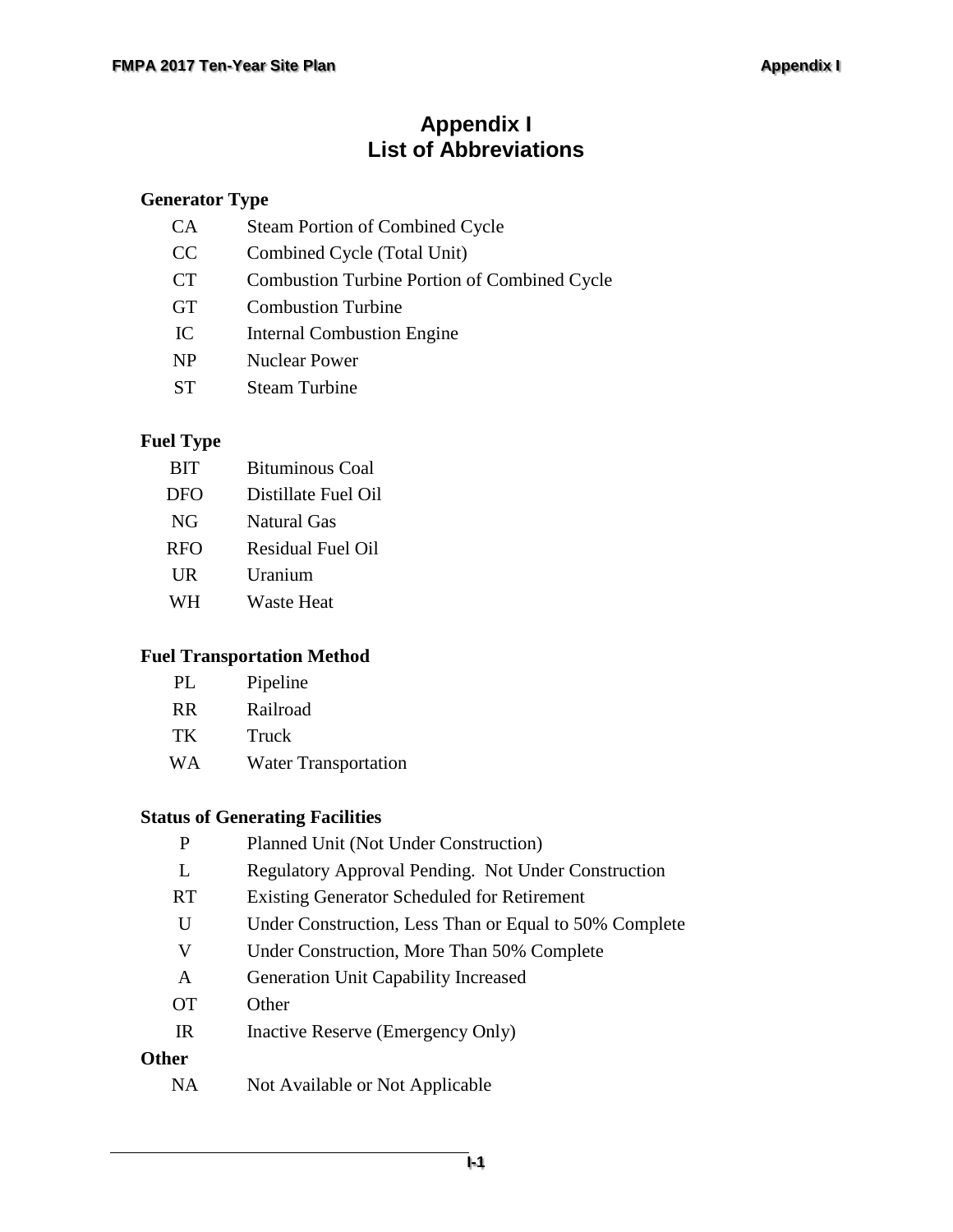# Appendix I
# List of Abbreviations

### Generator Type

| | |
|---|---|
| CA | Steam Portion of Combined Cycle |
| CC | Combined Cycle (Total Unit) |
| CT | Combustion Turbine Portion of Combined Cycle |
| GT | Combustion Turbine |
| IC | Internal Combustion Engine |
| NP | Nuclear Power |
| ST | Steam Turbine |

### Fuel Type

| | |
|---|---|
| BIT | Bituminous Coal |
| DFO | Distillate Fuel Oil |
| NG | Natural Gas |
| RFO | Residual Fuel Oil |
| UR | Uranium |
| WH | Waste Heat |

### Fuel Transportation Method

| | |
|---|---|
| PL | Pipeline |
| RR | Railroad |
| TK | Truck |
| WA | Water Transportation |

### Status of Generating Facilities

| | |
|---|---|
| P | Planned Unit (Not Under Construction) |
| L | Regulatory Approval Pending. Not Under Construction |
| RT | Existing Generator Scheduled for Retirement |
| U | Under Construction, Less Than or Equal to 50% Complete |
| V | Under Construction, More Than 50% Complete |
| A | Generation Unit Capability Increased |
| OT | Other |
| IR | Inactive Reserve (Emergency Only) |

### Other

| | |
|---|---|
| NA | Not Available or Not Applicable |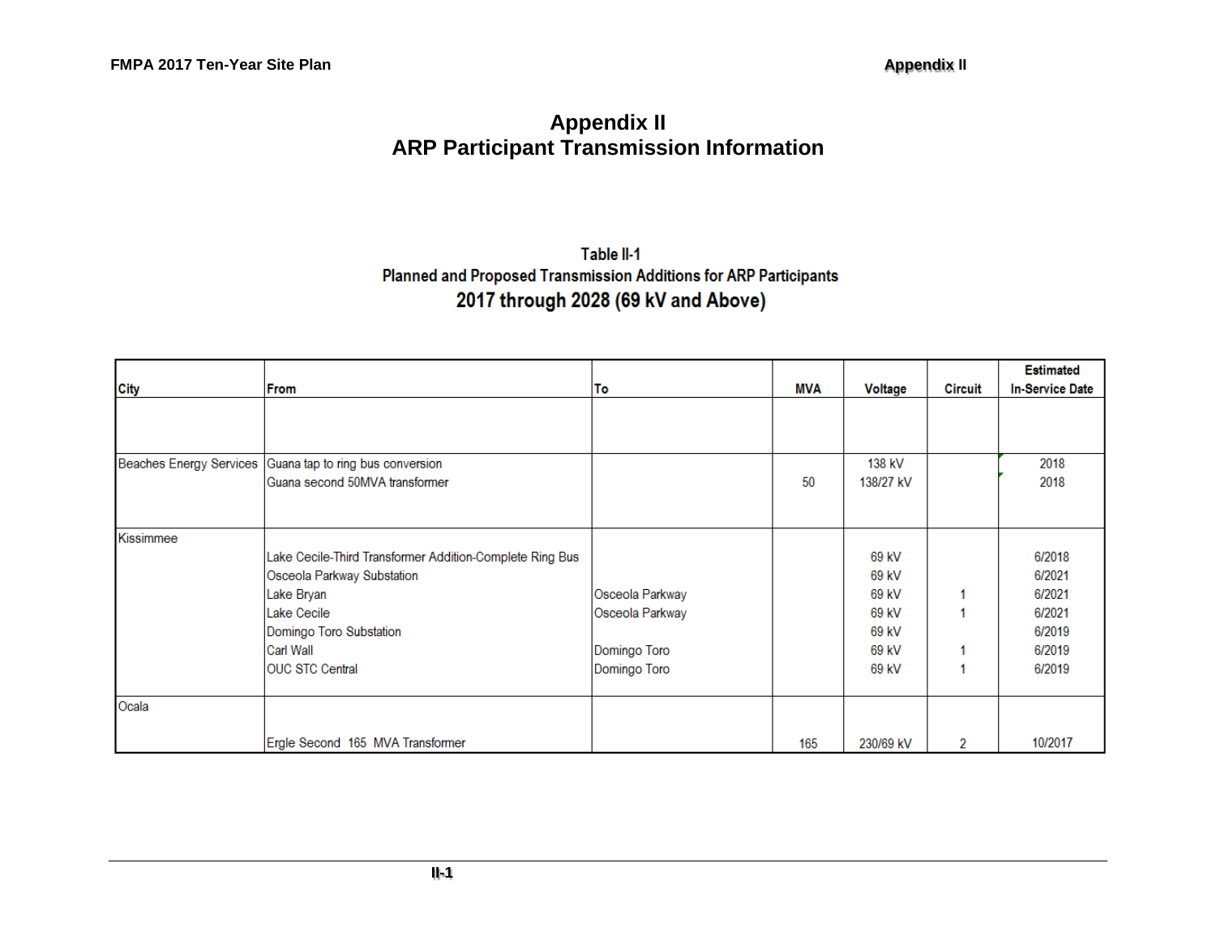# Appendix II
# ARP Participant Transmission Information

**Table II-1**
**Planned and Proposed Transmission Additions for ARP Participants**
**2017 through 2028 (69 kV and Above)**

| City | From | To | MVA | Voltage | Circuit | Estimated In-Service Date |
|---|---|---|---|---|---|---|
| | | | | | | |
| Beaches Energy Services | Guana tap to ring bus conversion | | | 138 kV | | 2018 |
| | Guana second 50MVA transformer | | 50 | 138/27 kV | | 2018 |
| Kissimmee | | | | | | |
| | Lake Cecile-Third Transformer Addition-Complete Ring Bus | | | 69 kV | | 6/2018 |
| | Osceola Parkway Substation | | | 69 kV | | 6/2021 |
| | Lake Bryan | Osceola Parkway | | 69 kV | 1 | 6/2021 |
| | Lake Cecile | Osceola Parkway | | 69 kV | 1 | 6/2021 |
| | Domingo Toro Substation | | | 69 kV | | 6/2019 |
| | Carl Wall | Domingo Toro | | 69 kV | 1 | 6/2019 |
| | OUC STC Central | Domingo Toro | | 69 kV | 1 | 6/2019 |
| Ocala | | | | | | |
| | Ergle Second 165 MVA Transformer | | 165 | 230/69 kV | 2 | 10/2017 |